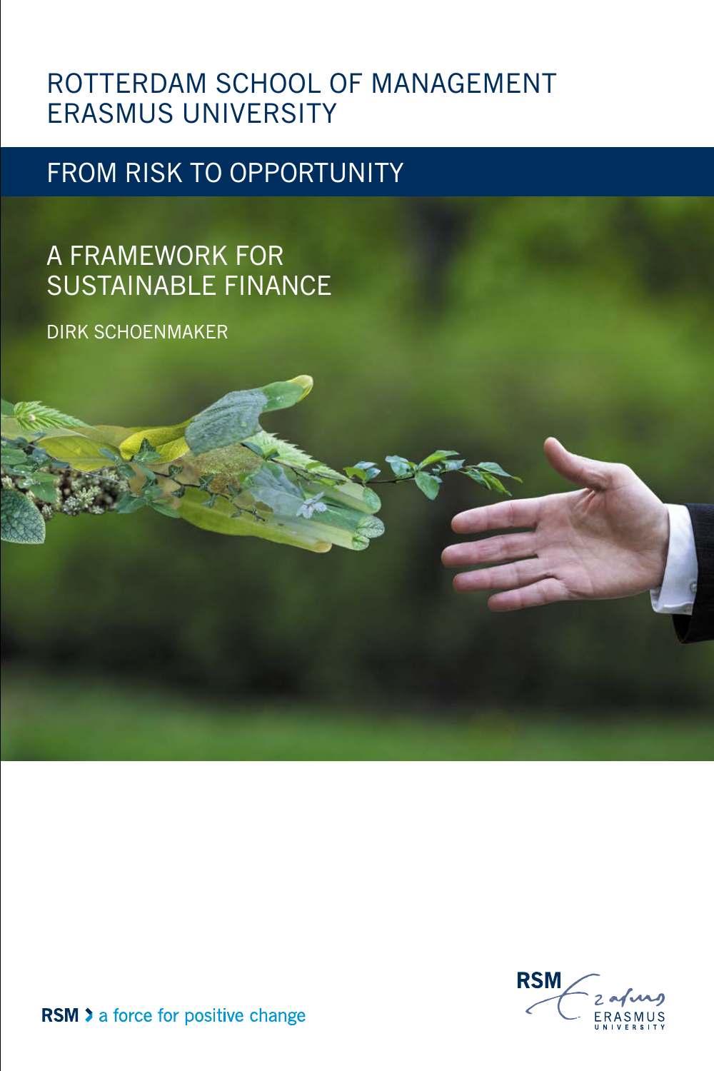ROTTERDAM SCHOOL OF MANAGEMENT
ERASMUS UNIVERSITY

# FROM RISK TO OPPORTUNITY

## A FRAMEWORK FOR SUSTAINABLE FINANCE

DIRK SCHOENMAKER

RSM › a force for positive change

RSM Erasmus University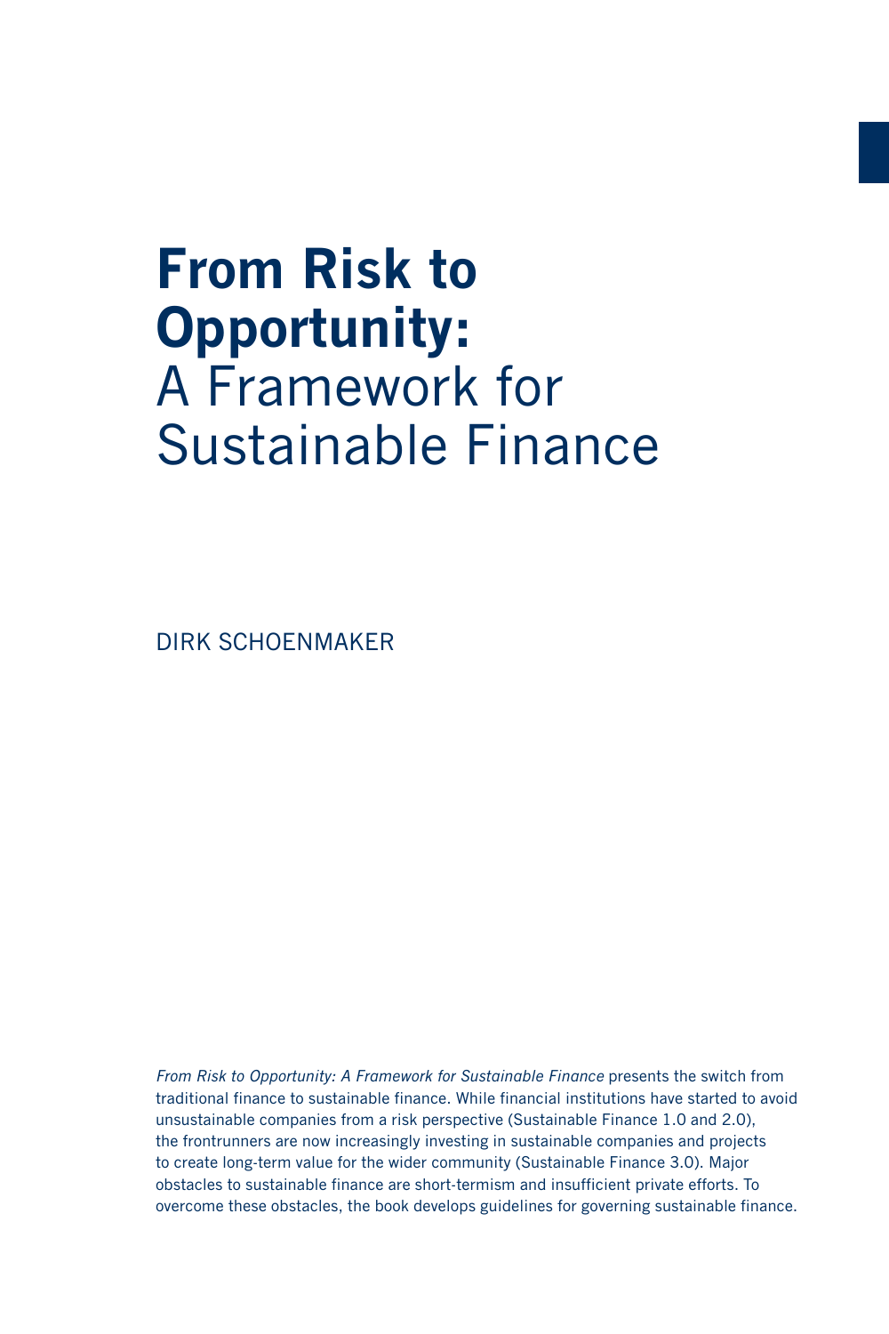# **From Risk to Opportunity:** A Framework for Sustainable Finance

DIRK SCHOENMAKER

*From Risk to Opportunity: A Framework for Sustainable Finance* presents the switch from traditional finance to sustainable finance. While financial institutions have started to avoid unsustainable companies from a risk perspective (Sustainable Finance 1.0 and 2.0), the frontrunners are now increasingly investing in sustainable companies and projects to create long-term value for the wider community (Sustainable Finance 3.0). Major obstacles to sustainable finance are short-termism and insufficient private efforts. To overcome these obstacles, the book develops guidelines for governing sustainable finance.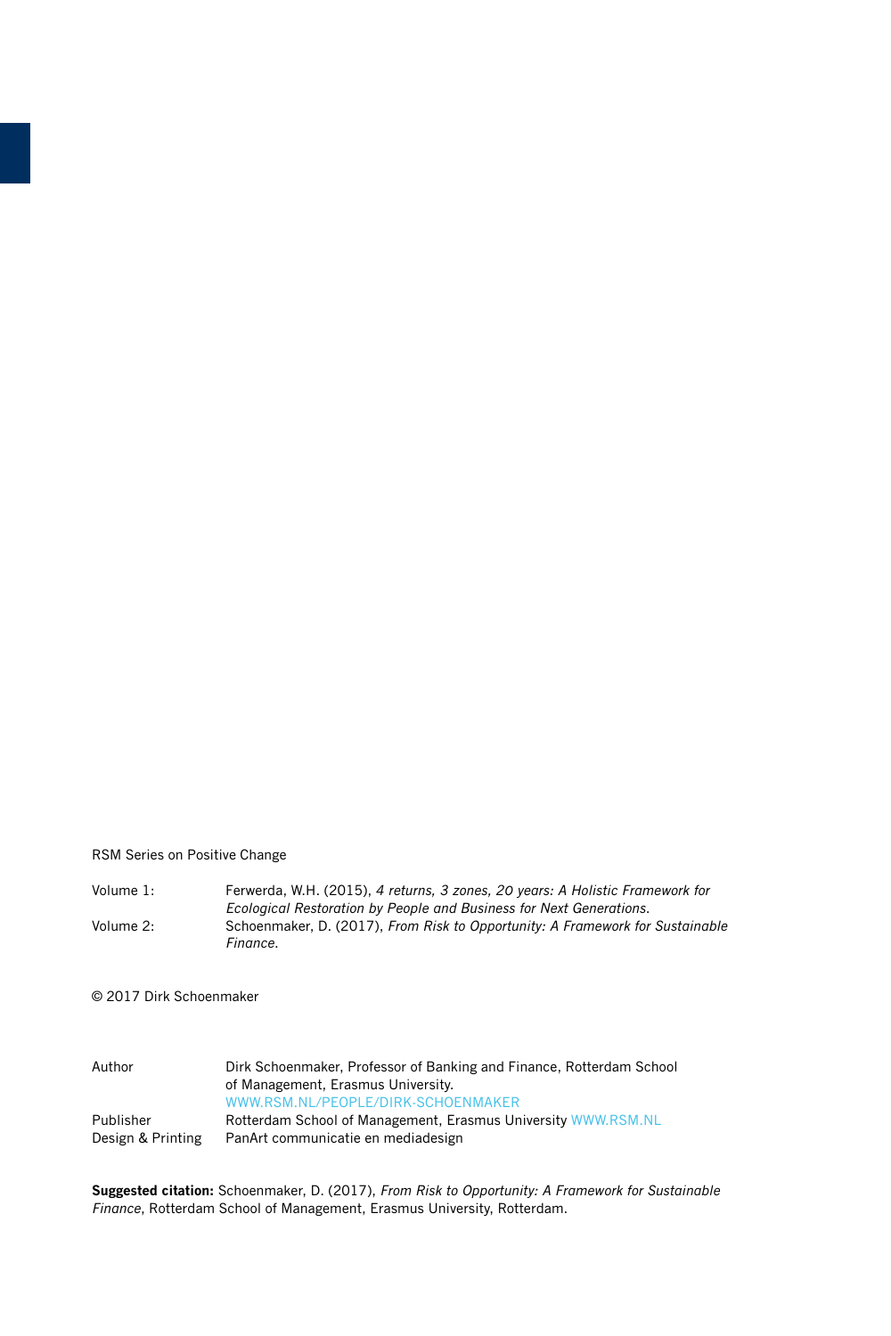RSM Series on Positive Change

| | |
|---|---|
| Volume 1: | Ferwerda, W.H. (2015), *4 returns, 3 zones, 20 years: A Holistic Framework for Ecological Restoration by People and Business for Next Generations*. |
| Volume 2: | Schoenmaker, D. (2017), *From Risk to Opportunity: A Framework for Sustainable Finance*. |

© 2017 Dirk Schoenmaker

| | |
|---|---|
| Author | Dirk Schoenmaker, Professor of Banking and Finance, Rotterdam School of Management, Erasmus University. WWW.RSM.NL/PEOPLE/DIRK-SCHOENMAKER |
| Publisher | Rotterdam School of Management, Erasmus University WWW.RSM.NL |
| Design & Printing | PanArt communicatie en mediadesign |

**Suggested citation:** Schoenmaker, D. (2017), *From Risk to Opportunity: A Framework for Sustainable Finance*, Rotterdam School of Management, Erasmus University, Rotterdam.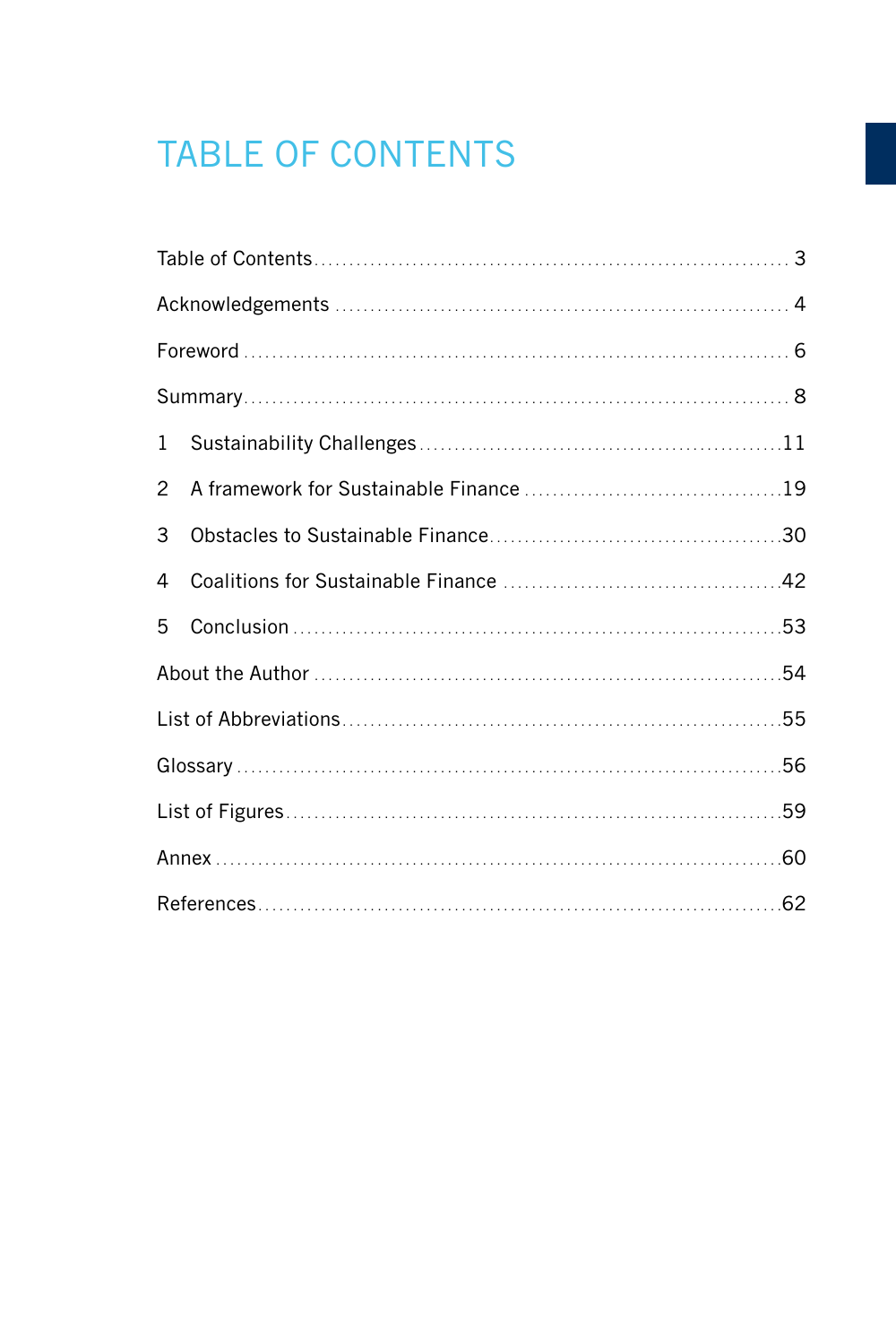# TABLE OF CONTENTS

Table of Contents ........ 3

Acknowledgements ........ 4

Foreword ........ 6

Summary ........ 8

1 Sustainability Challenges ........ 11

2 A framework for Sustainable Finance ........ 19

3 Obstacles to Sustainable Finance ........ 30

4 Coalitions for Sustainable Finance ........ 42

5 Conclusion ........ 53

About the Author ........ 54

List of Abbreviations ........ 55

Glossary ........ 56

List of Figures ........ 59

Annex ........ 60

References ........ 62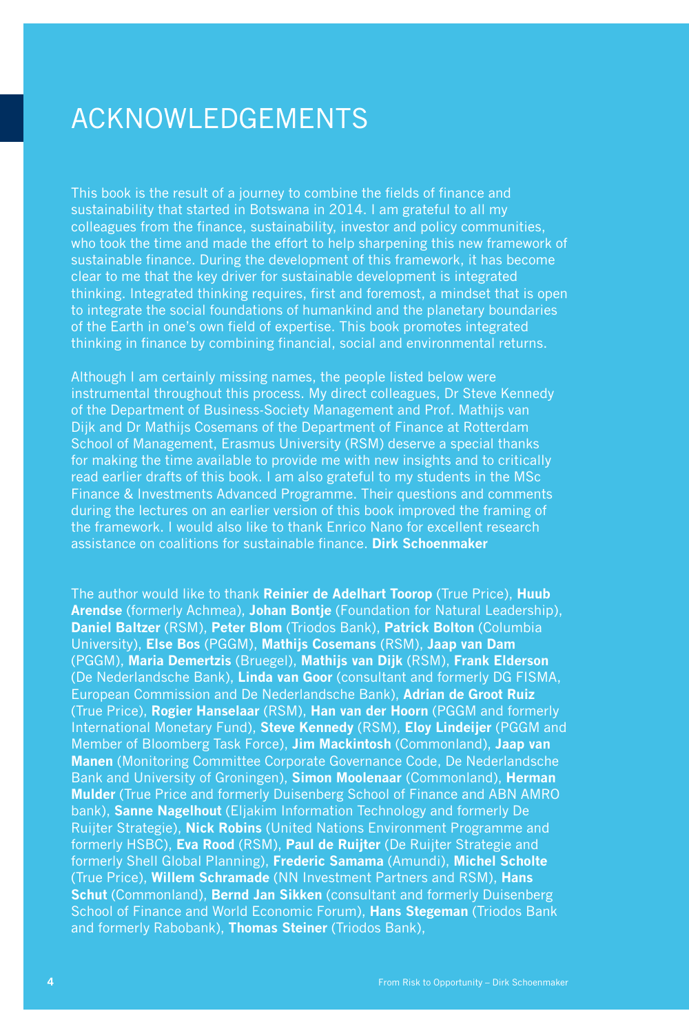# ACKNOWLEDGEMENTS

This book is the result of a journey to combine the fields of finance and sustainability that started in Botswana in 2014. I am grateful to all my colleagues from the finance, sustainability, investor and policy communities, who took the time and made the effort to help sharpening this new framework of sustainable finance. During the development of this framework, it has become clear to me that the key driver for sustainable development is integrated thinking. Integrated thinking requires, first and foremost, a mindset that is open to integrate the social foundations of humankind and the planetary boundaries of the Earth in one's own field of expertise. This book promotes integrated thinking in finance by combining financial, social and environmental returns.

Although I am certainly missing names, the people listed below were instrumental throughout this process. My direct colleagues, Dr Steve Kennedy of the Department of Business-Society Management and Prof. Mathijs van Dijk and Dr Mathijs Cosemans of the Department of Finance at Rotterdam School of Management, Erasmus University (RSM) deserve a special thanks for making the time available to provide me with new insights and to critically read earlier drafts of this book. I am also grateful to my students in the MSc Finance & Investments Advanced Programme. Their questions and comments during the lectures on an earlier version of this book improved the framing of the framework. I would also like to thank Enrico Nano for excellent research assistance on coalitions for sustainable finance. **Dirk Schoenmaker**

The author would like to thank **Reinier de Adelhart Toorop** (True Price), **Huub Arendse** (formerly Achmea), **Johan Bontje** (Foundation for Natural Leadership), **Daniel Baltzer** (RSM), **Peter Blom** (Triodos Bank), **Patrick Bolton** (Columbia University), **Else Bos** (PGGM), **Mathijs Cosemans** (RSM), **Jaap van Dam** (PGGM), **Maria Demertzis** (Bruegel), **Mathijs van Dijk** (RSM), **Frank Elderson** (De Nederlandsche Bank), **Linda van Goor** (consultant and formerly DG FISMA, European Commission and De Nederlandsche Bank), **Adrian de Groot Ruiz** (True Price), **Rogier Hanselaar** (RSM), **Han van der Hoorn** (PGGM and formerly International Monetary Fund), **Steve Kennedy** (RSM), **Eloy Lindeijer** (PGGM and Member of Bloomberg Task Force), **Jim Mackintosh** (Commonland), **Jaap van Manen** (Monitoring Committee Corporate Governance Code, De Nederlandsche Bank and University of Groningen), **Simon Moolenaar** (Commonland), **Herman Mulder** (True Price and formerly Duisenberg School of Finance and ABN AMRO bank), **Sanne Nagelhout** (Eljakim Information Technology and formerly De Ruijter Strategie), **Nick Robins** (United Nations Environment Programme and formerly HSBC), **Eva Rood** (RSM), **Paul de Ruijter** (De Ruijter Strategie and formerly Shell Global Planning), **Frederic Samama** (Amundi), **Michel Scholte** (True Price), **Willem Schramade** (NN Investment Partners and RSM), **Hans Schut** (Commonland), **Bernd Jan Sikken** (consultant and formerly Duisenberg School of Finance and World Economic Forum), **Hans Stegeman** (Triodos Bank and formerly Rabobank), **Thomas Steiner** (Triodos Bank),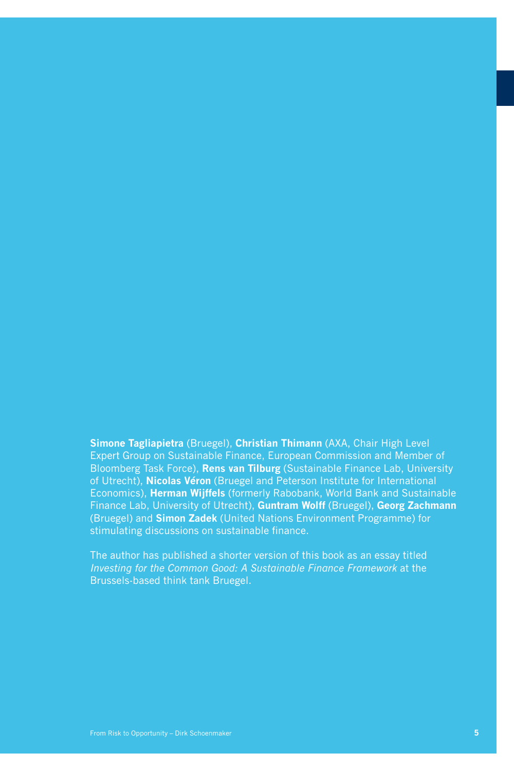**Simone Tagliapietra** (Bruegel), **Christian Thimann** (AXA, Chair High Level Expert Group on Sustainable Finance, European Commission and Member of Bloomberg Task Force), **Rens van Tilburg** (Sustainable Finance Lab, University of Utrecht), **Nicolas Véron** (Bruegel and Peterson Institute for International Economics), **Herman Wijffels** (formerly Rabobank, World Bank and Sustainable Finance Lab, University of Utrecht), **Guntram Wolff** (Bruegel), **Georg Zachmann** (Bruegel) and **Simon Zadek** (United Nations Environment Programme) for stimulating discussions on sustainable finance.

The author has published a shorter version of this book as an essay titled *Investing for the Common Good: A Sustainable Finance Framework* at the Brussels-based think tank Bruegel.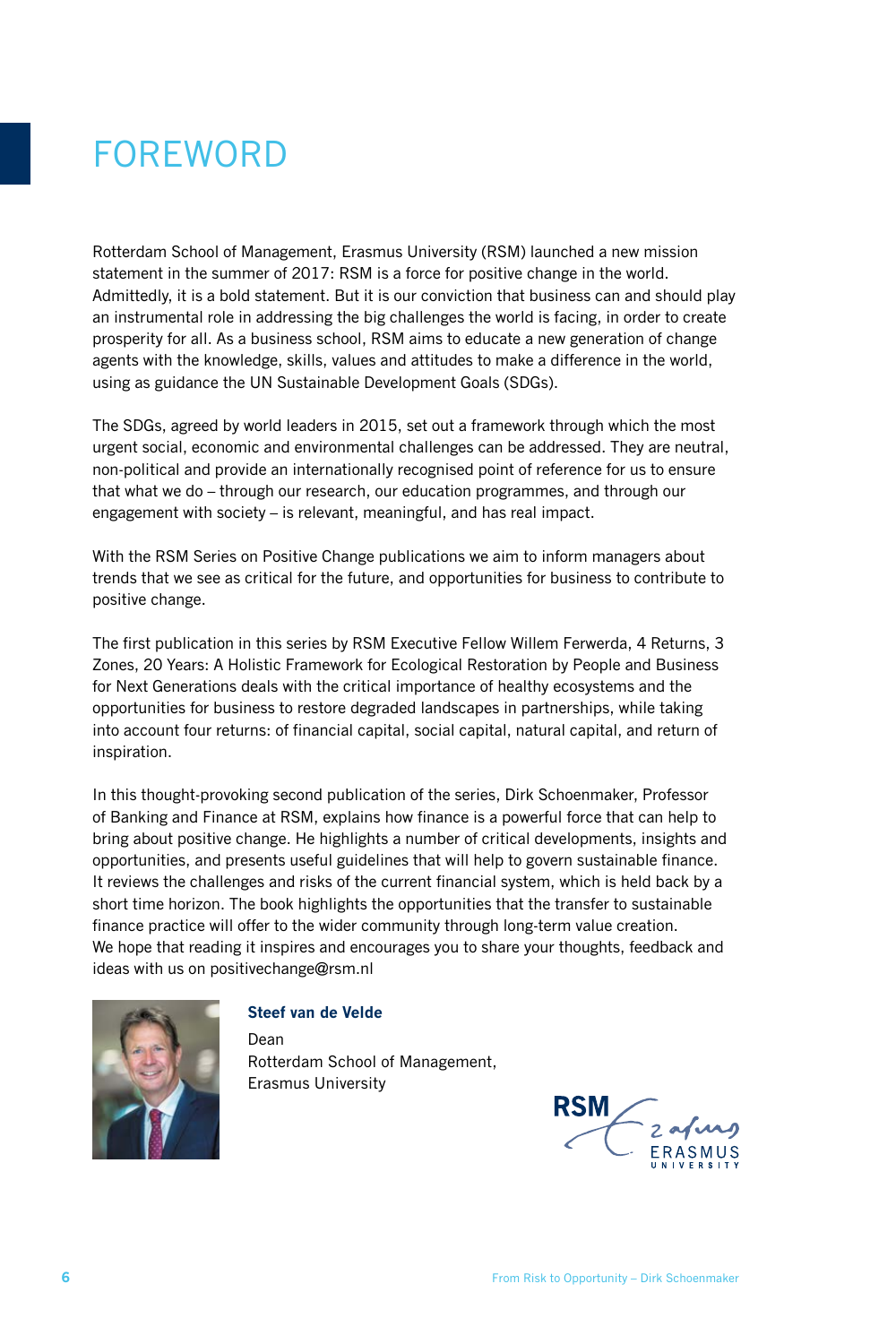# FOREWORD

Rotterdam School of Management, Erasmus University (RSM) launched a new mission statement in the summer of 2017: RSM is a force for positive change in the world. Admittedly, it is a bold statement. But it is our conviction that business can and should play an instrumental role in addressing the big challenges the world is facing, in order to create prosperity for all. As a business school, RSM aims to educate a new generation of change agents with the knowledge, skills, values and attitudes to make a difference in the world, using as guidance the UN Sustainable Development Goals (SDGs).

The SDGs, agreed by world leaders in 2015, set out a framework through which the most urgent social, economic and environmental challenges can be addressed. They are neutral, non-political and provide an internationally recognised point of reference for us to ensure that what we do – through our research, our education programmes, and through our engagement with society – is relevant, meaningful, and has real impact.

With the RSM Series on Positive Change publications we aim to inform managers about trends that we see as critical for the future, and opportunities for business to contribute to positive change.

The first publication in this series by RSM Executive Fellow Willem Ferwerda, 4 Returns, 3 Zones, 20 Years: A Holistic Framework for Ecological Restoration by People and Business for Next Generations deals with the critical importance of healthy ecosystems and the opportunities for business to restore degraded landscapes in partnerships, while taking into account four returns: of financial capital, social capital, natural capital, and return of inspiration.

In this thought-provoking second publication of the series, Dirk Schoenmaker, Professor of Banking and Finance at RSM, explains how finance is a powerful force that can help to bring about positive change. He highlights a number of critical developments, insights and opportunities, and presents useful guidelines that will help to govern sustainable finance. It reviews the challenges and risks of the current financial system, which is held back by a short time horizon. The book highlights the opportunities that the transfer to sustainable finance practice will offer to the wider community through long-term value creation.
We hope that reading it inspires and encourages you to share your thoughts, feedback and ideas with us on positivechange@rsm.nl

**Steef van de Velde**
Dean
Rotterdam School of Management,
Erasmus University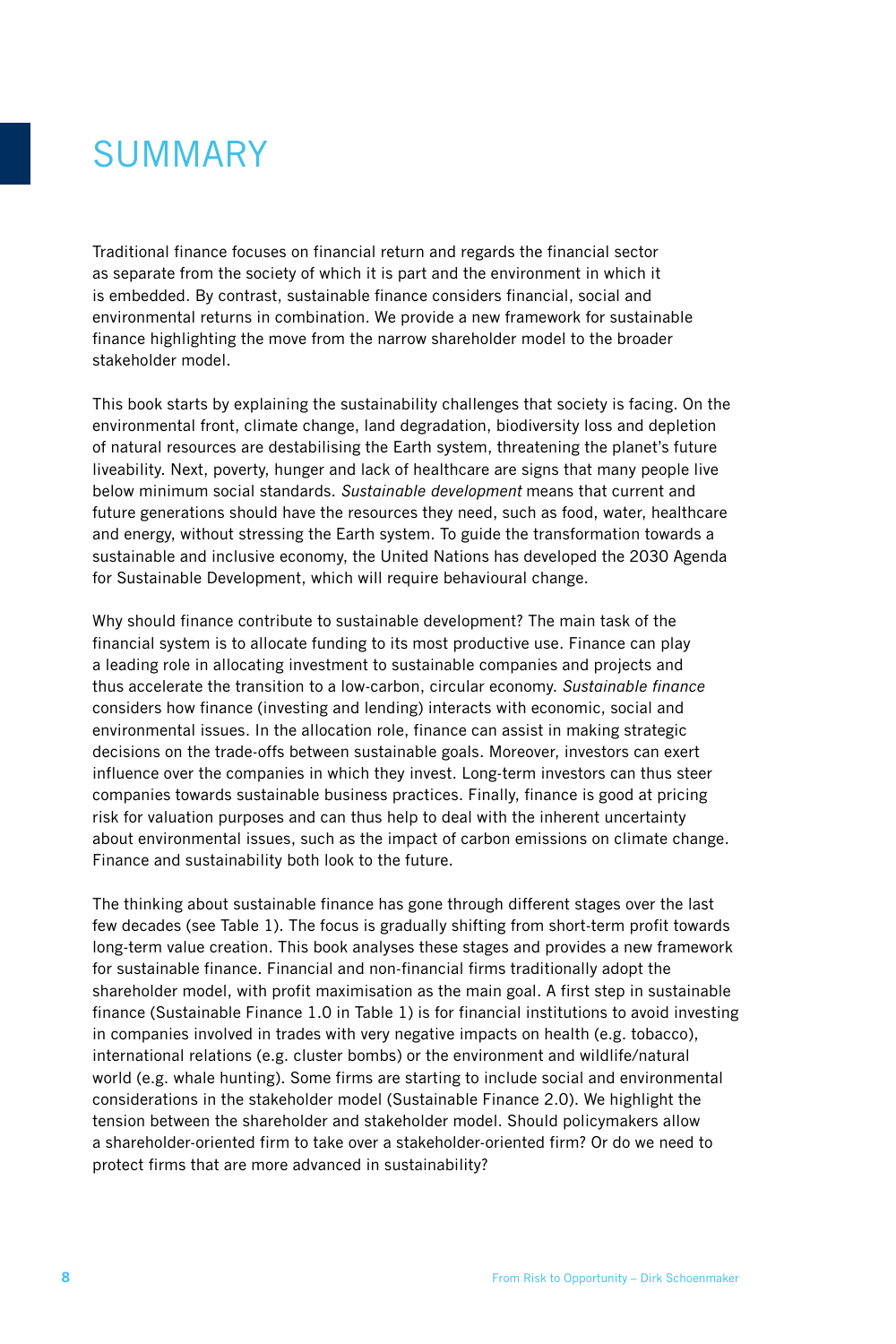# SUMMARY

Traditional finance focuses on financial return and regards the financial sector as separate from the society of which it is part and the environment in which it is embedded. By contrast, sustainable finance considers financial, social and environmental returns in combination. We provide a new framework for sustainable finance highlighting the move from the narrow shareholder model to the broader stakeholder model.

This book starts by explaining the sustainability challenges that society is facing. On the environmental front, climate change, land degradation, biodiversity loss and depletion of natural resources are destabilising the Earth system, threatening the planet's future liveability. Next, poverty, hunger and lack of healthcare are signs that many people live below minimum social standards. *Sustainable development* means that current and future generations should have the resources they need, such as food, water, healthcare and energy, without stressing the Earth system. To guide the transformation towards a sustainable and inclusive economy, the United Nations has developed the 2030 Agenda for Sustainable Development, which will require behavioural change.

Why should finance contribute to sustainable development? The main task of the financial system is to allocate funding to its most productive use. Finance can play a leading role in allocating investment to sustainable companies and projects and thus accelerate the transition to a low-carbon, circular economy. *Sustainable finance* considers how finance (investing and lending) interacts with economic, social and environmental issues. In the allocation role, finance can assist in making strategic decisions on the trade-offs between sustainable goals. Moreover, investors can exert influence over the companies in which they invest. Long-term investors can thus steer companies towards sustainable business practices. Finally, finance is good at pricing risk for valuation purposes and can thus help to deal with the inherent uncertainty about environmental issues, such as the impact of carbon emissions on climate change. Finance and sustainability both look to the future.

The thinking about sustainable finance has gone through different stages over the last few decades (see Table 1). The focus is gradually shifting from short-term profit towards long-term value creation. This book analyses these stages and provides a new framework for sustainable finance. Financial and non-financial firms traditionally adopt the shareholder model, with profit maximisation as the main goal. A first step in sustainable finance (Sustainable Finance 1.0 in Table 1) is for financial institutions to avoid investing in companies involved in trades with very negative impacts on health (e.g. tobacco), international relations (e.g. cluster bombs) or the environment and wildlife/natural world (e.g. whale hunting). Some firms are starting to include social and environmental considerations in the stakeholder model (Sustainable Finance 2.0). We highlight the tension between the shareholder and stakeholder model. Should policymakers allow a shareholder-oriented firm to take over a stakeholder-oriented firm? Or do we need to protect firms that are more advanced in sustainability?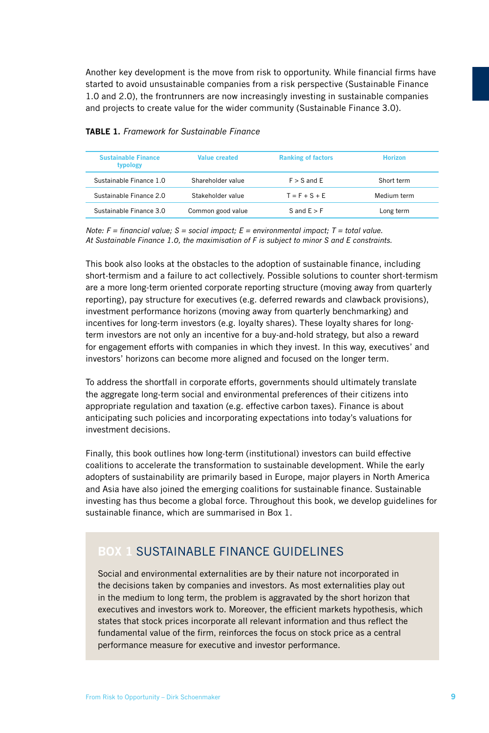Another key development is the move from risk to opportunity. While financial firms have started to avoid unsustainable companies from a risk perspective (Sustainable Finance 1.0 and 2.0), the frontrunners are now increasingly investing in sustainable companies and projects to create value for the wider community (Sustainable Finance 3.0).

**TABLE 1.** *Framework for Sustainable Finance*

| Sustainable Finance typology | Value created | Ranking of factors | Horizon |
|---|---|---|---|
| Sustainable Finance 1.0 | Shareholder value | F > S and E | Short term |
| Sustainable Finance 2.0 | Stakeholder value | T = F + S + E | Medium term |
| Sustainable Finance 3.0 | Common good value | S and E > F | Long term |

*Note: F = financial value; S = social impact; E = environmental impact; T = total value.*
*At Sustainable Finance 1.0, the maximisation of F is subject to minor S and E constraints.*

This book also looks at the obstacles to the adoption of sustainable finance, including short-termism and a failure to act collectively. Possible solutions to counter short-termism are a more long-term oriented corporate reporting structure (moving away from quarterly reporting), pay structure for executives (e.g. deferred rewards and clawback provisions), investment performance horizons (moving away from quarterly benchmarking) and incentives for long-term investors (e.g. loyalty shares). These loyalty shares for long-term investors are not only an incentive for a buy-and-hold strategy, but also a reward for engagement efforts with companies in which they invest. In this way, executives' and investors' horizons can become more aligned and focused on the longer term.

To address the shortfall in corporate efforts, governments should ultimately translate the aggregate long-term social and environmental preferences of their citizens into appropriate regulation and taxation (e.g. effective carbon taxes). Finance is about anticipating such policies and incorporating expectations into today's valuations for investment decisions.

Finally, this book outlines how long-term (institutional) investors can build effective coalitions to accelerate the transformation to sustainable development. While the early adopters of sustainability are primarily based in Europe, major players in North America and Asia have also joined the emerging coalitions for sustainable finance. Sustainable investing has thus become a global force. Throughout this book, we develop guidelines for sustainable finance, which are summarised in Box 1.

## BOX 1 SUSTAINABLE FINANCE GUIDELINES

Social and environmental externalities are by their nature not incorporated in the decisions taken by companies and investors. As most externalities play out in the medium to long term, the problem is aggravated by the short horizon that executives and investors work to. Moreover, the efficient markets hypothesis, which states that stock prices incorporate all relevant information and thus reflect the fundamental value of the firm, reinforces the focus on stock price as a central performance measure for executive and investor performance.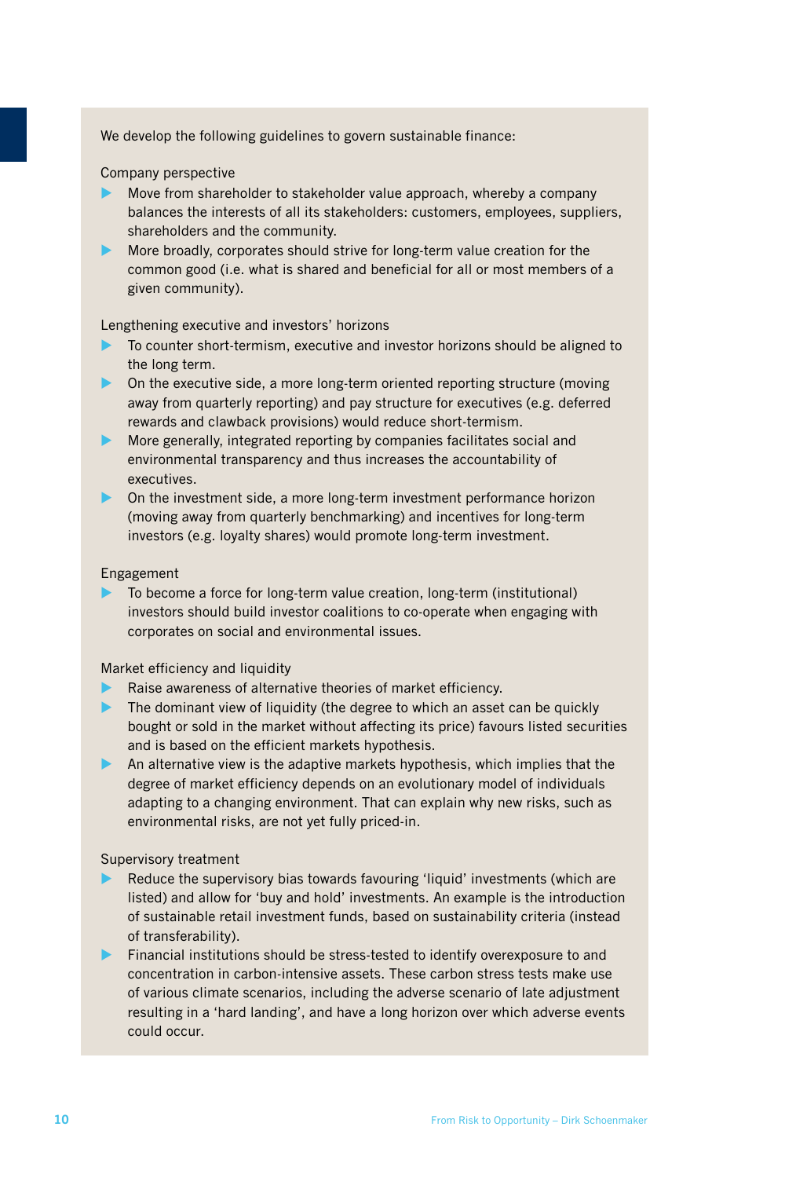We develop the following guidelines to govern sustainable finance:

Company perspective

- Move from shareholder to stakeholder value approach, whereby a company balances the interests of all its stakeholders: customers, employees, suppliers, shareholders and the community.
- More broadly, corporates should strive for long-term value creation for the common good (i.e. what is shared and beneficial for all or most members of a given community).

Lengthening executive and investors' horizons

- To counter short-termism, executive and investor horizons should be aligned to the long term.
- On the executive side, a more long-term oriented reporting structure (moving away from quarterly reporting) and pay structure for executives (e.g. deferred rewards and clawback provisions) would reduce short-termism.
- More generally, integrated reporting by companies facilitates social and environmental transparency and thus increases the accountability of executives.
- On the investment side, a more long-term investment performance horizon (moving away from quarterly benchmarking) and incentives for long-term investors (e.g. loyalty shares) would promote long-term investment.

Engagement

- To become a force for long-term value creation, long-term (institutional) investors should build investor coalitions to co-operate when engaging with corporates on social and environmental issues.

Market efficiency and liquidity

- Raise awareness of alternative theories of market efficiency.
- The dominant view of liquidity (the degree to which an asset can be quickly bought or sold in the market without affecting its price) favours listed securities and is based on the efficient markets hypothesis.
- An alternative view is the adaptive markets hypothesis, which implies that the degree of market efficiency depends on an evolutionary model of individuals adapting to a changing environment. That can explain why new risks, such as environmental risks, are not yet fully priced-in.

Supervisory treatment

- Reduce the supervisory bias towards favouring 'liquid' investments (which are listed) and allow for 'buy and hold' investments. An example is the introduction of sustainable retail investment funds, based on sustainability criteria (instead of transferability).
- Financial institutions should be stress-tested to identify overexposure to and concentration in carbon-intensive assets. These carbon stress tests make use of various climate scenarios, including the adverse scenario of late adjustment resulting in a 'hard landing', and have a long horizon over which adverse events could occur.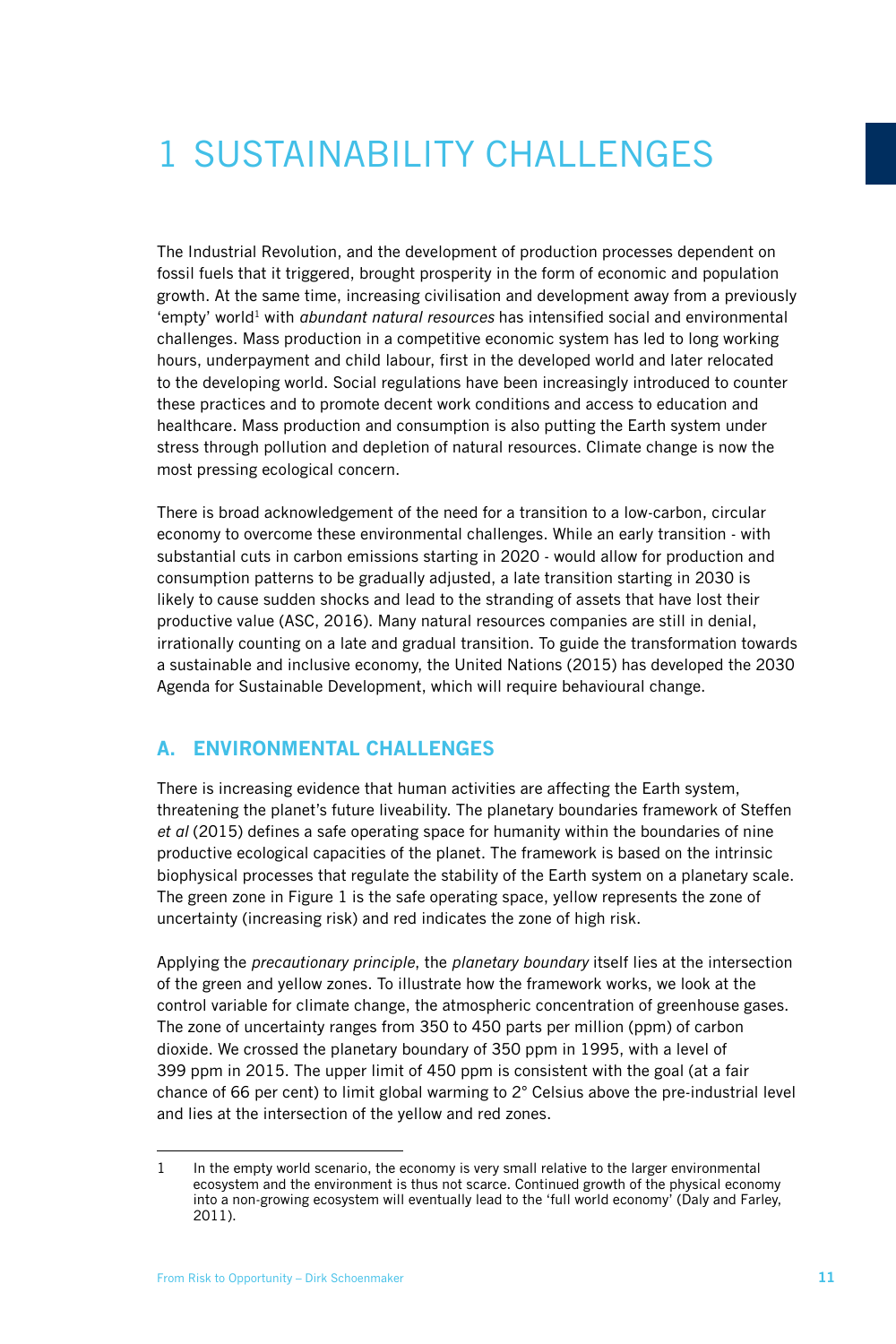# 1 SUSTAINABILITY CHALLENGES

The Industrial Revolution, and the development of production processes dependent on fossil fuels that it triggered, brought prosperity in the form of economic and population growth. At the same time, increasing civilisation and development away from a previously 'empty' world[1] with *abundant natural resources* has intensified social and environmental challenges. Mass production in a competitive economic system has led to long working hours, underpayment and child labour, first in the developed world and later relocated to the developing world. Social regulations have been increasingly introduced to counter these practices and to promote decent work conditions and access to education and healthcare. Mass production and consumption is also putting the Earth system under stress through pollution and depletion of natural resources. Climate change is now the most pressing ecological concern.

There is broad acknowledgement of the need for a transition to a low-carbon, circular economy to overcome these environmental challenges. While an early transition - with substantial cuts in carbon emissions starting in 2020 - would allow for production and consumption patterns to be gradually adjusted, a late transition starting in 2030 is likely to cause sudden shocks and lead to the stranding of assets that have lost their productive value (ASC, 2016). Many natural resources companies are still in denial, irrationally counting on a late and gradual transition. To guide the transformation towards a sustainable and inclusive economy, the United Nations (2015) has developed the 2030 Agenda for Sustainable Development, which will require behavioural change.

## A. ENVIRONMENTAL CHALLENGES

There is increasing evidence that human activities are affecting the Earth system, threatening the planet's future liveability. The planetary boundaries framework of Steffen *et al* (2015) defines a safe operating space for humanity within the boundaries of nine productive ecological capacities of the planet. The framework is based on the intrinsic biophysical processes that regulate the stability of the Earth system on a planetary scale. The green zone in Figure 1 is the safe operating space, yellow represents the zone of uncertainty (increasing risk) and red indicates the zone of high risk.

Applying the *precautionary principle*, the *planetary boundary* itself lies at the intersection of the green and yellow zones. To illustrate how the framework works, we look at the control variable for climate change, the atmospheric concentration of greenhouse gases. The zone of uncertainty ranges from 350 to 450 parts per million (ppm) of carbon dioxide. We crossed the planetary boundary of 350 ppm in 1995, with a level of 399 ppm in 2015. The upper limit of 450 ppm is consistent with the goal (at a fair chance of 66 per cent) to limit global warming to 2° Celsius above the pre-industrial level and lies at the intersection of the yellow and red zones.

---

1 In the empty world scenario, the economy is very small relative to the larger environmental ecosystem and the environment is thus not scarce. Continued growth of the physical economy into a non-growing ecosystem will eventually lead to the 'full world economy' (Daly and Farley, 2011).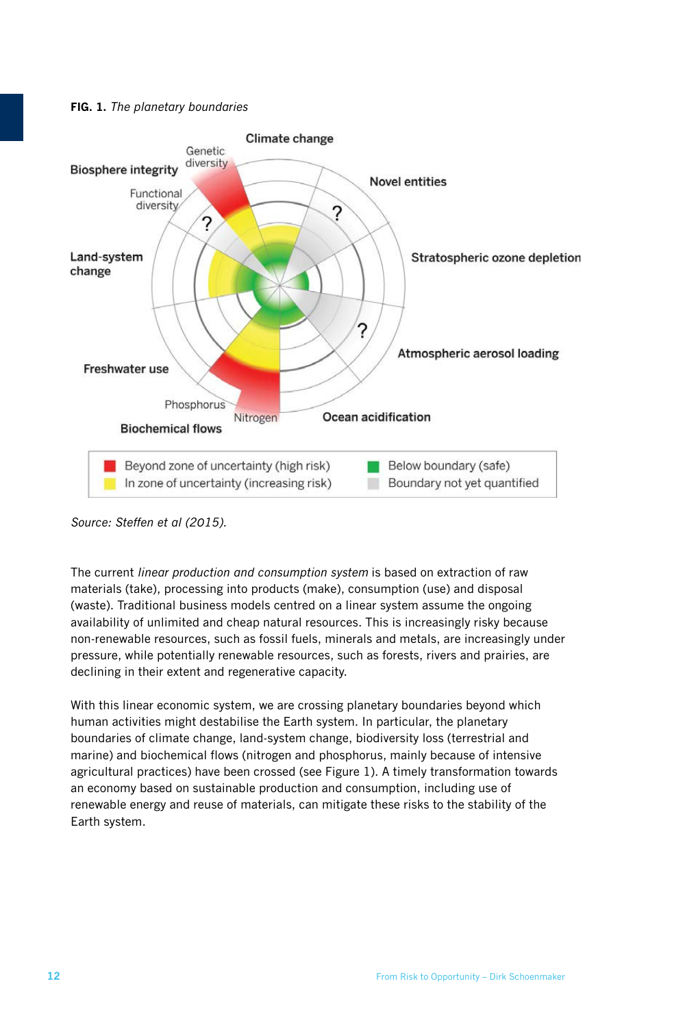**FIG. 1.** *The planetary boundaries*

Climate change

Biosphere integrity

Genetic diversity

Functional diversity

Novel entities

Land-system change

Stratospheric ozone depletion

Atmospheric aerosol loading

Freshwater use

Phosphorus

Nitrogen

Ocean acidification

Biochemical flows

| | | | |
|---|---|---|---|
| ■ | Beyond zone of uncertainty (high risk) | ■ | Below boundary (safe) |
| ■ | In zone of uncertainty (increasing risk) | ■ | Boundary not yet quantified |

*Source: Steffen et al (2015).*

The current *linear production and consumption system* is based on extraction of raw materials (take), processing into products (make), consumption (use) and disposal (waste). Traditional business models centred on a linear system assume the ongoing availability of unlimited and cheap natural resources. This is increasingly risky because non-renewable resources, such as fossil fuels, minerals and metals, are increasingly under pressure, while potentially renewable resources, such as forests, rivers and prairies, are declining in their extent and regenerative capacity.

With this linear economic system, we are crossing planetary boundaries beyond which human activities might destabilise the Earth system. In particular, the planetary boundaries of climate change, land-system change, biodiversity loss (terrestrial and marine) and biochemical flows (nitrogen and phosphorus, mainly because of intensive agricultural practices) have been crossed (see Figure 1). A timely transformation towards an economy based on sustainable production and consumption, including use of renewable energy and reuse of materials, can mitigate these risks to the stability of the Earth system.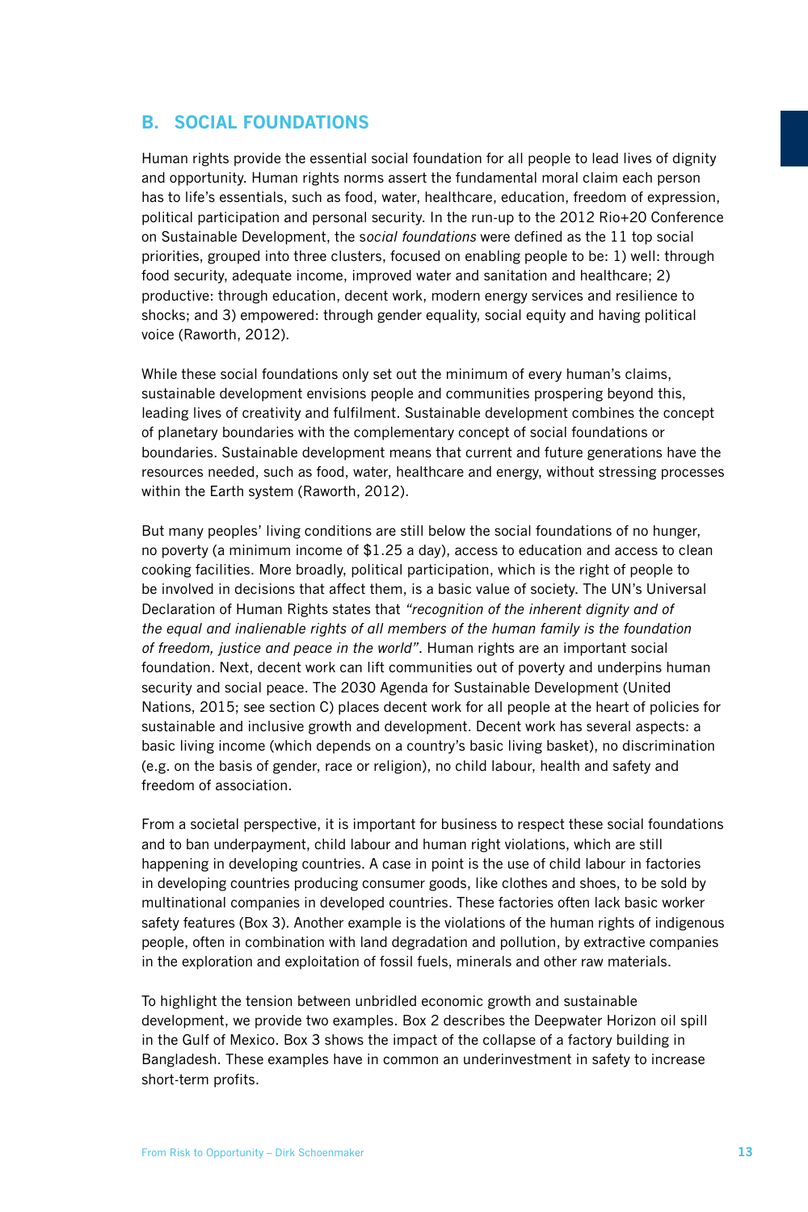## B. SOCIAL FOUNDATIONS

Human rights provide the essential social foundation for all people to lead lives of dignity and opportunity. Human rights norms assert the fundamental moral claim each person has to life's essentials, such as food, water, healthcare, education, freedom of expression, political participation and personal security. In the run-up to the 2012 Rio+20 Conference on Sustainable Development, the s*ocial foundations* were defined as the 11 top social priorities, grouped into three clusters, focused on enabling people to be: 1) well: through food security, adequate income, improved water and sanitation and healthcare; 2) productive: through education, decent work, modern energy services and resilience to shocks; and 3) empowered: through gender equality, social equity and having political voice (Raworth, 2012).

While these social foundations only set out the minimum of every human's claims, sustainable development envisions people and communities prospering beyond this, leading lives of creativity and fulfilment. Sustainable development combines the concept of planetary boundaries with the complementary concept of social foundations or boundaries. Sustainable development means that current and future generations have the resources needed, such as food, water, healthcare and energy, without stressing processes within the Earth system (Raworth, 2012).

But many peoples' living conditions are still below the social foundations of no hunger, no poverty (a minimum income of $1.25 a day), access to education and access to clean cooking facilities. More broadly, political participation, which is the right of people to be involved in decisions that affect them, is a basic value of society. The UN's Universal Declaration of Human Rights states that *"recognition of the inherent dignity and of the equal and inalienable rights of all members of the human family is the foundation of freedom, justice and peace in the world"*. Human rights are an important social foundation. Next, decent work can lift communities out of poverty and underpins human security and social peace. The 2030 Agenda for Sustainable Development (United Nations, 2015; see section C) places decent work for all people at the heart of policies for sustainable and inclusive growth and development. Decent work has several aspects: a basic living income (which depends on a country's basic living basket), no discrimination (e.g. on the basis of gender, race or religion), no child labour, health and safety and freedom of association.

From a societal perspective, it is important for business to respect these social foundations and to ban underpayment, child labour and human right violations, which are still happening in developing countries. A case in point is the use of child labour in factories in developing countries producing consumer goods, like clothes and shoes, to be sold by multinational companies in developed countries. These factories often lack basic worker safety features (Box 3). Another example is the violations of the human rights of indigenous people, often in combination with land degradation and pollution, by extractive companies in the exploration and exploitation of fossil fuels, minerals and other raw materials.

To highlight the tension between unbridled economic growth and sustainable development, we provide two examples. Box 2 describes the Deepwater Horizon oil spill in the Gulf of Mexico. Box 3 shows the impact of the collapse of a factory building in Bangladesh. These examples have in common an underinvestment in safety to increase short-term profits.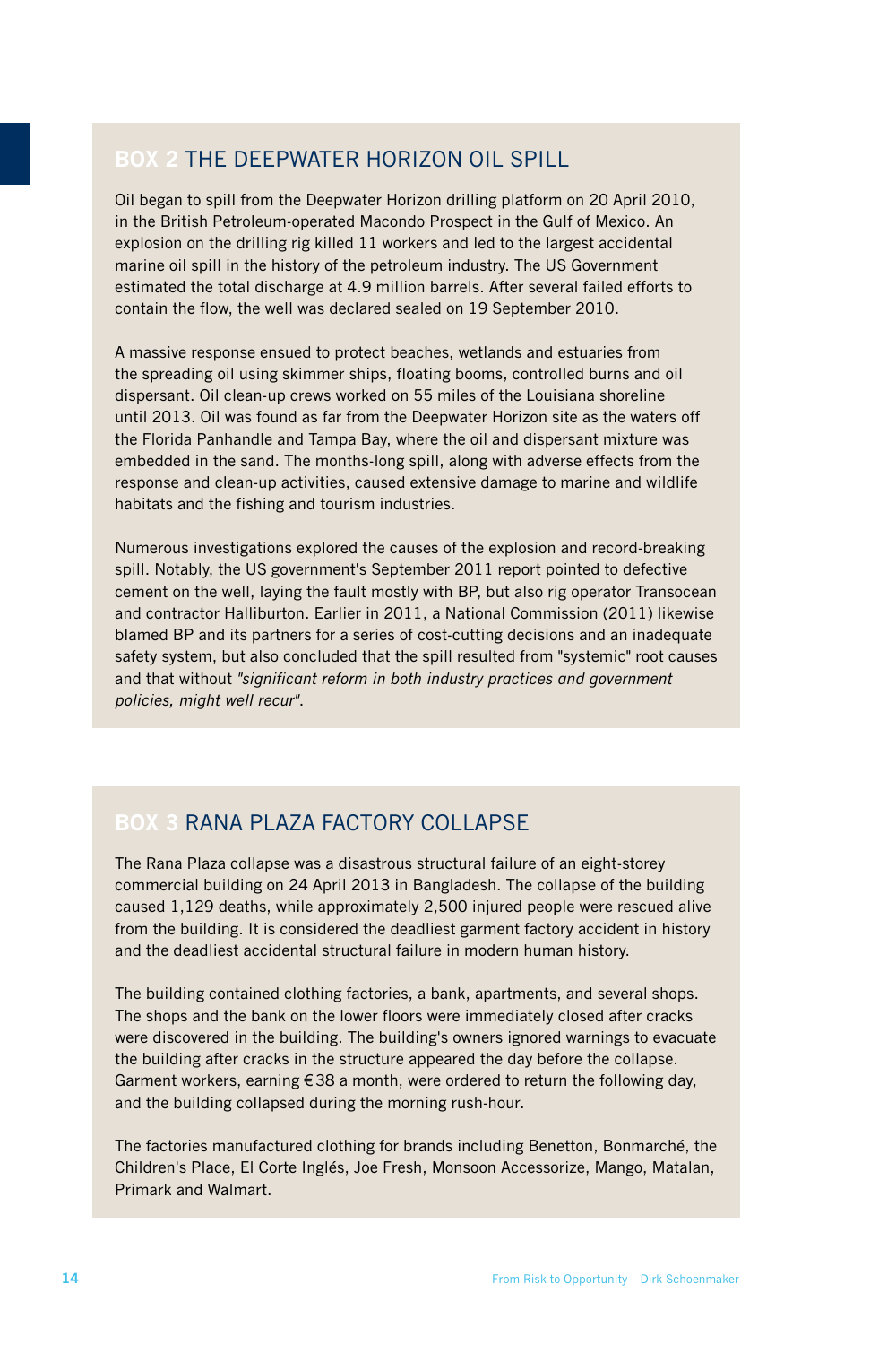## BOX 2 THE DEEPWATER HORIZON OIL SPILL

Oil began to spill from the Deepwater Horizon drilling platform on 20 April 2010, in the British Petroleum-operated Macondo Prospect in the Gulf of Mexico. An explosion on the drilling rig killed 11 workers and led to the largest accidental marine oil spill in the history of the petroleum industry. The US Government estimated the total discharge at 4.9 million barrels. After several failed efforts to contain the flow, the well was declared sealed on 19 September 2010.

A massive response ensued to protect beaches, wetlands and estuaries from the spreading oil using skimmer ships, floating booms, controlled burns and oil dispersant. Oil clean-up crews worked on 55 miles of the Louisiana shoreline until 2013. Oil was found as far from the Deepwater Horizon site as the waters off the Florida Panhandle and Tampa Bay, where the oil and dispersant mixture was embedded in the sand. The months-long spill, along with adverse effects from the response and clean-up activities, caused extensive damage to marine and wildlife habitats and the fishing and tourism industries.

Numerous investigations explored the causes of the explosion and record-breaking spill. Notably, the US government's September 2011 report pointed to defective cement on the well, laying the fault mostly with BP, but also rig operator Transocean and contractor Halliburton. Earlier in 2011, a National Commission (2011) likewise blamed BP and its partners for a series of cost-cutting decisions and an inadequate safety system, but also concluded that the spill resulted from "systemic" root causes and that without *"significant reform in both industry practices and government policies, might well recur"*.

## BOX 3 RANA PLAZA FACTORY COLLAPSE

The Rana Plaza collapse was a disastrous structural failure of an eight-storey commercial building on 24 April 2013 in Bangladesh. The collapse of the building caused 1,129 deaths, while approximately 2,500 injured people were rescued alive from the building. It is considered the deadliest garment factory accident in history and the deadliest accidental structural failure in modern human history.

The building contained clothing factories, a bank, apartments, and several shops. The shops and the bank on the lower floors were immediately closed after cracks were discovered in the building. The building's owners ignored warnings to evacuate the building after cracks in the structure appeared the day before the collapse. Garment workers, earning €38 a month, were ordered to return the following day, and the building collapsed during the morning rush-hour.

The factories manufactured clothing for brands including Benetton, Bonmarché, the Children's Place, El Corte Inglés, Joe Fresh, Monsoon Accessorize, Mango, Matalan, Primark and Walmart.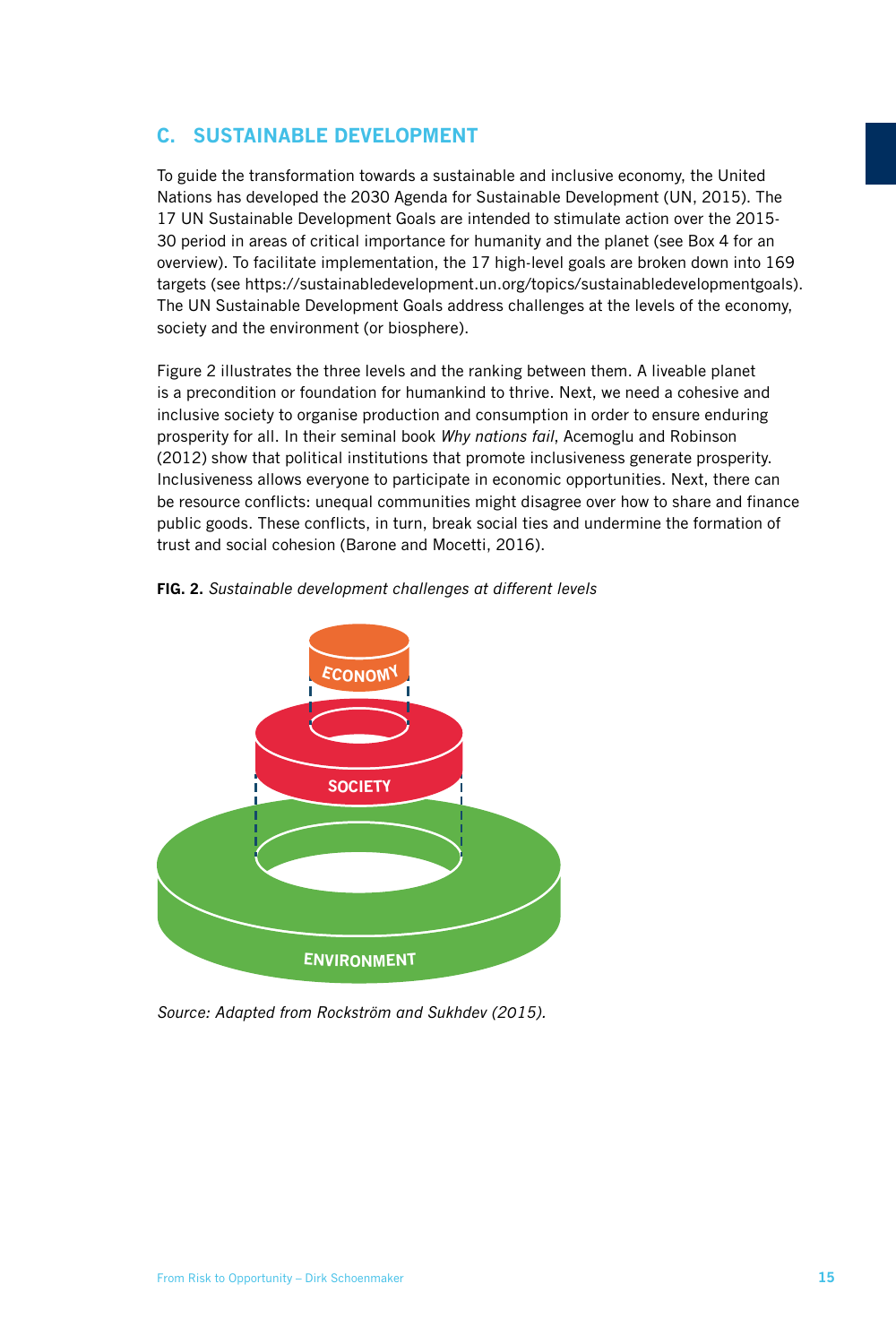## C. SUSTAINABLE DEVELOPMENT

To guide the transformation towards a sustainable and inclusive economy, the United Nations has developed the 2030 Agenda for Sustainable Development (UN, 2015). The 17 UN Sustainable Development Goals are intended to stimulate action over the 2015-30 period in areas of critical importance for humanity and the planet (see Box 4 for an overview). To facilitate implementation, the 17 high-level goals are broken down into 169 targets (see https://sustainabledevelopment.un.org/topics/sustainabledevelopmentgoals). The UN Sustainable Development Goals address challenges at the levels of the economy, society and the environment (or biosphere).

Figure 2 illustrates the three levels and the ranking between them. A liveable planet is a precondition or foundation for humankind to thrive. Next, we need a cohesive and inclusive society to organise production and consumption in order to ensure enduring prosperity for all. In their seminal book *Why nations fail*, Acemoglu and Robinson (2012) show that political institutions that promote inclusiveness generate prosperity. Inclusiveness allows everyone to participate in economic opportunities. Next, there can be resource conflicts: unequal communities might disagree over how to share and finance public goods. These conflicts, in turn, break social ties and undermine the formation of trust and social cohesion (Barone and Mocetti, 2016).

**FIG. 2.** *Sustainable development challenges at different levels*

ECONOMY

SOCIETY

ENVIRONMENT

*Source: Adapted from Rockström and Sukhdev (2015).*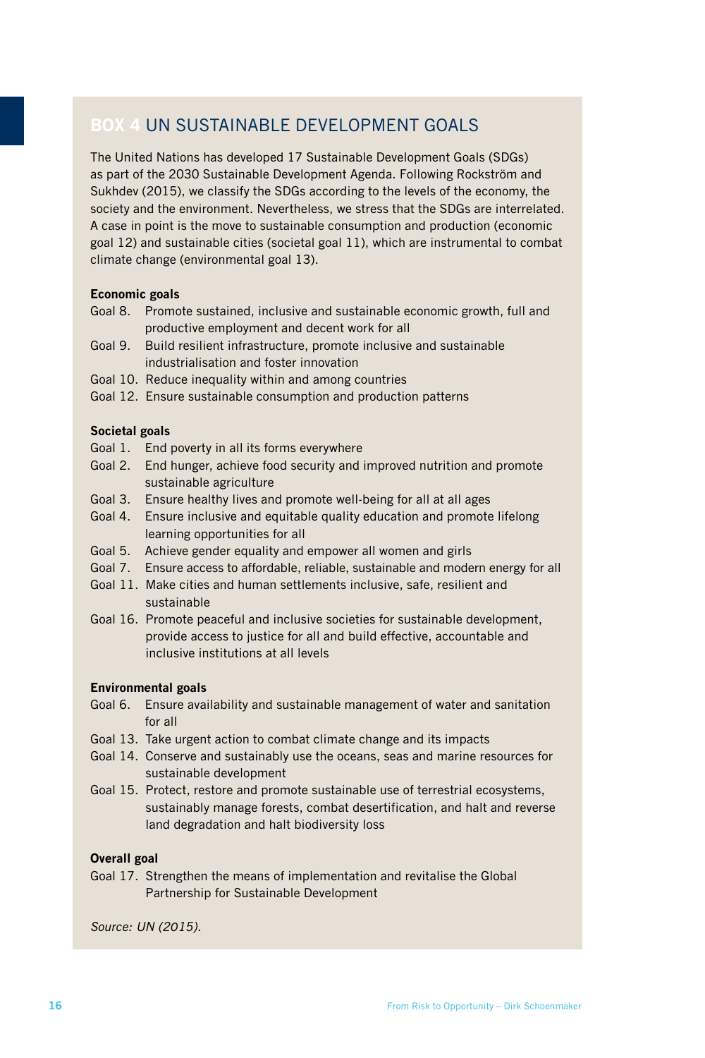## BOX 4 UN SUSTAINABLE DEVELOPMENT GOALS

The United Nations has developed 17 Sustainable Development Goals (SDGs) as part of the 2030 Sustainable Development Agenda. Following Rockström and Sukhdev (2015), we classify the SDGs according to the levels of the economy, the society and the environment. Nevertheless, we stress that the SDGs are interrelated. A case in point is the move to sustainable consumption and production (economic goal 12) and sustainable cities (societal goal 11), which are instrumental to combat climate change (environmental goal 13).

**Economic goals**

- Goal 8. Promote sustained, inclusive and sustainable economic growth, full and productive employment and decent work for all
- Goal 9. Build resilient infrastructure, promote inclusive and sustainable industrialisation and foster innovation
- Goal 10. Reduce inequality within and among countries
- Goal 12. Ensure sustainable consumption and production patterns

**Societal goals**

- Goal 1. End poverty in all its forms everywhere
- Goal 2. End hunger, achieve food security and improved nutrition and promote sustainable agriculture
- Goal 3. Ensure healthy lives and promote well-being for all at all ages
- Goal 4. Ensure inclusive and equitable quality education and promote lifelong learning opportunities for all
- Goal 5. Achieve gender equality and empower all women and girls
- Goal 7. Ensure access to affordable, reliable, sustainable and modern energy for all
- Goal 11. Make cities and human settlements inclusive, safe, resilient and sustainable
- Goal 16. Promote peaceful and inclusive societies for sustainable development, provide access to justice for all and build effective, accountable and inclusive institutions at all levels

**Environmental goals**

- Goal 6. Ensure availability and sustainable management of water and sanitation for all
- Goal 13. Take urgent action to combat climate change and its impacts
- Goal 14. Conserve and sustainably use the oceans, seas and marine resources for sustainable development
- Goal 15. Protect, restore and promote sustainable use of terrestrial ecosystems, sustainably manage forests, combat desertification, and halt and reverse land degradation and halt biodiversity loss

**Overall goal**

- Goal 17. Strengthen the means of implementation and revitalise the Global Partnership for Sustainable Development

*Source: UN (2015).*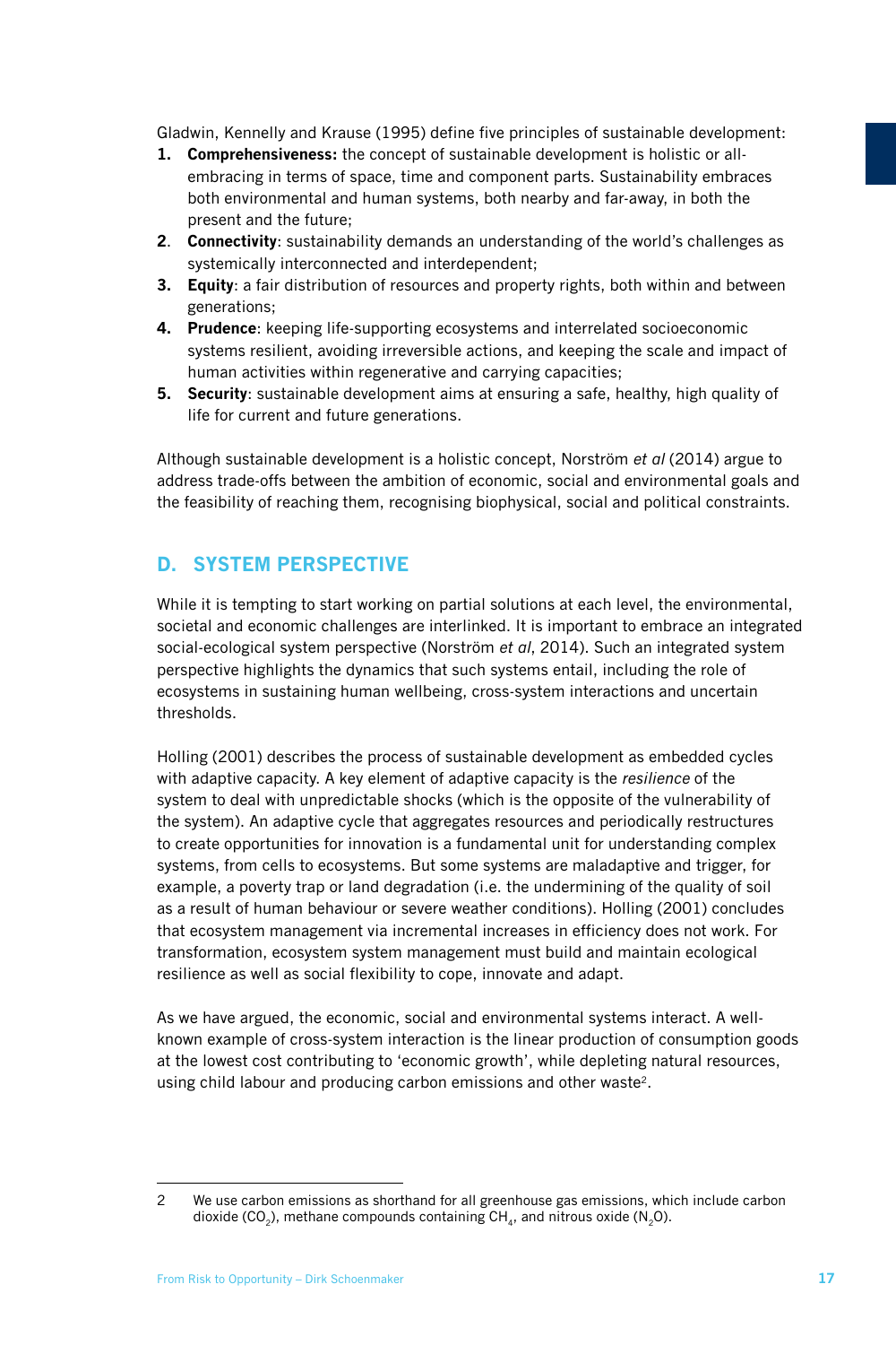Gladwin, Kennelly and Krause (1995) define five principles of sustainable development:

1. **Comprehensiveness:** the concept of sustainable development is holistic or all-embracing in terms of space, time and component parts. Sustainability embraces both environmental and human systems, both nearby and far-away, in both the present and the future;
2. **Connectivity**: sustainability demands an understanding of the world's challenges as systemically interconnected and interdependent;
3. **Equity**: a fair distribution of resources and property rights, both within and between generations;
4. **Prudence**: keeping life-supporting ecosystems and interrelated socioeconomic systems resilient, avoiding irreversible actions, and keeping the scale and impact of human activities within regenerative and carrying capacities;
5. **Security**: sustainable development aims at ensuring a safe, healthy, high quality of life for current and future generations.

Although sustainable development is a holistic concept, Norström *et al* (2014) argue to address trade-offs between the ambition of economic, social and environmental goals and the feasibility of reaching them, recognising biophysical, social and political constraints.

## D. SYSTEM PERSPECTIVE

While it is tempting to start working on partial solutions at each level, the environmental, societal and economic challenges are interlinked. It is important to embrace an integrated social-ecological system perspective (Norström *et al*, 2014). Such an integrated system perspective highlights the dynamics that such systems entail, including the role of ecosystems in sustaining human wellbeing, cross-system interactions and uncertain thresholds.

Holling (2001) describes the process of sustainable development as embedded cycles with adaptive capacity. A key element of adaptive capacity is the *resilience* of the system to deal with unpredictable shocks (which is the opposite of the vulnerability of the system). An adaptive cycle that aggregates resources and periodically restructures to create opportunities for innovation is a fundamental unit for understanding complex systems, from cells to ecosystems. But some systems are maladaptive and trigger, for example, a poverty trap or land degradation (i.e. the undermining of the quality of soil as a result of human behaviour or severe weather conditions). Holling (2001) concludes that ecosystem management via incremental increases in efficiency does not work. For transformation, ecosystem system management must build and maintain ecological resilience as well as social flexibility to cope, innovate and adapt.

As we have argued, the economic, social and environmental systems interact. A well-known example of cross-system interaction is the linear production of consumption goods at the lowest cost contributing to 'economic growth', while depleting natural resources, using child labour and producing carbon emissions and other waste[2].

---

2 We use carbon emissions as shorthand for all greenhouse gas emissions, which include carbon dioxide ($CO_2$), methane compounds containing $CH_4$, and nitrous oxide ($N_2O$).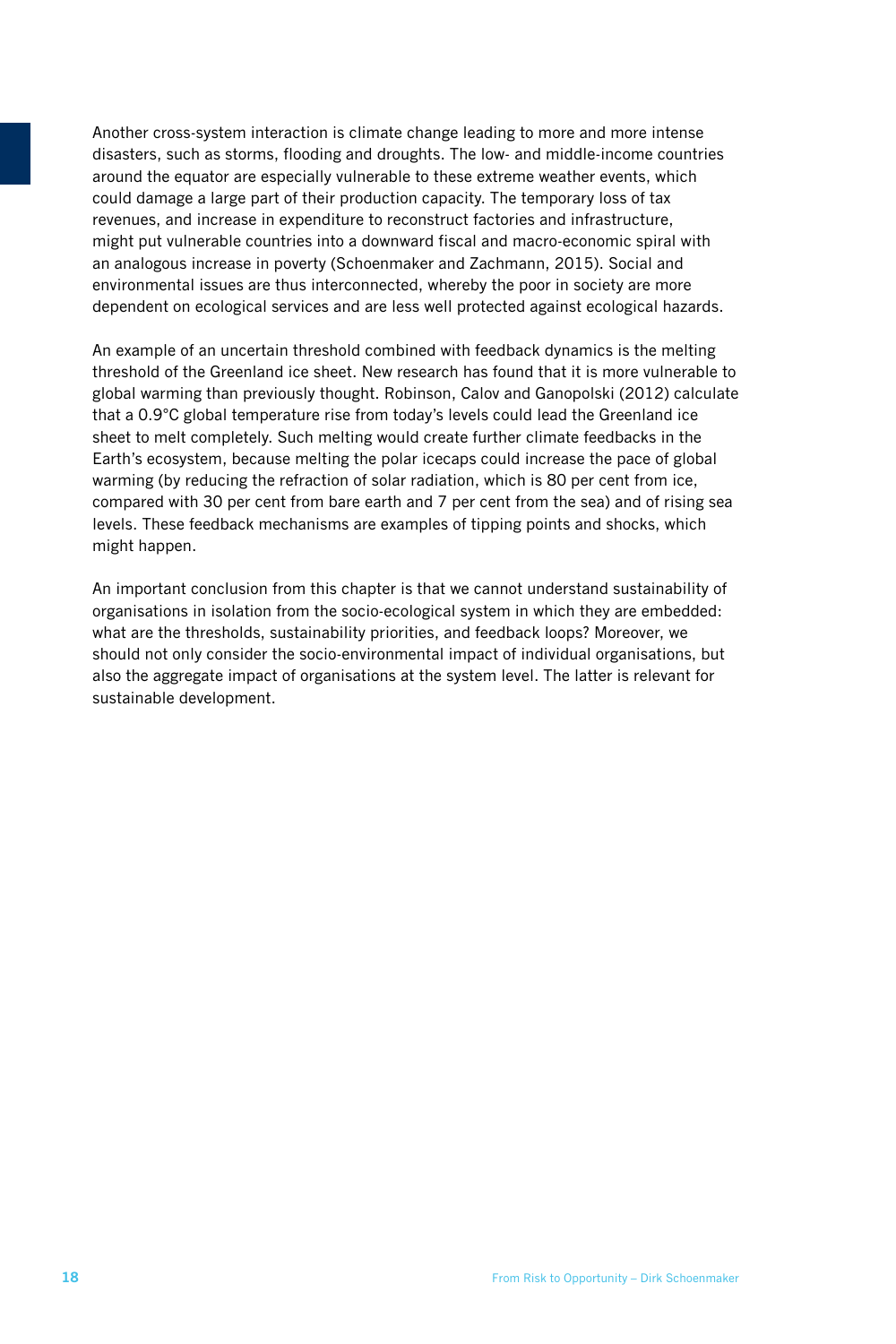Another cross-system interaction is climate change leading to more and more intense disasters, such as storms, flooding and droughts. The low- and middle-income countries around the equator are especially vulnerable to these extreme weather events, which could damage a large part of their production capacity. The temporary loss of tax revenues, and increase in expenditure to reconstruct factories and infrastructure, might put vulnerable countries into a downward fiscal and macro-economic spiral with an analogous increase in poverty (Schoenmaker and Zachmann, 2015). Social and environmental issues are thus interconnected, whereby the poor in society are more dependent on ecological services and are less well protected against ecological hazards.

An example of an uncertain threshold combined with feedback dynamics is the melting threshold of the Greenland ice sheet. New research has found that it is more vulnerable to global warming than previously thought. Robinson, Calov and Ganopolski (2012) calculate that a 0.9°C global temperature rise from today's levels could lead the Greenland ice sheet to melt completely. Such melting would create further climate feedbacks in the Earth's ecosystem, because melting the polar icecaps could increase the pace of global warming (by reducing the refraction of solar radiation, which is 80 per cent from ice, compared with 30 per cent from bare earth and 7 per cent from the sea) and of rising sea levels. These feedback mechanisms are examples of tipping points and shocks, which might happen.

An important conclusion from this chapter is that we cannot understand sustainability of organisations in isolation from the socio-ecological system in which they are embedded: what are the thresholds, sustainability priorities, and feedback loops? Moreover, we should not only consider the socio-environmental impact of individual organisations, but also the aggregate impact of organisations at the system level. The latter is relevant for sustainable development.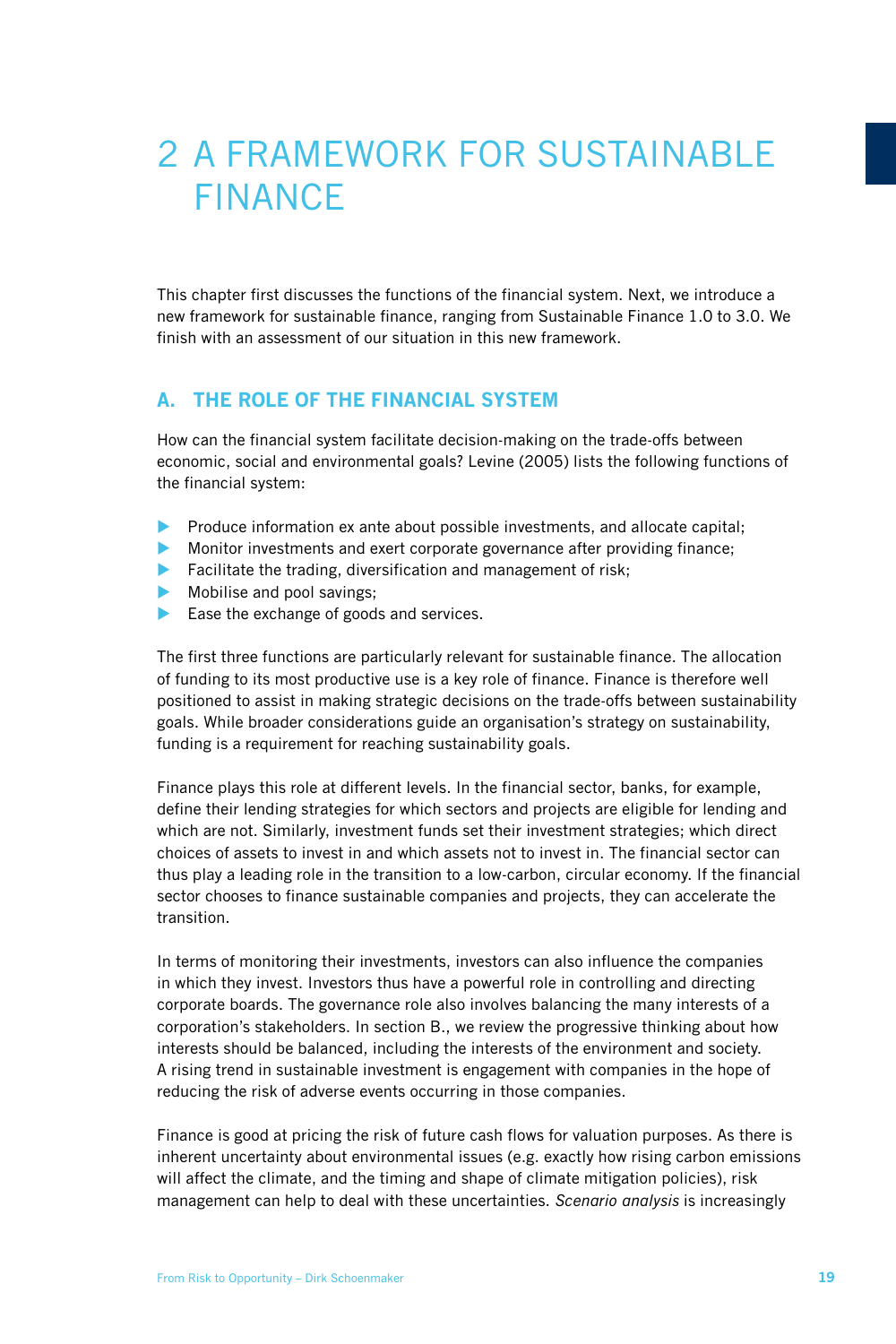# 2 A FRAMEWORK FOR SUSTAINABLE FINANCE

This chapter first discusses the functions of the financial system. Next, we introduce a new framework for sustainable finance, ranging from Sustainable Finance 1.0 to 3.0. We finish with an assessment of our situation in this new framework.

## A. THE ROLE OF THE FINANCIAL SYSTEM

How can the financial system facilitate decision-making on the trade-offs between economic, social and environmental goals? Levine (2005) lists the following functions of the financial system:

- Produce information ex ante about possible investments, and allocate capital;
- Monitor investments and exert corporate governance after providing finance;
- Facilitate the trading, diversification and management of risk;
- Mobilise and pool savings;
- Ease the exchange of goods and services.

The first three functions are particularly relevant for sustainable finance. The allocation of funding to its most productive use is a key role of finance. Finance is therefore well positioned to assist in making strategic decisions on the trade-offs between sustainability goals. While broader considerations guide an organisation's strategy on sustainability, funding is a requirement for reaching sustainability goals.

Finance plays this role at different levels. In the financial sector, banks, for example, define their lending strategies for which sectors and projects are eligible for lending and which are not. Similarly, investment funds set their investment strategies; which direct choices of assets to invest in and which assets not to invest in. The financial sector can thus play a leading role in the transition to a low-carbon, circular economy. If the financial sector chooses to finance sustainable companies and projects, they can accelerate the transition.

In terms of monitoring their investments, investors can also influence the companies in which they invest. Investors thus have a powerful role in controlling and directing corporate boards. The governance role also involves balancing the many interests of a corporation's stakeholders. In section B., we review the progressive thinking about how interests should be balanced, including the interests of the environment and society. A rising trend in sustainable investment is engagement with companies in the hope of reducing the risk of adverse events occurring in those companies.

Finance is good at pricing the risk of future cash flows for valuation purposes. As there is inherent uncertainty about environmental issues (e.g. exactly how rising carbon emissions will affect the climate, and the timing and shape of climate mitigation policies), risk management can help to deal with these uncertainties. *Scenario analysis* is increasingly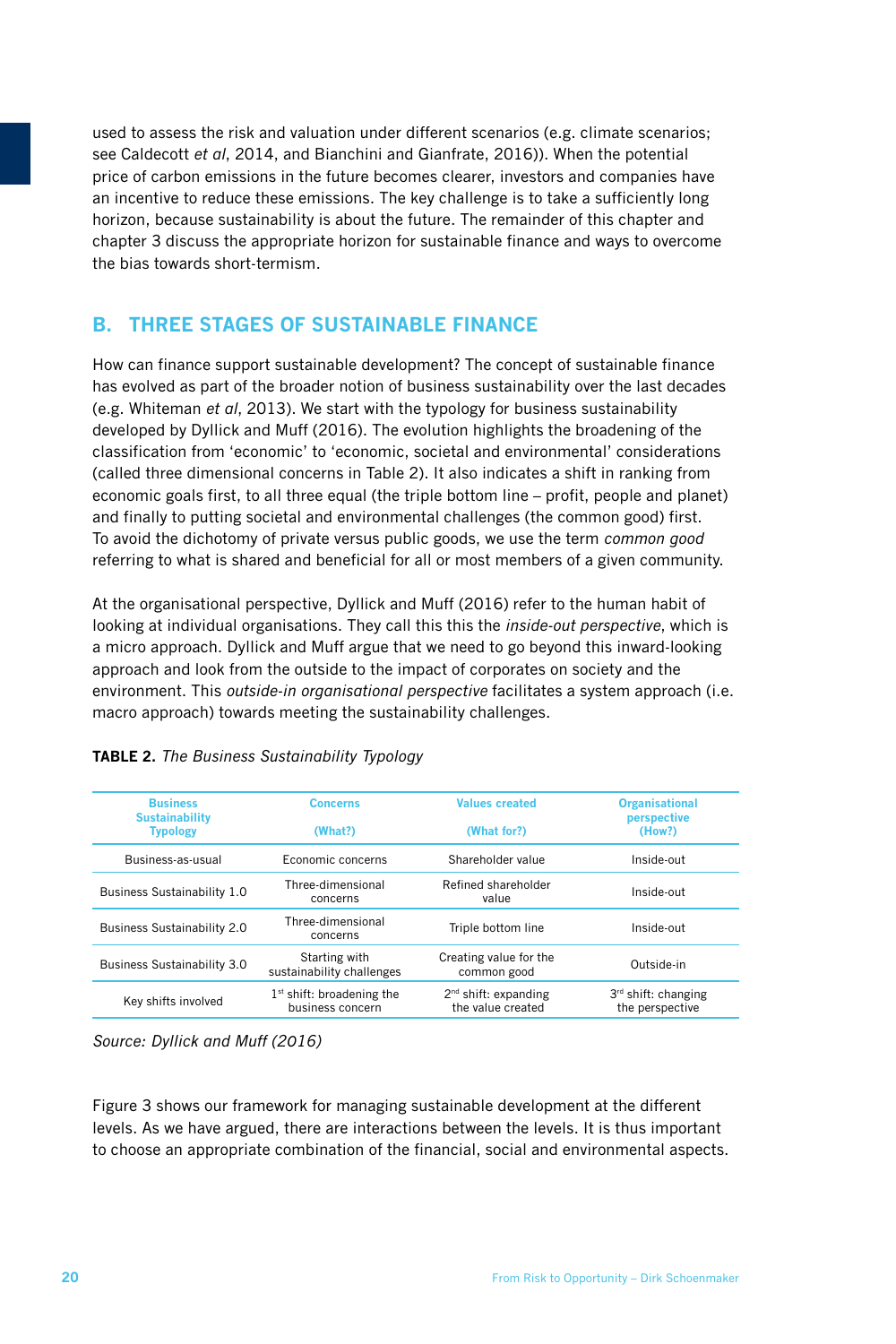used to assess the risk and valuation under different scenarios (e.g. climate scenarios; see Caldecott *et al*, 2014, and Bianchini and Gianfrate, 2016)). When the potential price of carbon emissions in the future becomes clearer, investors and companies have an incentive to reduce these emissions. The key challenge is to take a sufficiently long horizon, because sustainability is about the future. The remainder of this chapter and chapter 3 discuss the appropriate horizon for sustainable finance and ways to overcome the bias towards short-termism.

## B. THREE STAGES OF SUSTAINABLE FINANCE

How can finance support sustainable development? The concept of sustainable finance has evolved as part of the broader notion of business sustainability over the last decades (e.g. Whiteman *et al*, 2013). We start with the typology for business sustainability developed by Dyllick and Muff (2016). The evolution highlights the broadening of the classification from 'economic' to 'economic, societal and environmental' considerations (called three dimensional concerns in Table 2). It also indicates a shift in ranking from economic goals first, to all three equal (the triple bottom line – profit, people and planet) and finally to putting societal and environmental challenges (the common good) first. To avoid the dichotomy of private versus public goods, we use the term *common good* referring to what is shared and beneficial for all or most members of a given community.

At the organisational perspective, Dyllick and Muff (2016) refer to the human habit of looking at individual organisations. They call this this the *inside-out perspective*, which is a micro approach. Dyllick and Muff argue that we need to go beyond this inward-looking approach and look from the outside to the impact of corporates on society and the environment. This *outside-in organisational perspective* facilitates a system approach (i.e. macro approach) towards meeting the sustainability challenges.

**TABLE 2.** *The Business Sustainability Typology*

| Business Sustainability Typology | Concerns (What?) | Values created (What for?) | Organisational perspective (How?) |
|---|---|---|---|
| Business-as-usual | Economic concerns | Shareholder value | Inside-out |
| Business Sustainability 1.0 | Three-dimensional concerns | Refined shareholder value | Inside-out |
| Business Sustainability 2.0 | Three-dimensional concerns | Triple bottom line | Inside-out |
| Business Sustainability 3.0 | Starting with sustainability challenges | Creating value for the common good | Outside-in |
| Key shifts involved | 1st shift: broadening the business concern | 2nd shift: expanding the value created | 3rd shift: changing the perspective |

*Source: Dyllick and Muff (2016)*

Figure 3 shows our framework for managing sustainable development at the different levels. As we have argued, there are interactions between the levels. It is thus important to choose an appropriate combination of the financial, social and environmental aspects.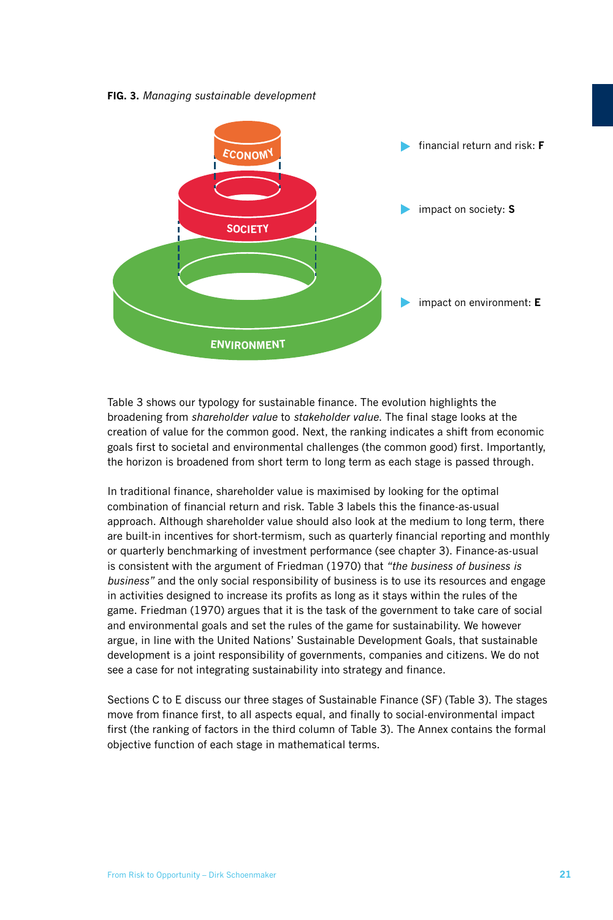**FIG. 3.** *Managing sustainable development*

ECONOMY

SOCIETY

ENVIRONMENT

- financial return and risk: **F**
- impact on society: **S**
- impact on environment: **E**

Table 3 shows our typology for sustainable finance. The evolution highlights the broadening from *shareholder value* to *stakeholder value*. The final stage looks at the creation of value for the common good. Next, the ranking indicates a shift from economic goals first to societal and environmental challenges (the common good) first. Importantly, the horizon is broadened from short term to long term as each stage is passed through.

In traditional finance, shareholder value is maximised by looking for the optimal combination of financial return and risk. Table 3 labels this the finance-as-usual approach. Although shareholder value should also look at the medium to long term, there are built-in incentives for short-termism, such as quarterly financial reporting and monthly or quarterly benchmarking of investment performance (see chapter 3). Finance-as-usual is consistent with the argument of Friedman (1970) that *"the business of business is business"* and the only social responsibility of business is to use its resources and engage in activities designed to increase its profits as long as it stays within the rules of the game. Friedman (1970) argues that it is the task of the government to take care of social and environmental goals and set the rules of the game for sustainability. We however argue, in line with the United Nations' Sustainable Development Goals, that sustainable development is a joint responsibility of governments, companies and citizens. We do not see a case for not integrating sustainability into strategy and finance.

Sections C to E discuss our three stages of Sustainable Finance (SF) (Table 3). The stages move from finance first, to all aspects equal, and finally to social-environmental impact first (the ranking of factors in the third column of Table 3). The Annex contains the formal objective function of each stage in mathematical terms.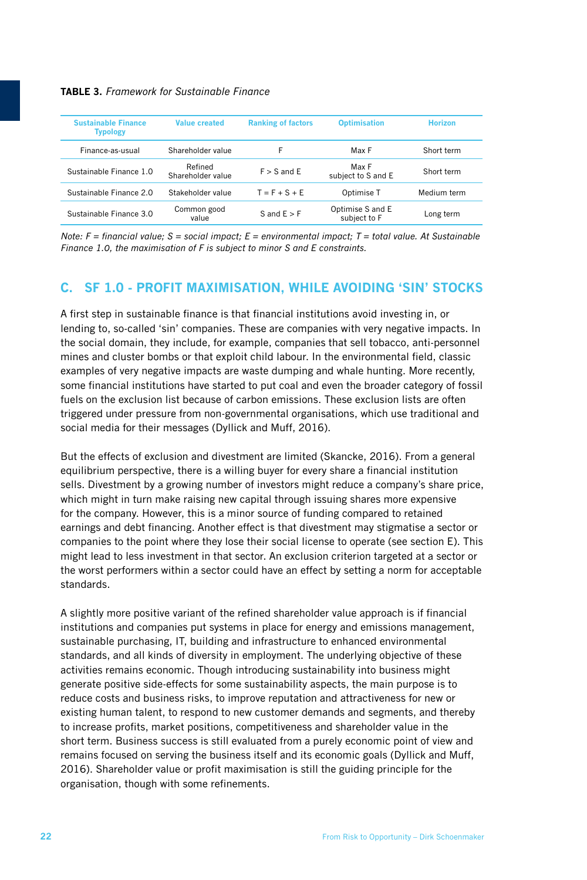**TABLE 3.** *Framework for Sustainable Finance*

| Sustainable Finance Typology | Value created | Ranking of factors | Optimisation | Horizon |
|---|---|---|---|---|
| Finance-as-usual | Shareholder value | F | Max F | Short term |
| Sustainable Finance 1.0 | Refined Shareholder value | F > S and E | Max F subject to S and E | Short term |
| Sustainable Finance 2.0 | Stakeholder value | T = F + S + E | Optimise T | Medium term |
| Sustainable Finance 3.0 | Common good value | S and E > F | Optimise S and E subject to F | Long term |

*Note: F = financial value; S = social impact; E = environmental impact; T = total value. At Sustainable Finance 1.0, the maximisation of F is subject to minor S and E constraints.*

## C. SF 1.0 - PROFIT MAXIMISATION, WHILE AVOIDING 'SIN' STOCKS

A first step in sustainable finance is that financial institutions avoid investing in, or lending to, so-called 'sin' companies. These are companies with very negative impacts. In the social domain, they include, for example, companies that sell tobacco, anti-personnel mines and cluster bombs or that exploit child labour. In the environmental field, classic examples of very negative impacts are waste dumping and whale hunting. More recently, some financial institutions have started to put coal and even the broader category of fossil fuels on the exclusion list because of carbon emissions. These exclusion lists are often triggered under pressure from non-governmental organisations, which use traditional and social media for their messages (Dyllick and Muff, 2016).

But the effects of exclusion and divestment are limited (Skancke, 2016). From a general equilibrium perspective, there is a willing buyer for every share a financial institution sells. Divestment by a growing number of investors might reduce a company's share price, which might in turn make raising new capital through issuing shares more expensive for the company. However, this is a minor source of funding compared to retained earnings and debt financing. Another effect is that divestment may stigmatise a sector or companies to the point where they lose their social license to operate (see section E). This might lead to less investment in that sector. An exclusion criterion targeted at a sector or the worst performers within a sector could have an effect by setting a norm for acceptable standards.

A slightly more positive variant of the refined shareholder value approach is if financial institutions and companies put systems in place for energy and emissions management, sustainable purchasing, IT, building and infrastructure to enhanced environmental standards, and all kinds of diversity in employment. The underlying objective of these activities remains economic. Though introducing sustainability into business might generate positive side-effects for some sustainability aspects, the main purpose is to reduce costs and business risks, to improve reputation and attractiveness for new or existing human talent, to respond to new customer demands and segments, and thereby to increase profits, market positions, competitiveness and shareholder value in the short term. Business success is still evaluated from a purely economic point of view and remains focused on serving the business itself and its economic goals (Dyllick and Muff, 2016). Shareholder value or profit maximisation is still the guiding principle for the organisation, though with some refinements.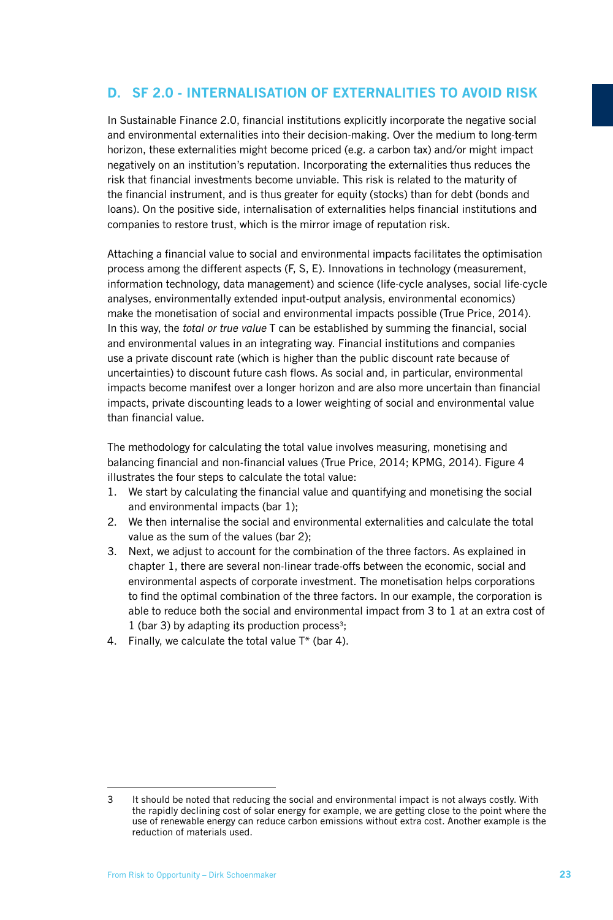## D. SF 2.0 - INTERNALISATION OF EXTERNALITIES TO AVOID RISK

In Sustainable Finance 2.0, financial institutions explicitly incorporate the negative social and environmental externalities into their decision-making. Over the medium to long-term horizon, these externalities might become priced (e.g. a carbon tax) and/or might impact negatively on an institution's reputation. Incorporating the externalities thus reduces the risk that financial investments become unviable. This risk is related to the maturity of the financial instrument, and is thus greater for equity (stocks) than for debt (bonds and loans). On the positive side, internalisation of externalities helps financial institutions and companies to restore trust, which is the mirror image of reputation risk.

Attaching a financial value to social and environmental impacts facilitates the optimisation process among the different aspects (F, S, E). Innovations in technology (measurement, information technology, data management) and science (life-cycle analyses, social life-cycle analyses, environmentally extended input-output analysis, environmental economics) make the monetisation of social and environmental impacts possible (True Price, 2014). In this way, the *total or true value* T can be established by summing the financial, social and environmental values in an integrating way. Financial institutions and companies use a private discount rate (which is higher than the public discount rate because of uncertainties) to discount future cash flows. As social and, in particular, environmental impacts become manifest over a longer horizon and are also more uncertain than financial impacts, private discounting leads to a lower weighting of social and environmental value than financial value.

The methodology for calculating the total value involves measuring, monetising and balancing financial and non-financial values (True Price, 2014; KPMG, 2014). Figure 4 illustrates the four steps to calculate the total value:

1. We start by calculating the financial value and quantifying and monetising the social and environmental impacts (bar 1);
2. We then internalise the social and environmental externalities and calculate the total value as the sum of the values (bar 2);
3. Next, we adjust to account for the combination of the three factors. As explained in chapter 1, there are several non-linear trade-offs between the economic, social and environmental aspects of corporate investment. The monetisation helps corporations to find the optimal combination of the three factors. In our example, the corporation is able to reduce both the social and environmental impact from 3 to 1 at an extra cost of 1 (bar 3) by adapting its production process[3];
4. Finally, we calculate the total value T* (bar 4).

---

3 It should be noted that reducing the social and environmental impact is not always costly. With the rapidly declining cost of solar energy for example, we are getting close to the point where the use of renewable energy can reduce carbon emissions without extra cost. Another example is the reduction of materials used.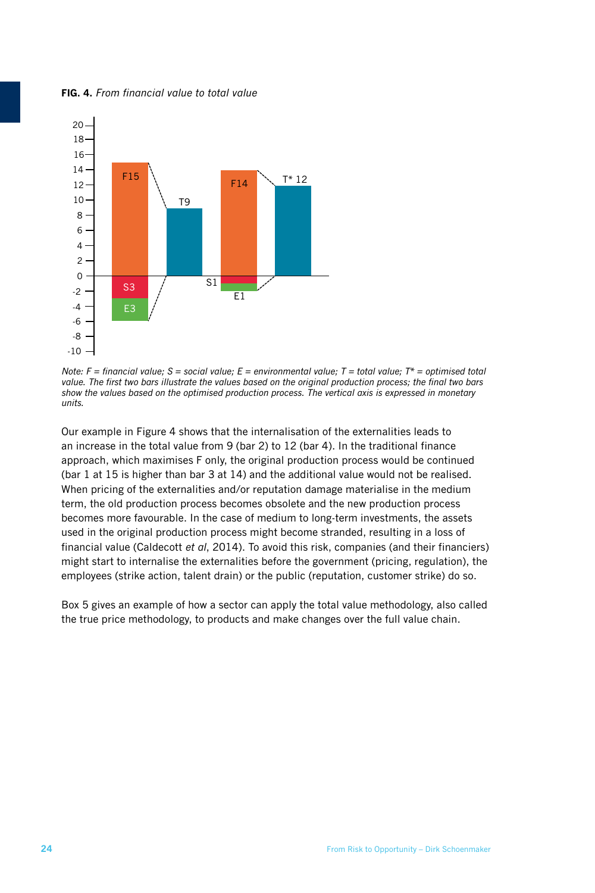**FIG. 4.** *From financial value to total value*

*Note: F = financial value; S = social value; E = environmental value; T = total value; T* = optimised total value. The first two bars illustrate the values based on the original production process; the final two bars show the values based on the optimised production process. The vertical axis is expressed in monetary units.*

Our example in Figure 4 shows that the internalisation of the externalities leads to an increase in the total value from 9 (bar 2) to 12 (bar 4). In the traditional finance approach, which maximises F only, the original production process would be continued (bar 1 at 15 is higher than bar 3 at 14) and the additional value would not be realised. When pricing of the externalities and/or reputation damage materialise in the medium term, the old production process becomes obsolete and the new production process becomes more favourable. In the case of medium to long-term investments, the assets used in the original production process might become stranded, resulting in a loss of financial value (Caldecott *et al*, 2014). To avoid this risk, companies (and their financiers) might start to internalise the externalities before the government (pricing, regulation), the employees (strike action, talent drain) or the public (reputation, customer strike) do so.

Box 5 gives an example of how a sector can apply the total value methodology, also called the true price methodology, to products and make changes over the full value chain.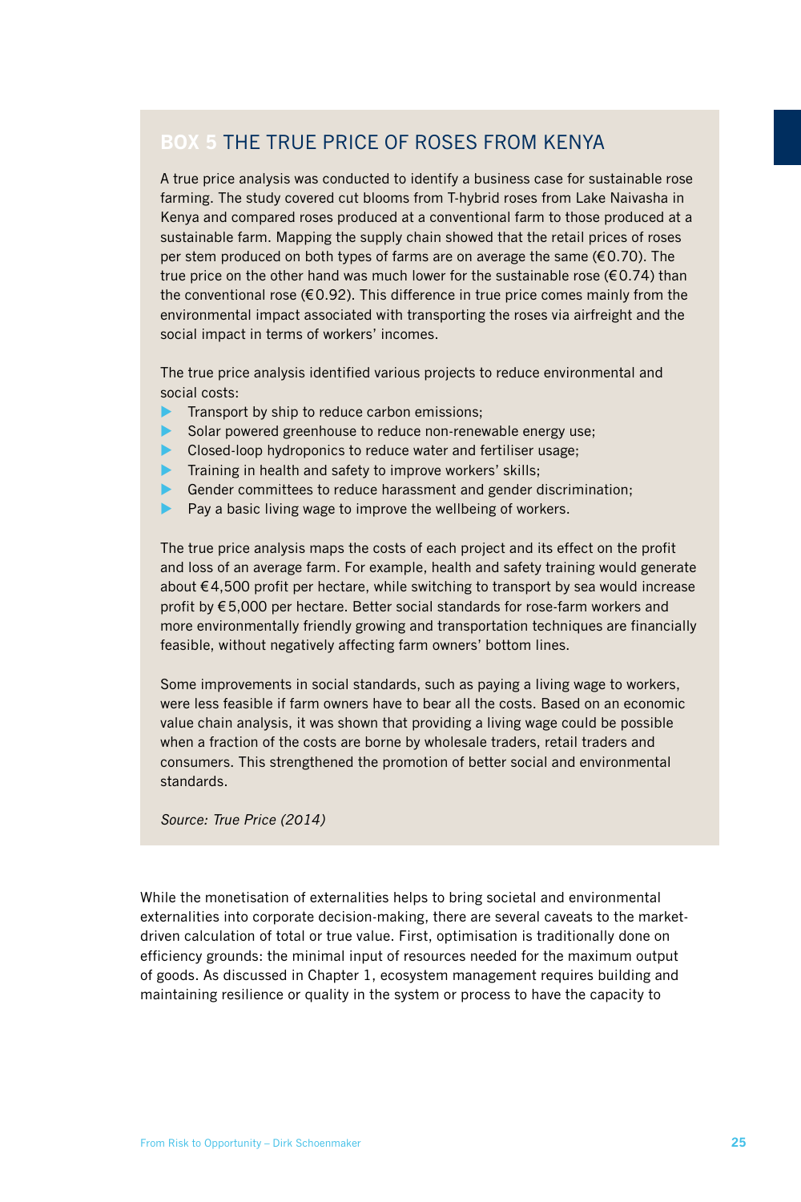### BOX 5 THE TRUE PRICE OF ROSES FROM KENYA

A true price analysis was conducted to identify a business case for sustainable rose farming. The study covered cut blooms from T-hybrid roses from Lake Naivasha in Kenya and compared roses produced at a conventional farm to those produced at a sustainable farm. Mapping the supply chain showed that the retail prices of roses per stem produced on both types of farms are on average the same (€0.70). The true price on the other hand was much lower for the sustainable rose (€0.74) than the conventional rose (€0.92). This difference in true price comes mainly from the environmental impact associated with transporting the roses via airfreight and the social impact in terms of workers' incomes.

The true price analysis identified various projects to reduce environmental and social costs:

- Transport by ship to reduce carbon emissions;
- Solar powered greenhouse to reduce non-renewable energy use;
- Closed-loop hydroponics to reduce water and fertiliser usage;
- Training in health and safety to improve workers' skills;
- Gender committees to reduce harassment and gender discrimination;
- Pay a basic living wage to improve the wellbeing of workers.

The true price analysis maps the costs of each project and its effect on the profit and loss of an average farm. For example, health and safety training would generate about €4,500 profit per hectare, while switching to transport by sea would increase profit by €5,000 per hectare. Better social standards for rose-farm workers and more environmentally friendly growing and transportation techniques are financially feasible, without negatively affecting farm owners' bottom lines.

Some improvements in social standards, such as paying a living wage to workers, were less feasible if farm owners have to bear all the costs. Based on an economic value chain analysis, it was shown that providing a living wage could be possible when a fraction of the costs are borne by wholesale traders, retail traders and consumers. This strengthened the promotion of better social and environmental standards.

*Source: True Price (2014)*

While the monetisation of externalities helps to bring societal and environmental externalities into corporate decision-making, there are several caveats to the market-driven calculation of total or true value. First, optimisation is traditionally done on efficiency grounds: the minimal input of resources needed for the maximum output of goods. As discussed in Chapter 1, ecosystem management requires building and maintaining resilience or quality in the system or process to have the capacity to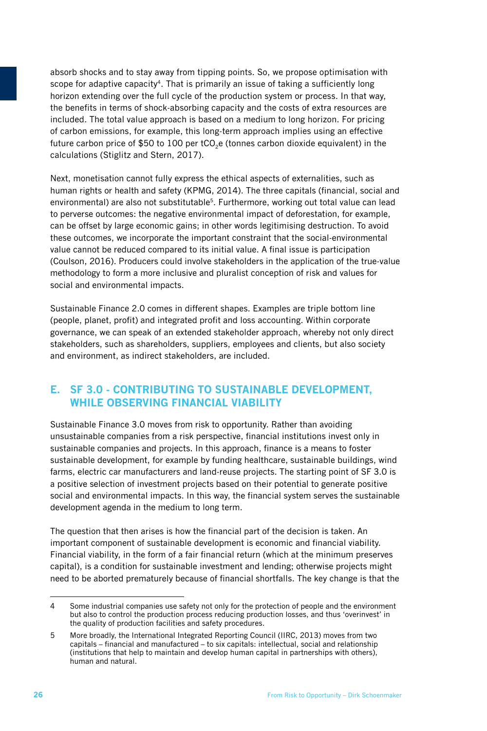absorb shocks and to stay away from tipping points. So, we propose optimisation with scope for adaptive capacity[4]. That is primarily an issue of taking a sufficiently long horizon extending over the full cycle of the production system or process. In that way, the benefits in terms of shock-absorbing capacity and the costs of extra resources are included. The total value approach is based on a medium to long horizon. For pricing of carbon emissions, for example, this long-term approach implies using an effective future carbon price of \$50 to 100 per $tCO_2e$ (tonnes carbon dioxide equivalent) in the calculations (Stiglitz and Stern, 2017).

Next, monetisation cannot fully express the ethical aspects of externalities, such as human rights or health and safety (KPMG, 2014). The three capitals (financial, social and environmental) are also not substitutable[5]. Furthermore, working out total value can lead to perverse outcomes: the negative environmental impact of deforestation, for example, can be offset by large economic gains; in other words legitimising destruction. To avoid these outcomes, we incorporate the important constraint that the social-environmental value cannot be reduced compared to its initial value. A final issue is participation (Coulson, 2016). Producers could involve stakeholders in the application of the true-value methodology to form a more inclusive and pluralist conception of risk and values for social and environmental impacts.

Sustainable Finance 2.0 comes in different shapes. Examples are triple bottom line (people, planet, profit) and integrated profit and loss accounting. Within corporate governance, we can speak of an extended stakeholder approach, whereby not only direct stakeholders, such as shareholders, suppliers, employees and clients, but also society and environment, as indirect stakeholders, are included.

## E. SF 3.0 - CONTRIBUTING TO SUSTAINABLE DEVELOPMENT, WHILE OBSERVING FINANCIAL VIABILITY

Sustainable Finance 3.0 moves from risk to opportunity. Rather than avoiding unsustainable companies from a risk perspective, financial institutions invest only in sustainable companies and projects. In this approach, finance is a means to foster sustainable development, for example by funding healthcare, sustainable buildings, wind farms, electric car manufacturers and land-reuse projects. The starting point of SF 3.0 is a positive selection of investment projects based on their potential to generate positive social and environmental impacts. In this way, the financial system serves the sustainable development agenda in the medium to long term.

The question that then arises is how the financial part of the decision is taken. An important component of sustainable development is economic and financial viability. Financial viability, in the form of a fair financial return (which at the minimum preserves capital), is a condition for sustainable investment and lending; otherwise projects might need to be aborted prematurely because of financial shortfalls. The key change is that the

---

4 Some industrial companies use safety not only for the protection of people and the environment but also to control the production process reducing production losses, and thus 'overinvest' in the quality of production facilities and safety procedures.

5 More broadly, the International Integrated Reporting Council (IIRC, 2013) moves from two capitals – financial and manufactured – to six capitals: intellectual, social and relationship (institutions that help to maintain and develop human capital in partnerships with others), human and natural.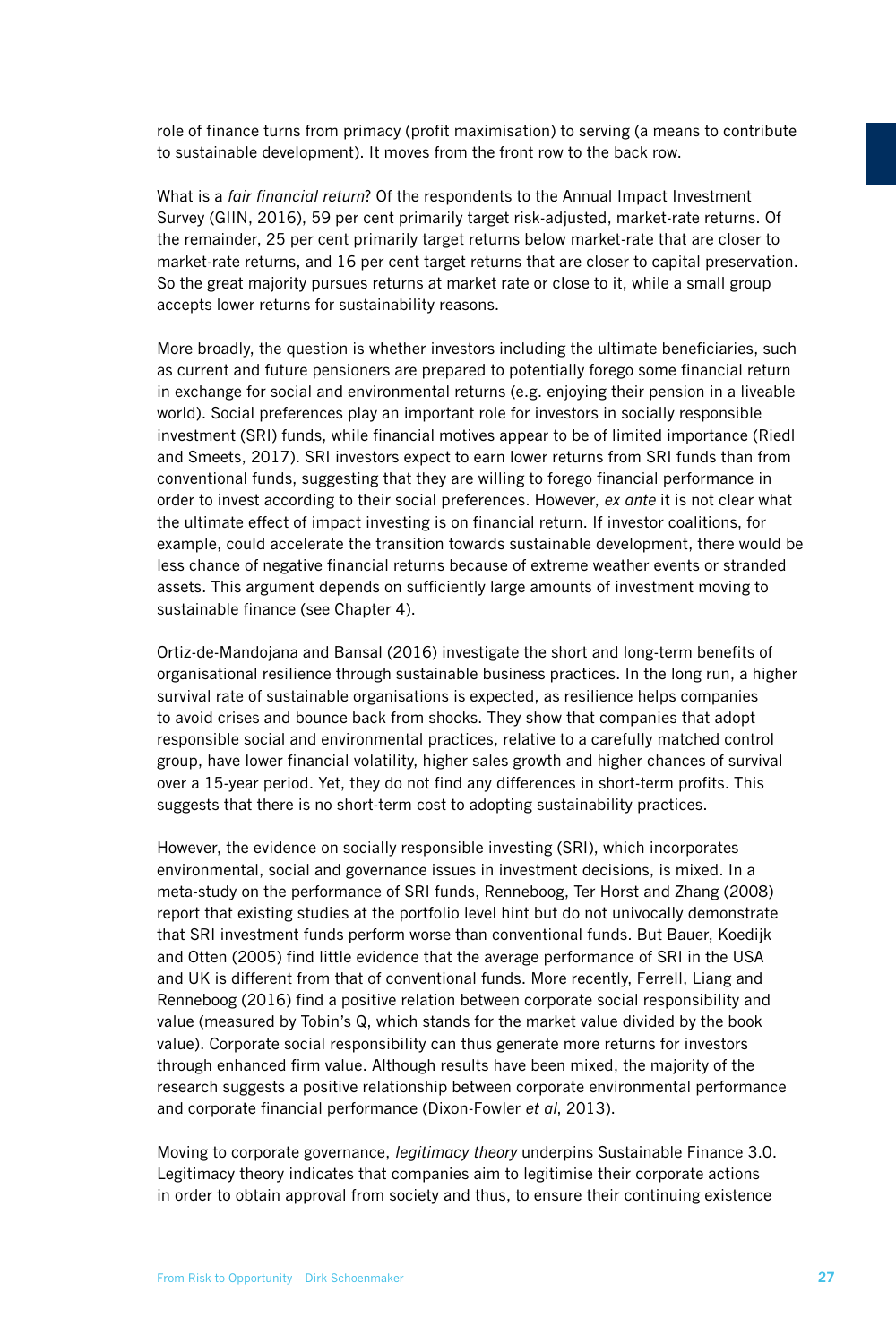role of finance turns from primacy (profit maximisation) to serving (a means to contribute to sustainable development). It moves from the front row to the back row.

What is a *fair financial return*? Of the respondents to the Annual Impact Investment Survey (GIIN, 2016), 59 per cent primarily target risk-adjusted, market-rate returns. Of the remainder, 25 per cent primarily target returns below market-rate that are closer to market-rate returns, and 16 per cent target returns that are closer to capital preservation. So the great majority pursues returns at market rate or close to it, while a small group accepts lower returns for sustainability reasons.

More broadly, the question is whether investors including the ultimate beneficiaries, such as current and future pensioners are prepared to potentially forego some financial return in exchange for social and environmental returns (e.g. enjoying their pension in a liveable world). Social preferences play an important role for investors in socially responsible investment (SRI) funds, while financial motives appear to be of limited importance (Riedl and Smeets, 2017). SRI investors expect to earn lower returns from SRI funds than from conventional funds, suggesting that they are willing to forego financial performance in order to invest according to their social preferences. However, *ex ante* it is not clear what the ultimate effect of impact investing is on financial return. If investor coalitions, for example, could accelerate the transition towards sustainable development, there would be less chance of negative financial returns because of extreme weather events or stranded assets. This argument depends on sufficiently large amounts of investment moving to sustainable finance (see Chapter 4).

Ortiz-de-Mandojana and Bansal (2016) investigate the short and long-term benefits of organisational resilience through sustainable business practices. In the long run, a higher survival rate of sustainable organisations is expected, as resilience helps companies to avoid crises and bounce back from shocks. They show that companies that adopt responsible social and environmental practices, relative to a carefully matched control group, have lower financial volatility, higher sales growth and higher chances of survival over a 15-year period. Yet, they do not find any differences in short-term profits. This suggests that there is no short-term cost to adopting sustainability practices.

However, the evidence on socially responsible investing (SRI), which incorporates environmental, social and governance issues in investment decisions, is mixed. In a meta-study on the performance of SRI funds, Renneboog, Ter Horst and Zhang (2008) report that existing studies at the portfolio level hint but do not univocally demonstrate that SRI investment funds perform worse than conventional funds. But Bauer, Koedijk and Otten (2005) find little evidence that the average performance of SRI in the USA and UK is different from that of conventional funds. More recently, Ferrell, Liang and Renneboog (2016) find a positive relation between corporate social responsibility and value (measured by Tobin's Q, which stands for the market value divided by the book value). Corporate social responsibility can thus generate more returns for investors through enhanced firm value. Although results have been mixed, the majority of the research suggests a positive relationship between corporate environmental performance and corporate financial performance (Dixon-Fowler *et al*, 2013).

Moving to corporate governance, *legitimacy theory* underpins Sustainable Finance 3.0. Legitimacy theory indicates that companies aim to legitimise their corporate actions in order to obtain approval from society and thus, to ensure their continuing existence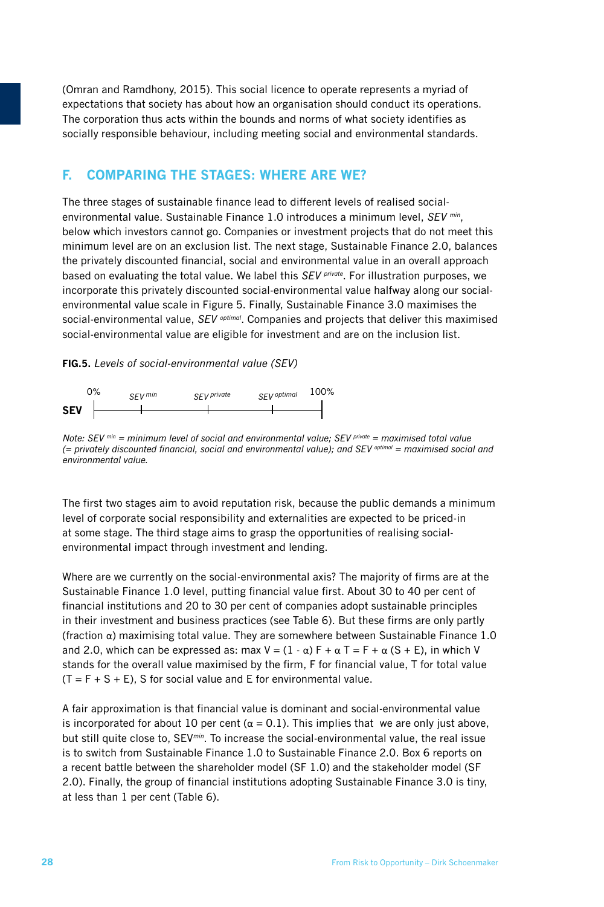(Omran and Ramdhony, 2015). This social licence to operate represents a myriad of expectations that society has about how an organisation should conduct its operations. The corporation thus acts within the bounds and norms of what society identifies as socially responsible behaviour, including meeting social and environmental standards.

## F. COMPARING THE STAGES: WHERE ARE WE?

The three stages of sustainable finance lead to different levels of realised social-environmental value. Sustainable Finance 1.0 introduces a minimum level, $SEV^{min}$, below which investors cannot go. Companies or investment projects that do not meet this minimum level are on an exclusion list. The next stage, Sustainable Finance 2.0, balances the privately discounted financial, social and environmental value in an overall approach based on evaluating the total value. We label this $SEV^{private}$. For illustration purposes, we incorporate this privately discounted social-environmental value halfway along our social-environmental value scale in Figure 5. Finally, Sustainable Finance 3.0 maximises the social-environmental value, $SEV^{optimal}$. Companies and projects that deliver this maximised social-environmental value are eligible for investment and are on the inclusion list.

**FIG.5.** *Levels of social-environmental value (SEV)*

**SEV** — 0% — $SEV^{min}$ — $SEV^{private}$ — $SEV^{optimal}$ — 100%

*Note: $SEV^{min}$ = minimum level of social and environmental value; $SEV^{private}$ = maximised total value (= privately discounted financial, social and environmental value); and $SEV^{optimal}$ = maximised social and environmental value.*

The first two stages aim to avoid reputation risk, because the public demands a minimum level of corporate social responsibility and externalities are expected to be priced-in at some stage. The third stage aims to grasp the opportunities of realising social-environmental impact through investment and lending.

Where are we currently on the social-environmental axis? The majority of firms are at the Sustainable Finance 1.0 level, putting financial value first. About 30 to 40 per cent of financial institutions and 20 to 30 per cent of companies adopt sustainable principles in their investment and business practices (see Table 6). But these firms are only partly (fraction $\alpha$) maximising total value. They are somewhere between Sustainable Finance 1.0 and 2.0, which can be expressed as: $\max V = (1 - \alpha) F + \alpha T = F + \alpha (S + E)$, in which V stands for the overall value maximised by the firm, F for financial value, T for total value ($T = F + S + E$), S for social value and E for environmental value.

A fair approximation is that financial value is dominant and social-environmental value is incorporated for about 10 per cent ($\alpha = 0.1$). This implies that we are only just above, but still quite close to, $SEV^{min}$. To increase the social-environmental value, the real issue is to switch from Sustainable Finance 1.0 to Sustainable Finance 2.0. Box 6 reports on a recent battle between the shareholder model (SF 1.0) and the stakeholder model (SF 2.0). Finally, the group of financial institutions adopting Sustainable Finance 3.0 is tiny, at less than 1 per cent (Table 6).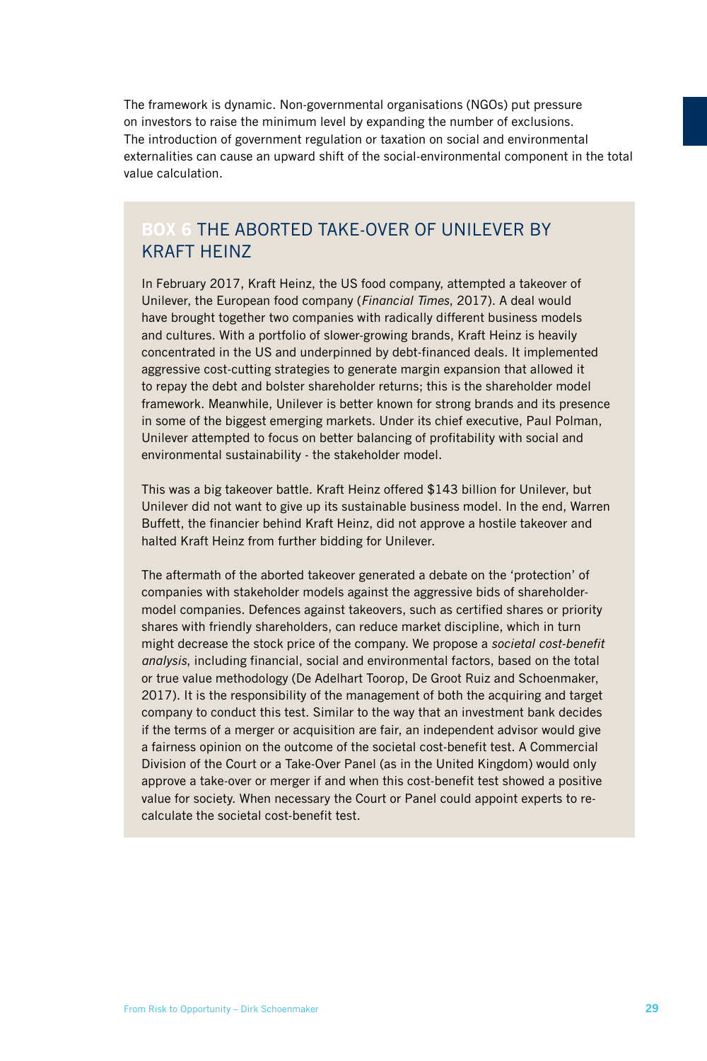The framework is dynamic. Non-governmental organisations (NGOs) put pressure on investors to raise the minimum level by expanding the number of exclusions. The introduction of government regulation or taxation on social and environmental externalities can cause an upward shift of the social-environmental component in the total value calculation.

### BOX 6 THE ABORTED TAKE-OVER OF UNILEVER BY KRAFT HEINZ

In February 2017, Kraft Heinz, the US food company, attempted a takeover of Unilever, the European food company (*Financial Times*, 2017). A deal would have brought together two companies with radically different business models and cultures. With a portfolio of slower-growing brands, Kraft Heinz is heavily concentrated in the US and underpinned by debt-financed deals. It implemented aggressive cost-cutting strategies to generate margin expansion that allowed it to repay the debt and bolster shareholder returns; this is the shareholder model framework. Meanwhile, Unilever is better known for strong brands and its presence in some of the biggest emerging markets. Under its chief executive, Paul Polman, Unilever attempted to focus on better balancing of profitability with social and environmental sustainability - the stakeholder model.

This was a big takeover battle. Kraft Heinz offered $143 billion for Unilever, but Unilever did not want to give up its sustainable business model. In the end, Warren Buffett, the financier behind Kraft Heinz, did not approve a hostile takeover and halted Kraft Heinz from further bidding for Unilever.

The aftermath of the aborted takeover generated a debate on the 'protection' of companies with stakeholder models against the aggressive bids of shareholder-model companies. Defences against takeovers, such as certified shares or priority shares with friendly shareholders, can reduce market discipline, which in turn might decrease the stock price of the company. We propose a *societal cost-benefit analysis*, including financial, social and environmental factors, based on the total or true value methodology (De Adelhart Toorop, De Groot Ruiz and Schoenmaker, 2017). It is the responsibility of the management of both the acquiring and target company to conduct this test. Similar to the way that an investment bank decides if the terms of a merger or acquisition are fair, an independent advisor would give a fairness opinion on the outcome of the societal cost-benefit test. A Commercial Division of the Court or a Take-Over Panel (as in the United Kingdom) would only approve a take-over or merger if and when this cost-benefit test showed a positive value for society. When necessary the Court or Panel could appoint experts to re-calculate the societal cost-benefit test.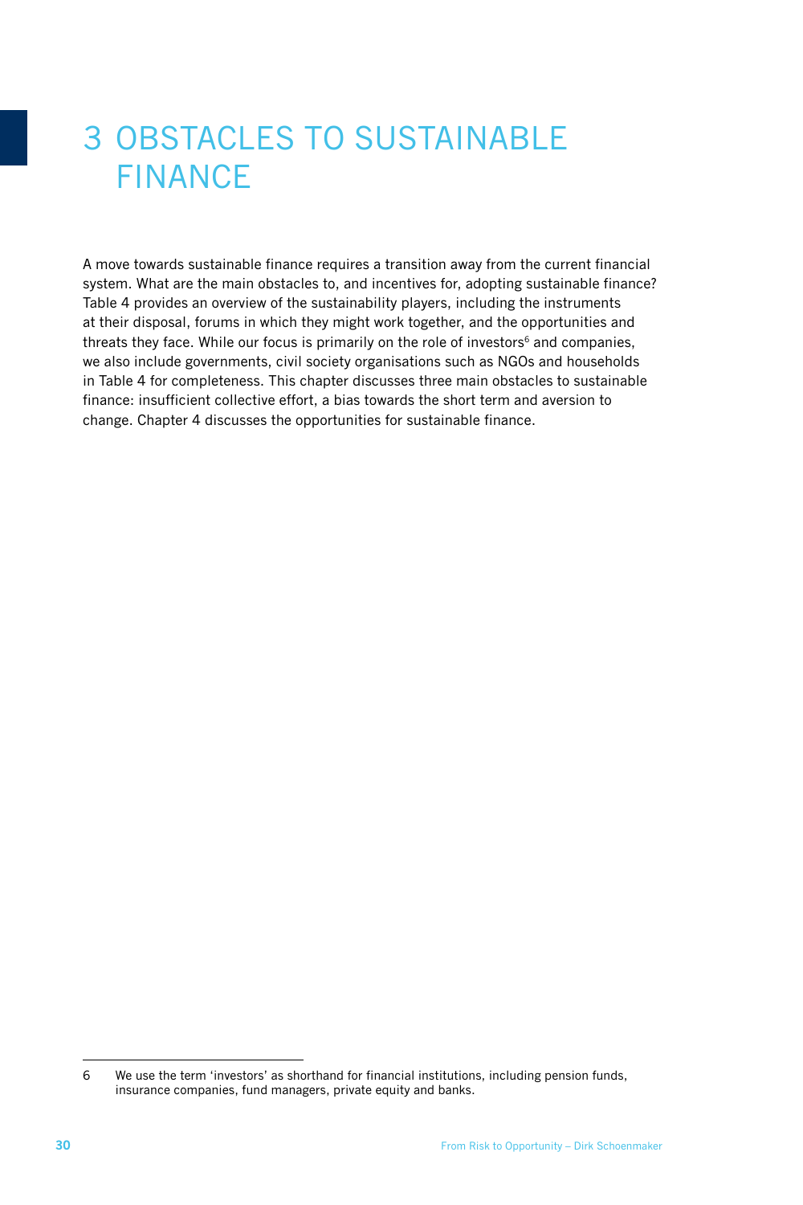# 3 OBSTACLES TO SUSTAINABLE FINANCE

A move towards sustainable finance requires a transition away from the current financial system. What are the main obstacles to, and incentives for, adopting sustainable finance? Table 4 provides an overview of the sustainability players, including the instruments at their disposal, forums in which they might work together, and the opportunities and threats they face. While our focus is primarily on the role of investors[6] and companies, we also include governments, civil society organisations such as NGOs and households in Table 4 for completeness. This chapter discusses three main obstacles to sustainable finance: insufficient collective effort, a bias towards the short term and aversion to change. Chapter 4 discusses the opportunities for sustainable finance.

---

6 We use the term 'investors' as shorthand for financial institutions, including pension funds, insurance companies, fund managers, private equity and banks.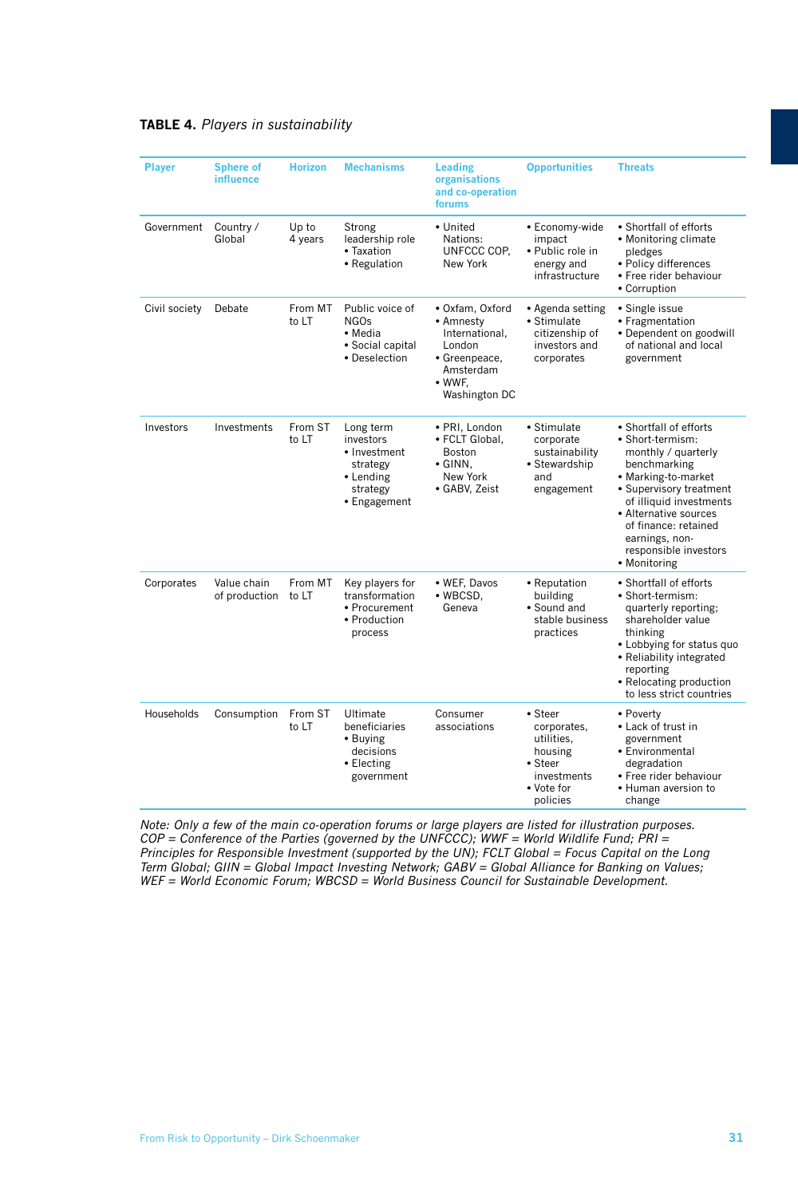**TABLE 4.** *Players in sustainability*

| Player | Sphere of influence | Horizon | Mechanisms | Leading organisations and co-operation forums | Opportunities | Threats |
|---|---|---|---|---|---|---|
| Government | Country / Global | Up to 4 years | Strong leadership role<br>• Taxation<br>• Regulation | • United Nations: UNFCCC COP, New York | • Economy-wide impact<br>• Public role in energy and infrastructure | • Shortfall of efforts<br>• Monitoring climate pledges<br>• Policy differences<br>• Free rider behaviour<br>• Corruption |
| Civil society | Debate | From MT to LT | Public voice of NGOs<br>• Media<br>• Social capital<br>• Deselection | • Oxfam, Oxford<br>• Amnesty International, London<br>• Greenpeace, Amsterdam<br>• WWF, Washington DC | • Agenda setting<br>• Stimulate citizenship of investors and corporates | • Single issue<br>• Fragmentation<br>• Dependent on goodwill of national and local government |
| Investors | Investments | From ST to LT | Long term investors<br>• Investment strategy<br>• Lending strategy<br>• Engagement | • PRI, London<br>• FCLT Global, Boston<br>• GINN, New York<br>• GABV, Zeist | • Stimulate corporate sustainability<br>• Stewardship and engagement | • Shortfall of efforts<br>• Short-termism: monthly / quarterly benchmarking<br>• Marking-to-market<br>• Supervisory treatment of illiquid investments<br>• Alternative sources of finance: retained earnings, non-responsible investors<br>• Monitoring |
| Corporates | Value chain of production | From MT to LT | Key players for transformation<br>• Procurement<br>• Production process | • WEF, Davos<br>• WBCSD, Geneva | • Reputation building<br>• Sound and stable business practices | • Shortfall of efforts<br>• Short-termism: quarterly reporting; shareholder value thinking<br>• Lobbying for status quo<br>• Reliability integrated reporting<br>• Relocating production to less strict countries |
| Households | Consumption | From ST to LT | Ultimate beneficiaries<br>• Buying decisions<br>• Electing government | Consumer associations | • Steer corporates, utilities, housing<br>• Steer investments<br>• Vote for policies | • Poverty<br>• Lack of trust in government<br>• Environmental degradation<br>• Free rider behaviour<br>• Human aversion to change |

*Note: Only a few of the main co-operation forums or large players are listed for illustration purposes. COP = Conference of the Parties (governed by the UNFCCC); WWF = World Wildlife Fund; PRI = Principles for Responsible Investment (supported by the UN); FCLT Global = Focus Capital on the Long Term Global; GIIN = Global Impact Investing Network; GABV = Global Alliance for Banking on Values; WEF = World Economic Forum; WBCSD = World Business Council for Sustainable Development.*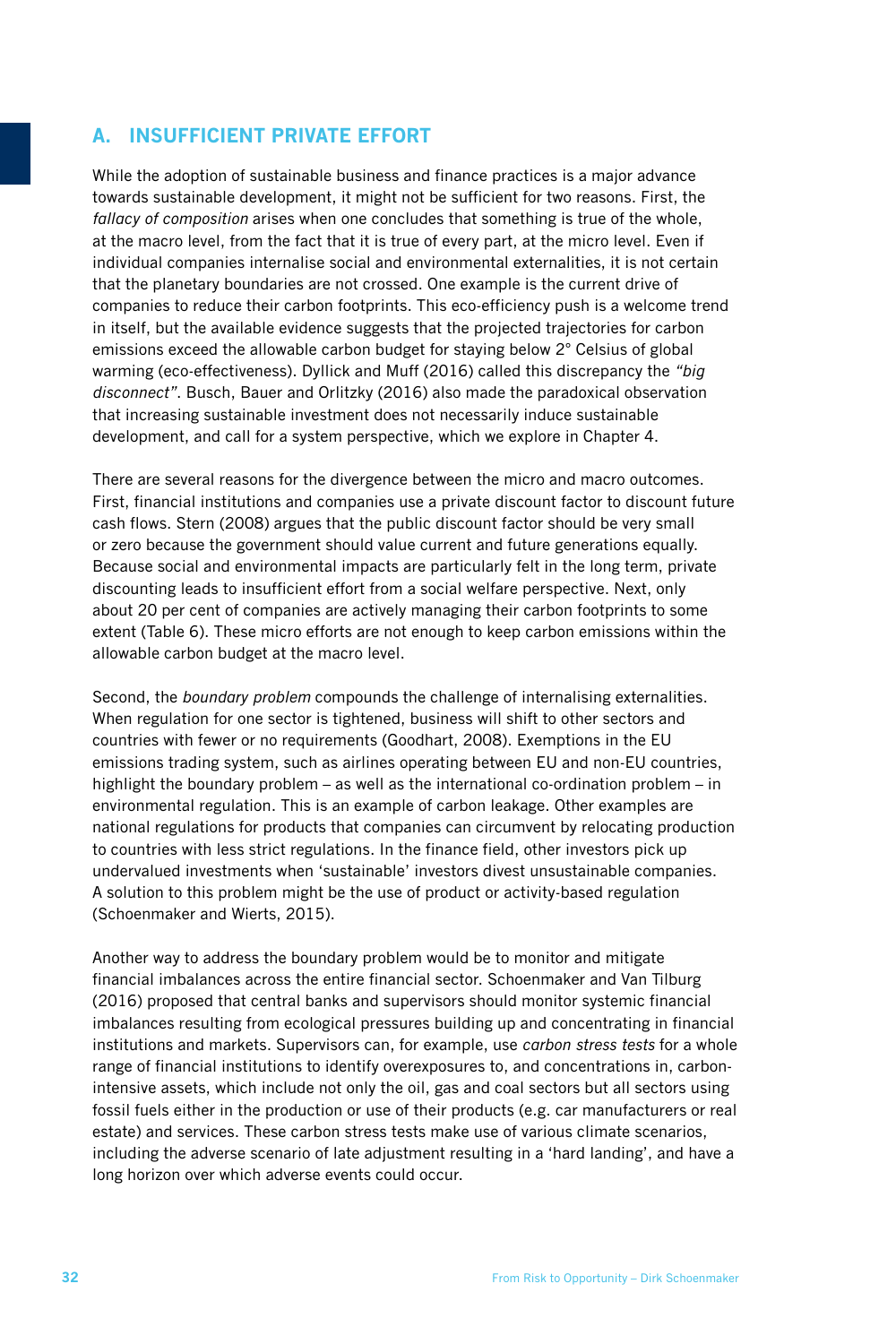## A. INSUFFICIENT PRIVATE EFFORT

While the adoption of sustainable business and finance practices is a major advance towards sustainable development, it might not be sufficient for two reasons. First, the *fallacy of composition* arises when one concludes that something is true of the whole, at the macro level, from the fact that it is true of every part, at the micro level. Even if individual companies internalise social and environmental externalities, it is not certain that the planetary boundaries are not crossed. One example is the current drive of companies to reduce their carbon footprints. This eco-efficiency push is a welcome trend in itself, but the available evidence suggests that the projected trajectories for carbon emissions exceed the allowable carbon budget for staying below 2° Celsius of global warming (eco-effectiveness). Dyllick and Muff (2016) called this discrepancy the *"big disconnect"*. Busch, Bauer and Orlitzky (2016) also made the paradoxical observation that increasing sustainable investment does not necessarily induce sustainable development, and call for a system perspective, which we explore in Chapter 4.

There are several reasons for the divergence between the micro and macro outcomes. First, financial institutions and companies use a private discount factor to discount future cash flows. Stern (2008) argues that the public discount factor should be very small or zero because the government should value current and future generations equally. Because social and environmental impacts are particularly felt in the long term, private discounting leads to insufficient effort from a social welfare perspective. Next, only about 20 per cent of companies are actively managing their carbon footprints to some extent (Table 6). These micro efforts are not enough to keep carbon emissions within the allowable carbon budget at the macro level.

Second, the *boundary problem* compounds the challenge of internalising externalities. When regulation for one sector is tightened, business will shift to other sectors and countries with fewer or no requirements (Goodhart, 2008). Exemptions in the EU emissions trading system, such as airlines operating between EU and non-EU countries, highlight the boundary problem – as well as the international co-ordination problem – in environmental regulation. This is an example of carbon leakage. Other examples are national regulations for products that companies can circumvent by relocating production to countries with less strict regulations. In the finance field, other investors pick up undervalued investments when 'sustainable' investors divest unsustainable companies. A solution to this problem might be the use of product or activity-based regulation (Schoenmaker and Wierts, 2015).

Another way to address the boundary problem would be to monitor and mitigate financial imbalances across the entire financial sector. Schoenmaker and Van Tilburg (2016) proposed that central banks and supervisors should monitor systemic financial imbalances resulting from ecological pressures building up and concentrating in financial institutions and markets. Supervisors can, for example, use *carbon stress tests* for a whole range of financial institutions to identify overexposures to, and concentrations in, carbon-intensive assets, which include not only the oil, gas and coal sectors but all sectors using fossil fuels either in the production or use of their products (e.g. car manufacturers or real estate) and services. These carbon stress tests make use of various climate scenarios, including the adverse scenario of late adjustment resulting in a 'hard landing', and have a long horizon over which adverse events could occur.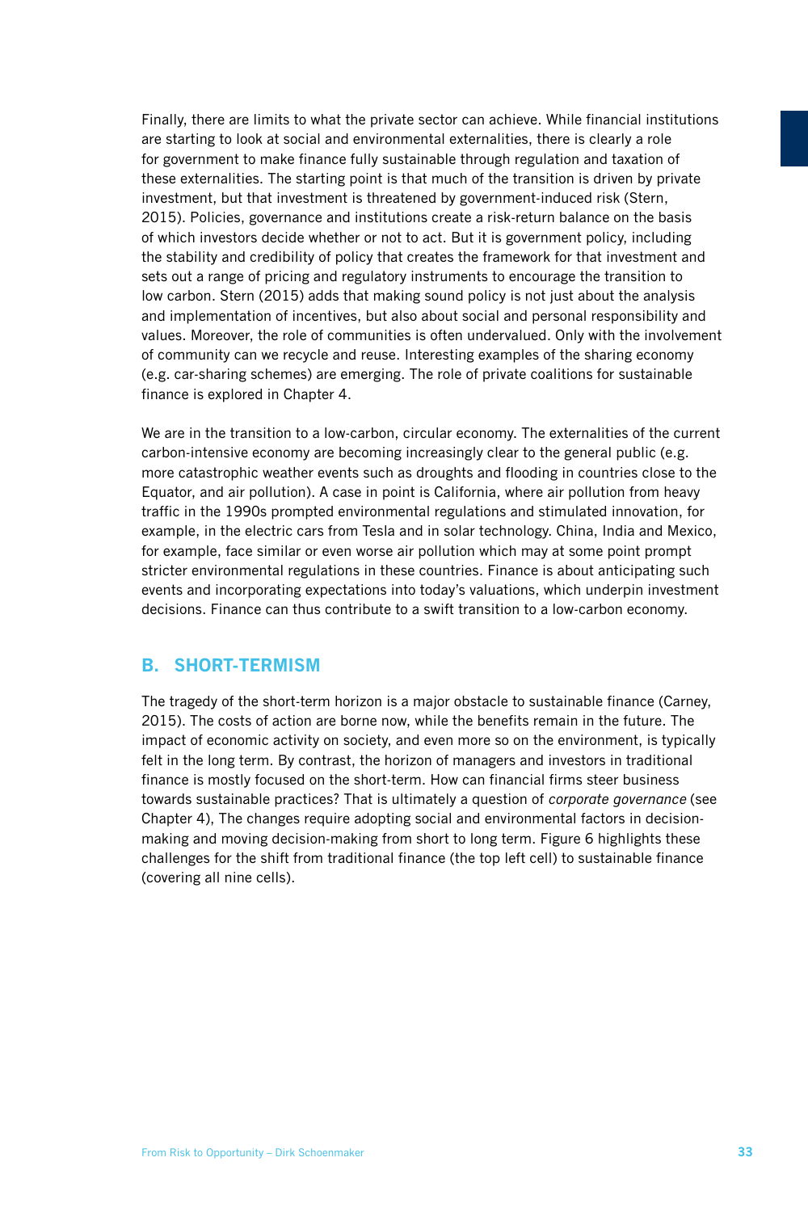Finally, there are limits to what the private sector can achieve. While financial institutions are starting to look at social and environmental externalities, there is clearly a role for government to make finance fully sustainable through regulation and taxation of these externalities. The starting point is that much of the transition is driven by private investment, but that investment is threatened by government-induced risk (Stern, 2015). Policies, governance and institutions create a risk-return balance on the basis of which investors decide whether or not to act. But it is government policy, including the stability and credibility of policy that creates the framework for that investment and sets out a range of pricing and regulatory instruments to encourage the transition to low carbon. Stern (2015) adds that making sound policy is not just about the analysis and implementation of incentives, but also about social and personal responsibility and values. Moreover, the role of communities is often undervalued. Only with the involvement of community can we recycle and reuse. Interesting examples of the sharing economy (e.g. car-sharing schemes) are emerging. The role of private coalitions for sustainable finance is explored in Chapter 4.

We are in the transition to a low-carbon, circular economy. The externalities of the current carbon-intensive economy are becoming increasingly clear to the general public (e.g. more catastrophic weather events such as droughts and flooding in countries close to the Equator, and air pollution). A case in point is California, where air pollution from heavy traffic in the 1990s prompted environmental regulations and stimulated innovation, for example, in the electric cars from Tesla and in solar technology. China, India and Mexico, for example, face similar or even worse air pollution which may at some point prompt stricter environmental regulations in these countries. Finance is about anticipating such events and incorporating expectations into today's valuations, which underpin investment decisions. Finance can thus contribute to a swift transition to a low-carbon economy.

## B. SHORT-TERMISM

The tragedy of the short-term horizon is a major obstacle to sustainable finance (Carney, 2015). The costs of action are borne now, while the benefits remain in the future. The impact of economic activity on society, and even more so on the environment, is typically felt in the long term. By contrast, the horizon of managers and investors in traditional finance is mostly focused on the short-term. How can financial firms steer business towards sustainable practices? That is ultimately a question of *corporate governance* (see Chapter 4), The changes require adopting social and environmental factors in decision-making and moving decision-making from short to long term. Figure 6 highlights these challenges for the shift from traditional finance (the top left cell) to sustainable finance (covering all nine cells).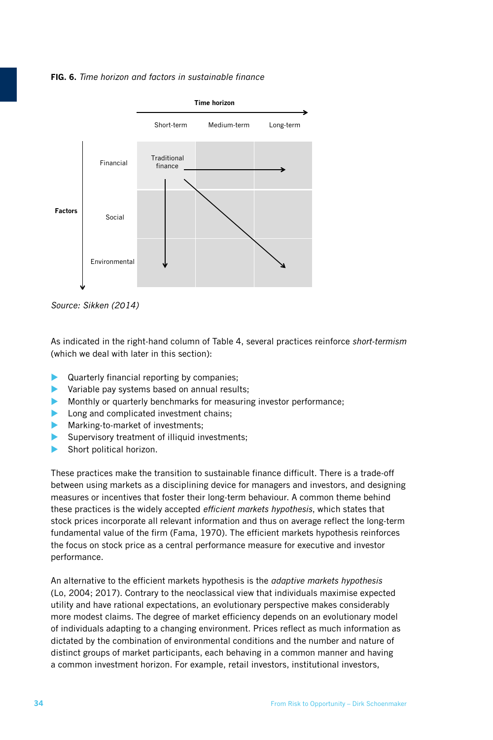**FIG. 6.** *Time horizon and factors in sustainable finance*

| Factors | Short-term | Medium-term | Long-term |
|---|---|---|---|
| Financial | Traditional finance | | |
| Social | | | |
| Environmental | | | |

*Source: Sikken (2014)*

As indicated in the right-hand column of Table 4, several practices reinforce *short-termism* (which we deal with later in this section):

- Quarterly financial reporting by companies;
- Variable pay systems based on annual results;
- Monthly or quarterly benchmarks for measuring investor performance;
- Long and complicated investment chains;
- Marking-to-market of investments;
- Supervisory treatment of illiquid investments;
- Short political horizon.

These practices make the transition to sustainable finance difficult. There is a trade-off between using markets as a disciplining device for managers and investors, and designing measures or incentives that foster their long-term behaviour. A common theme behind these practices is the widely accepted *efficient markets hypothesis*, which states that stock prices incorporate all relevant information and thus on average reflect the long-term fundamental value of the firm (Fama, 1970). The efficient markets hypothesis reinforces the focus on stock price as a central performance measure for executive and investor performance.

An alternative to the efficient markets hypothesis is the *adaptive markets hypothesis* (Lo, 2004; 2017). Contrary to the neoclassical view that individuals maximise expected utility and have rational expectations, an evolutionary perspective makes considerably more modest claims. The degree of market efficiency depends on an evolutionary model of individuals adapting to a changing environment. Prices reflect as much information as dictated by the combination of environmental conditions and the number and nature of distinct groups of market participants, each behaving in a common manner and having a common investment horizon. For example, retail investors, institutional investors,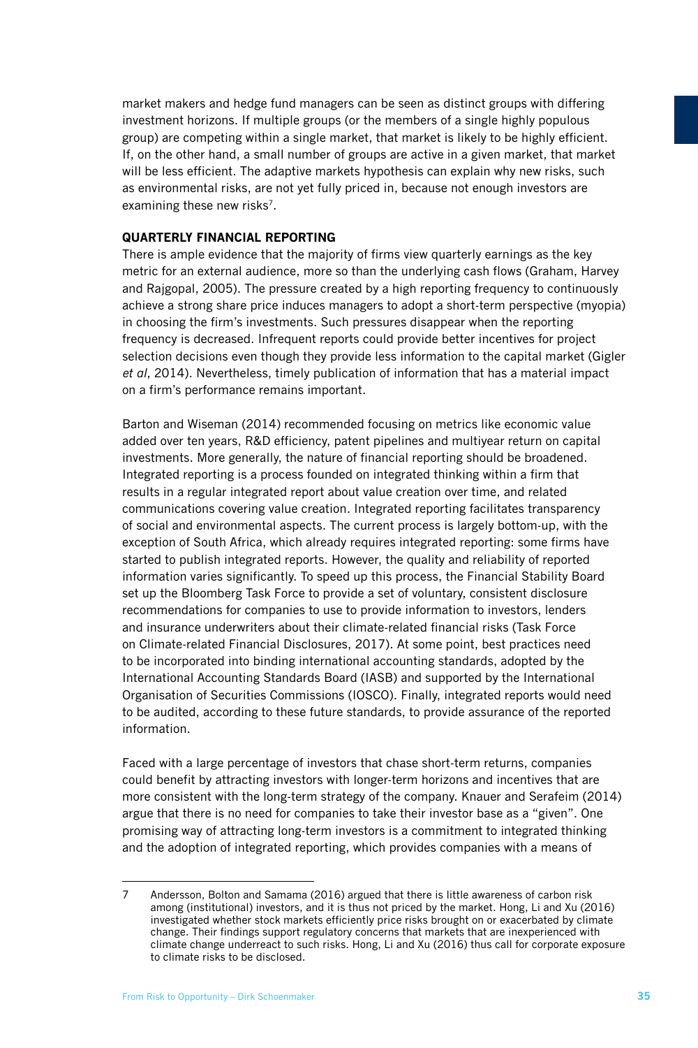market makers and hedge fund managers can be seen as distinct groups with differing investment horizons. If multiple groups (or the members of a single highly populous group) are competing within a single market, that market is likely to be highly efficient. If, on the other hand, a small number of groups are active in a given market, that market will be less efficient. The adaptive markets hypothesis can explain why new risks, such as environmental risks, are not yet fully priced in, because not enough investors are examining these new risks[7].

## QUARTERLY FINANCIAL REPORTING

There is ample evidence that the majority of firms view quarterly earnings as the key metric for an external audience, more so than the underlying cash flows (Graham, Harvey and Rajgopal, 2005). The pressure created by a high reporting frequency to continuously achieve a strong share price induces managers to adopt a short-term perspective (myopia) in choosing the firm's investments. Such pressures disappear when the reporting frequency is decreased. Infrequent reports could provide better incentives for project selection decisions even though they provide less information to the capital market (Gigler *et al*, 2014). Nevertheless, timely publication of information that has a material impact on a firm's performance remains important.

Barton and Wiseman (2014) recommended focusing on metrics like economic value added over ten years, R&D efficiency, patent pipelines and multiyear return on capital investments. More generally, the nature of financial reporting should be broadened. Integrated reporting is a process founded on integrated thinking within a firm that results in a regular integrated report about value creation over time, and related communications covering value creation. Integrated reporting facilitates transparency of social and environmental aspects. The current process is largely bottom-up, with the exception of South Africa, which already requires integrated reporting: some firms have started to publish integrated reports. However, the quality and reliability of reported information varies significantly. To speed up this process, the Financial Stability Board set up the Bloomberg Task Force to provide a set of voluntary, consistent disclosure recommendations for companies to use to provide information to investors, lenders and insurance underwriters about their climate-related financial risks (Task Force on Climate-related Financial Disclosures, 2017). At some point, best practices need to be incorporated into binding international accounting standards, adopted by the International Accounting Standards Board (IASB) and supported by the International Organisation of Securities Commissions (IOSCO). Finally, integrated reports would need to be audited, according to these future standards, to provide assurance of the reported information.

Faced with a large percentage of investors that chase short-term returns, companies could benefit by attracting investors with longer-term horizons and incentives that are more consistent with the long-term strategy of the company. Knauer and Serafeim (2014) argue that there is no need for companies to take their investor base as a "given". One promising way of attracting long-term investors is a commitment to integrated thinking and the adoption of integrated reporting, which provides companies with a means of

---

7 Andersson, Bolton and Samama (2016) argued that there is little awareness of carbon risk among (institutional) investors, and it is thus not priced by the market. Hong, Li and Xu (2016) investigated whether stock markets efficiently price risks brought on or exacerbated by climate change. Their findings support regulatory concerns that markets that are inexperienced with climate change underreact to such risks. Hong, Li and Xu (2016) thus call for corporate exposure to climate risks to be disclosed.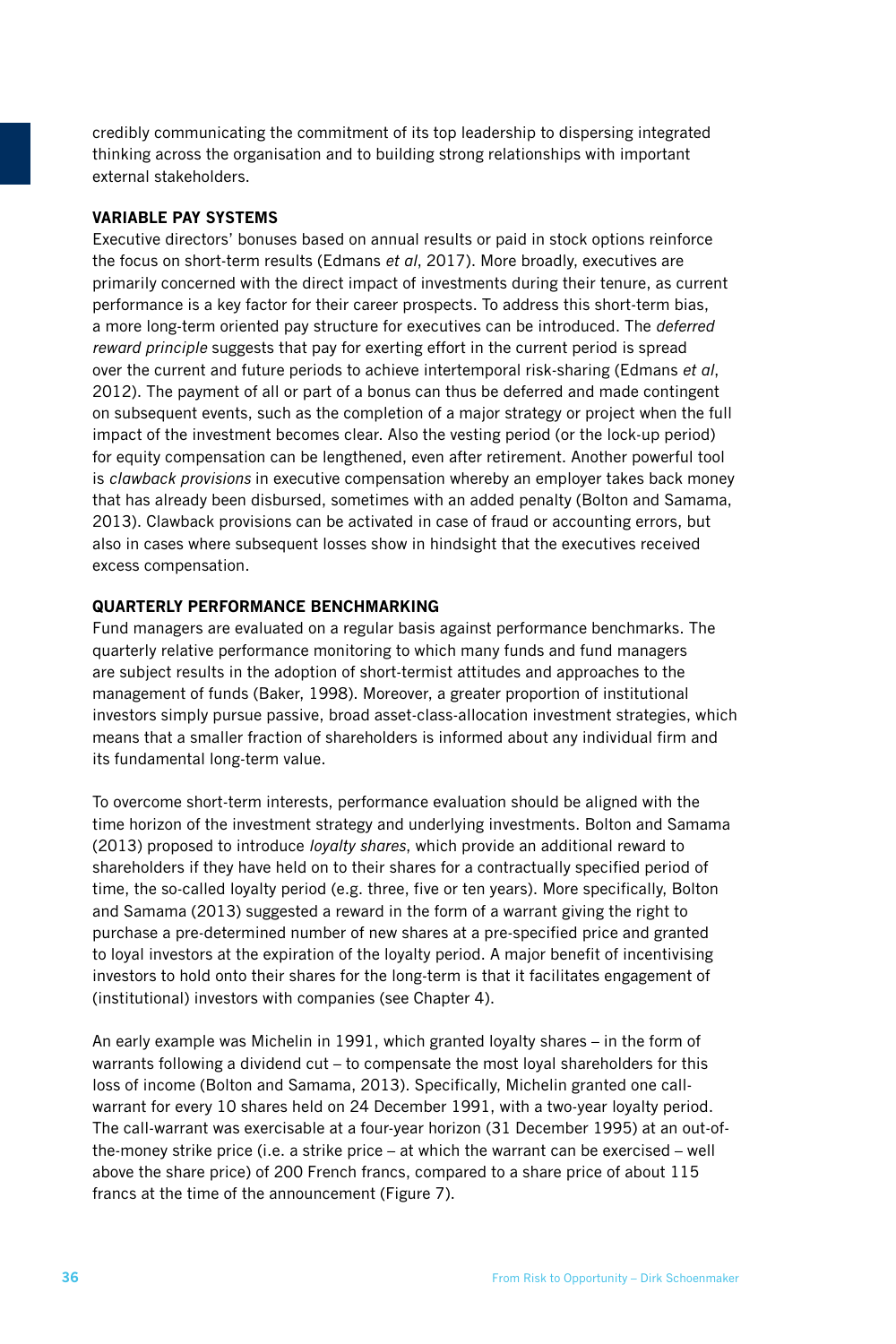credibly communicating the commitment of its top leadership to dispersing integrated thinking across the organisation and to building strong relationships with important external stakeholders.

### VARIABLE PAY SYSTEMS

Executive directors' bonuses based on annual results or paid in stock options reinforce the focus on short-term results (Edmans *et al*, 2017). More broadly, executives are primarily concerned with the direct impact of investments during their tenure, as current performance is a key factor for their career prospects. To address this short-term bias, a more long-term oriented pay structure for executives can be introduced. The *deferred reward principle* suggests that pay for exerting effort in the current period is spread over the current and future periods to achieve intertemporal risk-sharing (Edmans *et al*, 2012). The payment of all or part of a bonus can thus be deferred and made contingent on subsequent events, such as the completion of a major strategy or project when the full impact of the investment becomes clear. Also the vesting period (or the lock-up period) for equity compensation can be lengthened, even after retirement. Another powerful tool is *clawback provisions* in executive compensation whereby an employer takes back money that has already been disbursed, sometimes with an added penalty (Bolton and Samama, 2013). Clawback provisions can be activated in case of fraud or accounting errors, but also in cases where subsequent losses show in hindsight that the executives received excess compensation.

### QUARTERLY PERFORMANCE BENCHMARKING

Fund managers are evaluated on a regular basis against performance benchmarks. The quarterly relative performance monitoring to which many funds and fund managers are subject results in the adoption of short-termist attitudes and approaches to the management of funds (Baker, 1998). Moreover, a greater proportion of institutional investors simply pursue passive, broad asset-class-allocation investment strategies, which means that a smaller fraction of shareholders is informed about any individual firm and its fundamental long-term value.

To overcome short-term interests, performance evaluation should be aligned with the time horizon of the investment strategy and underlying investments. Bolton and Samama (2013) proposed to introduce *loyalty shares*, which provide an additional reward to shareholders if they have held on to their shares for a contractually specified period of time, the so-called loyalty period (e.g. three, five or ten years). More specifically, Bolton and Samama (2013) suggested a reward in the form of a warrant giving the right to purchase a pre-determined number of new shares at a pre-specified price and granted to loyal investors at the expiration of the loyalty period. A major benefit of incentivising investors to hold onto their shares for the long-term is that it facilitates engagement of (institutional) investors with companies (see Chapter 4).

An early example was Michelin in 1991, which granted loyalty shares – in the form of warrants following a dividend cut – to compensate the most loyal shareholders for this loss of income (Bolton and Samama, 2013). Specifically, Michelin granted one call-warrant for every 10 shares held on 24 December 1991, with a two-year loyalty period. The call-warrant was exercisable at a four-year horizon (31 December 1995) at an out-of-the-money strike price (i.e. a strike price – at which the warrant can be exercised – well above the share price) of 200 French francs, compared to a share price of about 115 francs at the time of the announcement (Figure 7).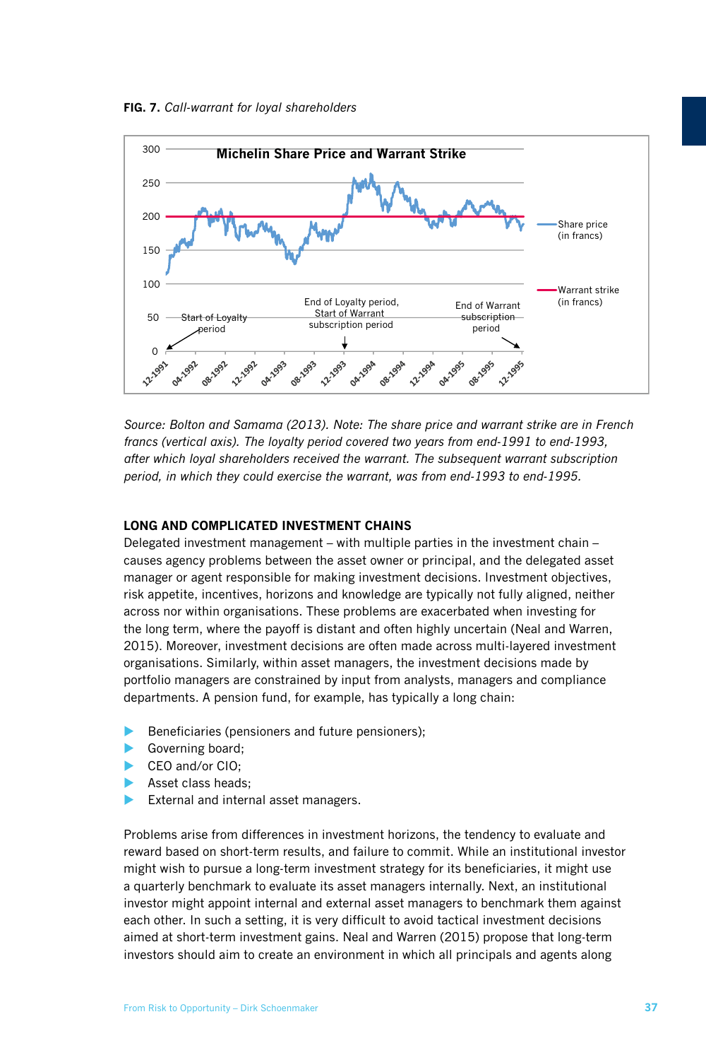**FIG. 7.** *Call-warrant for loyal shareholders*

*Source: Bolton and Samama (2013). Note: The share price and warrant strike are in French francs (vertical axis). The loyalty period covered two years from end-1991 to end-1993, after which loyal shareholders received the warrant. The subsequent warrant subscription period, in which they could exercise the warrant, was from end-1993 to end-1995.*

### LONG AND COMPLICATED INVESTMENT CHAINS

Delegated investment management – with multiple parties in the investment chain – causes agency problems between the asset owner or principal, and the delegated asset manager or agent responsible for making investment decisions. Investment objectives, risk appetite, incentives, horizons and knowledge are typically not fully aligned, neither across nor within organisations. These problems are exacerbated when investing for the long term, where the payoff is distant and often highly uncertain (Neal and Warren, 2015). Moreover, investment decisions are often made across multi-layered investment organisations. Similarly, within asset managers, the investment decisions made by portfolio managers are constrained by input from analysts, managers and compliance departments. A pension fund, for example, has typically a long chain:

- Beneficiaries (pensioners and future pensioners);
- Governing board;
- CEO and/or CIO;
- Asset class heads;
- External and internal asset managers.

Problems arise from differences in investment horizons, the tendency to evaluate and reward based on short-term results, and failure to commit. While an institutional investor might wish to pursue a long-term investment strategy for its beneficiaries, it might use a quarterly benchmark to evaluate its asset managers internally. Next, an institutional investor might appoint internal and external asset managers to benchmark them against each other. In such a setting, it is very difficult to avoid tactical investment decisions aimed at short-term investment gains. Neal and Warren (2015) propose that long-term investors should aim to create an environment in which all principals and agents along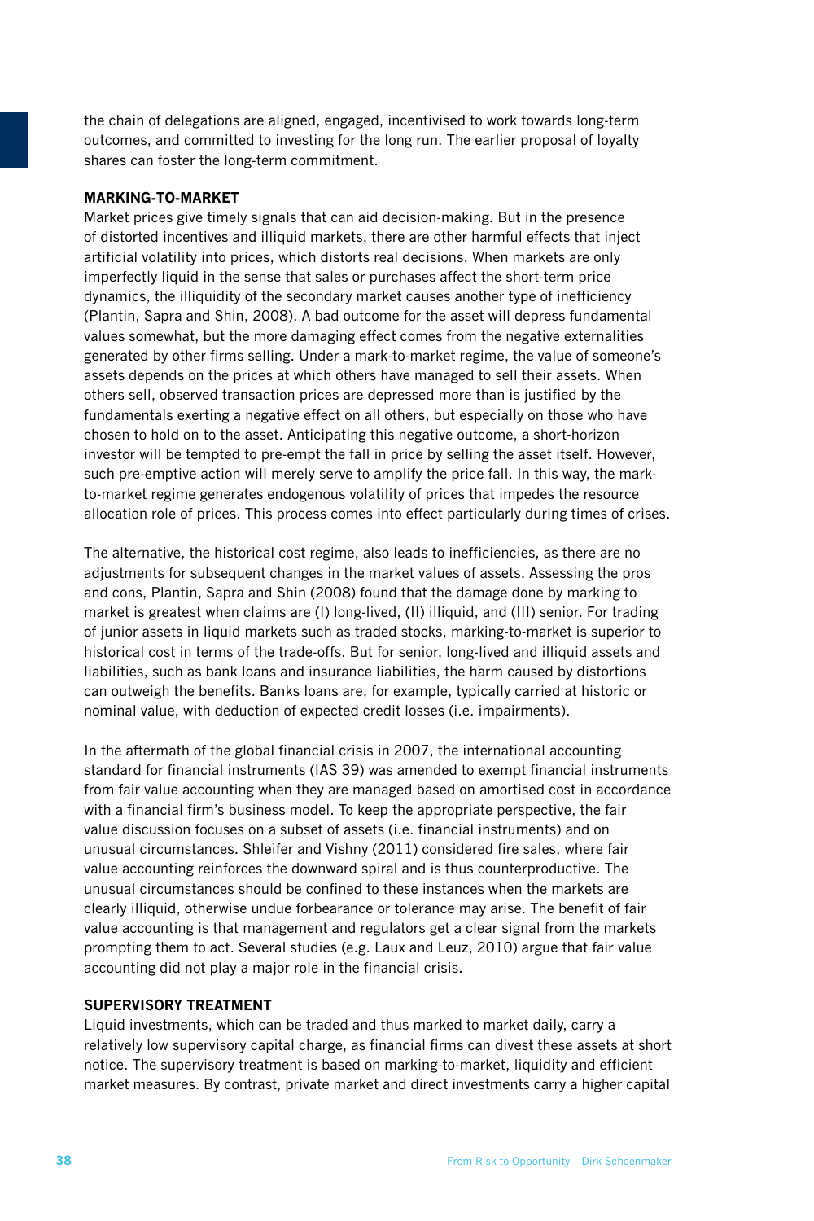the chain of delegations are aligned, engaged, incentivised to work towards long-term outcomes, and committed to investing for the long run. The earlier proposal of loyalty shares can foster the long-term commitment.

**MARKING-TO-MARKET**

Market prices give timely signals that can aid decision-making. But in the presence of distorted incentives and illiquid markets, there are other harmful effects that inject artificial volatility into prices, which distorts real decisions. When markets are only imperfectly liquid in the sense that sales or purchases affect the short-term price dynamics, the illiquidity of the secondary market causes another type of inefficiency (Plantin, Sapra and Shin, 2008). A bad outcome for the asset will depress fundamental values somewhat, but the more damaging effect comes from the negative externalities generated by other firms selling. Under a mark-to-market regime, the value of someone's assets depends on the prices at which others have managed to sell their assets. When others sell, observed transaction prices are depressed more than is justified by the fundamentals exerting a negative effect on all others, but especially on those who have chosen to hold on to the asset. Anticipating this negative outcome, a short-horizon investor will be tempted to pre-empt the fall in price by selling the asset itself. However, such pre-emptive action will merely serve to amplify the price fall. In this way, the mark-to-market regime generates endogenous volatility of prices that impedes the resource allocation role of prices. This process comes into effect particularly during times of crises.

The alternative, the historical cost regime, also leads to inefficiencies, as there are no adjustments for subsequent changes in the market values of assets. Assessing the pros and cons, Plantin, Sapra and Shin (2008) found that the damage done by marking to market is greatest when claims are (I) long-lived, (II) illiquid, and (III) senior. For trading of junior assets in liquid markets such as traded stocks, marking-to-market is superior to historical cost in terms of the trade-offs. But for senior, long-lived and illiquid assets and liabilities, such as bank loans and insurance liabilities, the harm caused by distortions can outweigh the benefits. Banks loans are, for example, typically carried at historic or nominal value, with deduction of expected credit losses (i.e. impairments).

In the aftermath of the global financial crisis in 2007, the international accounting standard for financial instruments (IAS 39) was amended to exempt financial instruments from fair value accounting when they are managed based on amortised cost in accordance with a financial firm's business model. To keep the appropriate perspective, the fair value discussion focuses on a subset of assets (i.e. financial instruments) and on unusual circumstances. Shleifer and Vishny (2011) considered fire sales, where fair value accounting reinforces the downward spiral and is thus counterproductive. The unusual circumstances should be confined to these instances when the markets are clearly illiquid, otherwise undue forbearance or tolerance may arise. The benefit of fair value accounting is that management and regulators get a clear signal from the markets prompting them to act. Several studies (e.g. Laux and Leuz, 2010) argue that fair value accounting did not play a major role in the financial crisis.

**SUPERVISORY TREATMENT**

Liquid investments, which can be traded and thus marked to market daily, carry a relatively low supervisory capital charge, as financial firms can divest these assets at short notice. The supervisory treatment is based on marking-to-market, liquidity and efficient market measures. By contrast, private market and direct investments carry a higher capital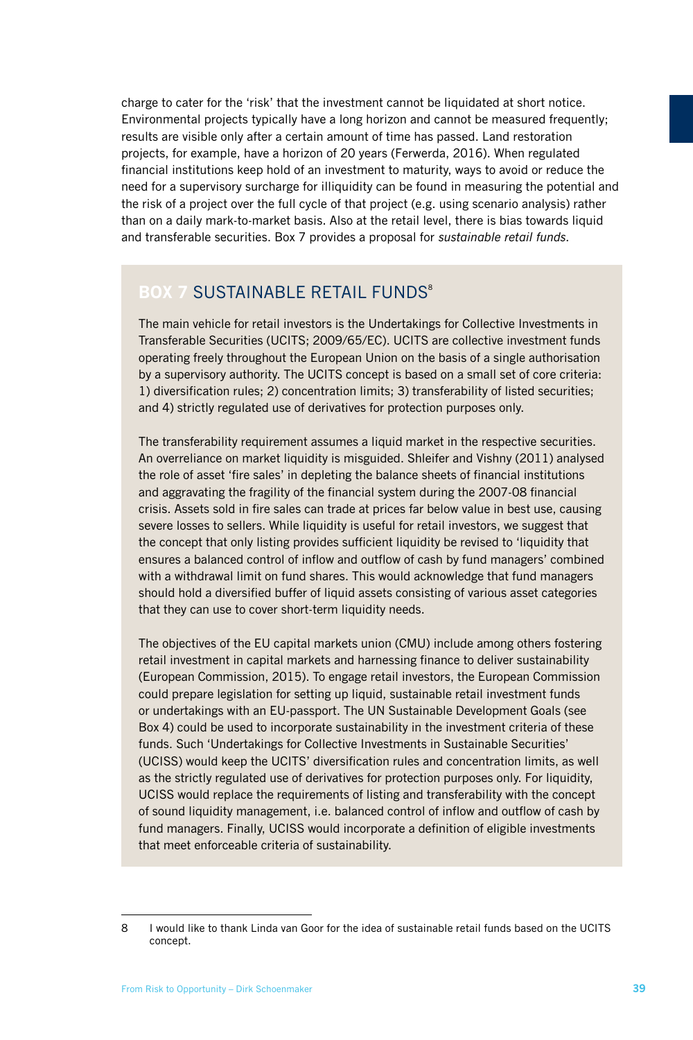charge to cater for the 'risk' that the investment cannot be liquidated at short notice. Environmental projects typically have a long horizon and cannot be measured frequently; results are visible only after a certain amount of time has passed. Land restoration projects, for example, have a horizon of 20 years (Ferwerda, 2016). When regulated financial institutions keep hold of an investment to maturity, ways to avoid or reduce the need for a supervisory surcharge for illiquidity can be found in measuring the potential and the risk of a project over the full cycle of that project (e.g. using scenario analysis) rather than on a daily mark-to-market basis. Also at the retail level, there is bias towards liquid and transferable securities. Box 7 provides a proposal for *sustainable retail funds*.

## BOX 7 SUSTAINABLE RETAIL FUNDS[8]

The main vehicle for retail investors is the Undertakings for Collective Investments in Transferable Securities (UCITS; 2009/65/EC). UCITS are collective investment funds operating freely throughout the European Union on the basis of a single authorisation by a supervisory authority. The UCITS concept is based on a small set of core criteria: 1) diversification rules; 2) concentration limits; 3) transferability of listed securities; and 4) strictly regulated use of derivatives for protection purposes only.

The transferability requirement assumes a liquid market in the respective securities. An overreliance on market liquidity is misguided. Shleifer and Vishny (2011) analysed the role of asset 'fire sales' in depleting the balance sheets of financial institutions and aggravating the fragility of the financial system during the 2007-08 financial crisis. Assets sold in fire sales can trade at prices far below value in best use, causing severe losses to sellers. While liquidity is useful for retail investors, we suggest that the concept that only listing provides sufficient liquidity be revised to 'liquidity that ensures a balanced control of inflow and outflow of cash by fund managers' combined with a withdrawal limit on fund shares. This would acknowledge that fund managers should hold a diversified buffer of liquid assets consisting of various asset categories that they can use to cover short-term liquidity needs.

The objectives of the EU capital markets union (CMU) include among others fostering retail investment in capital markets and harnessing finance to deliver sustainability (European Commission, 2015). To engage retail investors, the European Commission could prepare legislation for setting up liquid, sustainable retail investment funds or undertakings with an EU-passport. The UN Sustainable Development Goals (see Box 4) could be used to incorporate sustainability in the investment criteria of these funds. Such 'Undertakings for Collective Investments in Sustainable Securities' (UCISS) would keep the UCITS' diversification rules and concentration limits, as well as the strictly regulated use of derivatives for protection purposes only. For liquidity, UCISS would replace the requirements of listing and transferability with the concept of sound liquidity management, i.e. balanced control of inflow and outflow of cash by fund managers. Finally, UCISS would incorporate a definition of eligible investments that meet enforceable criteria of sustainability.

---

8 I would like to thank Linda van Goor for the idea of sustainable retail funds based on the UCITS concept.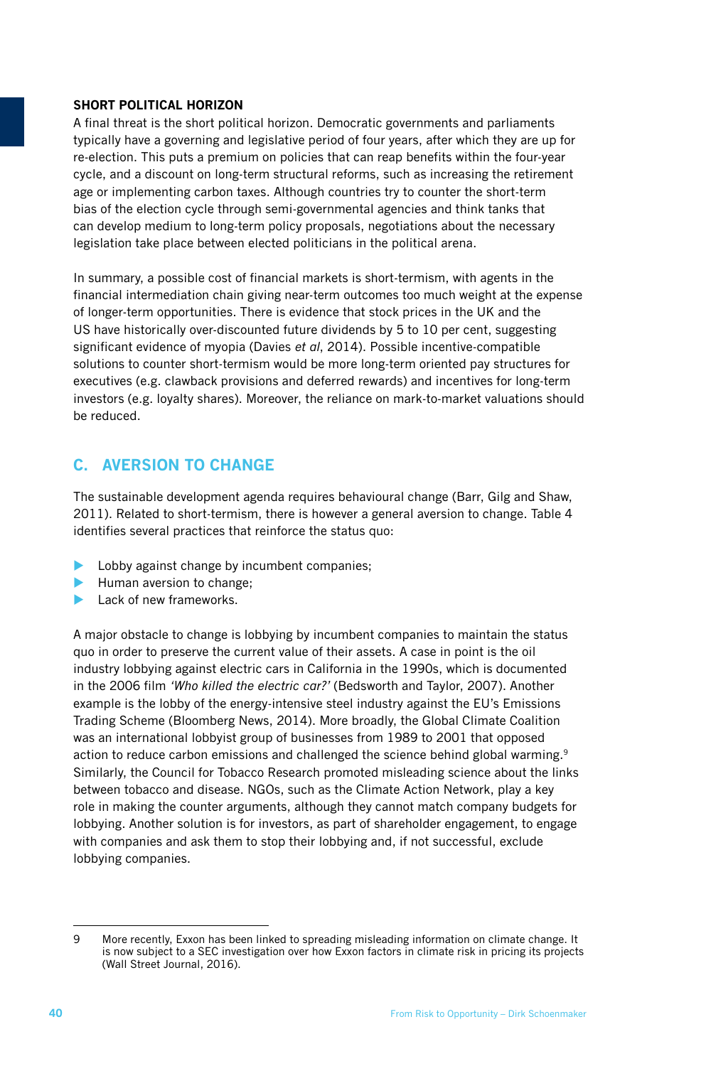### SHORT POLITICAL HORIZON

A final threat is the short political horizon. Democratic governments and parliaments typically have a governing and legislative period of four years, after which they are up for re-election. This puts a premium on policies that can reap benefits within the four-year cycle, and a discount on long-term structural reforms, such as increasing the retirement age or implementing carbon taxes. Although countries try to counter the short-term bias of the election cycle through semi-governmental agencies and think tanks that can develop medium to long-term policy proposals, negotiations about the necessary legislation take place between elected politicians in the political arena.

In summary, a possible cost of financial markets is short-termism, with agents in the financial intermediation chain giving near-term outcomes too much weight at the expense of longer-term opportunities. There is evidence that stock prices in the UK and the US have historically over-discounted future dividends by 5 to 10 per cent, suggesting significant evidence of myopia (Davies *et al*, 2014). Possible incentive-compatible solutions to counter short-termism would be more long-term oriented pay structures for executives (e.g. clawback provisions and deferred rewards) and incentives for long-term investors (e.g. loyalty shares). Moreover, the reliance on mark-to-market valuations should be reduced.

## C. AVERSION TO CHANGE

The sustainable development agenda requires behavioural change (Barr, Gilg and Shaw, 2011). Related to short-termism, there is however a general aversion to change. Table 4 identifies several practices that reinforce the status quo:

- Lobby against change by incumbent companies;
- Human aversion to change;
- Lack of new frameworks.

A major obstacle to change is lobbying by incumbent companies to maintain the status quo in order to preserve the current value of their assets. A case in point is the oil industry lobbying against electric cars in California in the 1990s, which is documented in the 2006 film *'Who killed the electric car?'* (Bedsworth and Taylor, 2007). Another example is the lobby of the energy-intensive steel industry against the EU's Emissions Trading Scheme (Bloomberg News, 2014). More broadly, the Global Climate Coalition was an international lobbyist group of businesses from 1989 to 2001 that opposed action to reduce carbon emissions and challenged the science behind global warming.[9] Similarly, the Council for Tobacco Research promoted misleading science about the links between tobacco and disease. NGOs, such as the Climate Action Network, play a key role in making the counter arguments, although they cannot match company budgets for lobbying. Another solution is for investors, as part of shareholder engagement, to engage with companies and ask them to stop their lobbying and, if not successful, exclude lobbying companies.

---

9 More recently, Exxon has been linked to spreading misleading information on climate change. It is now subject to a SEC investigation over how Exxon factors in climate risk in pricing its projects (Wall Street Journal, 2016).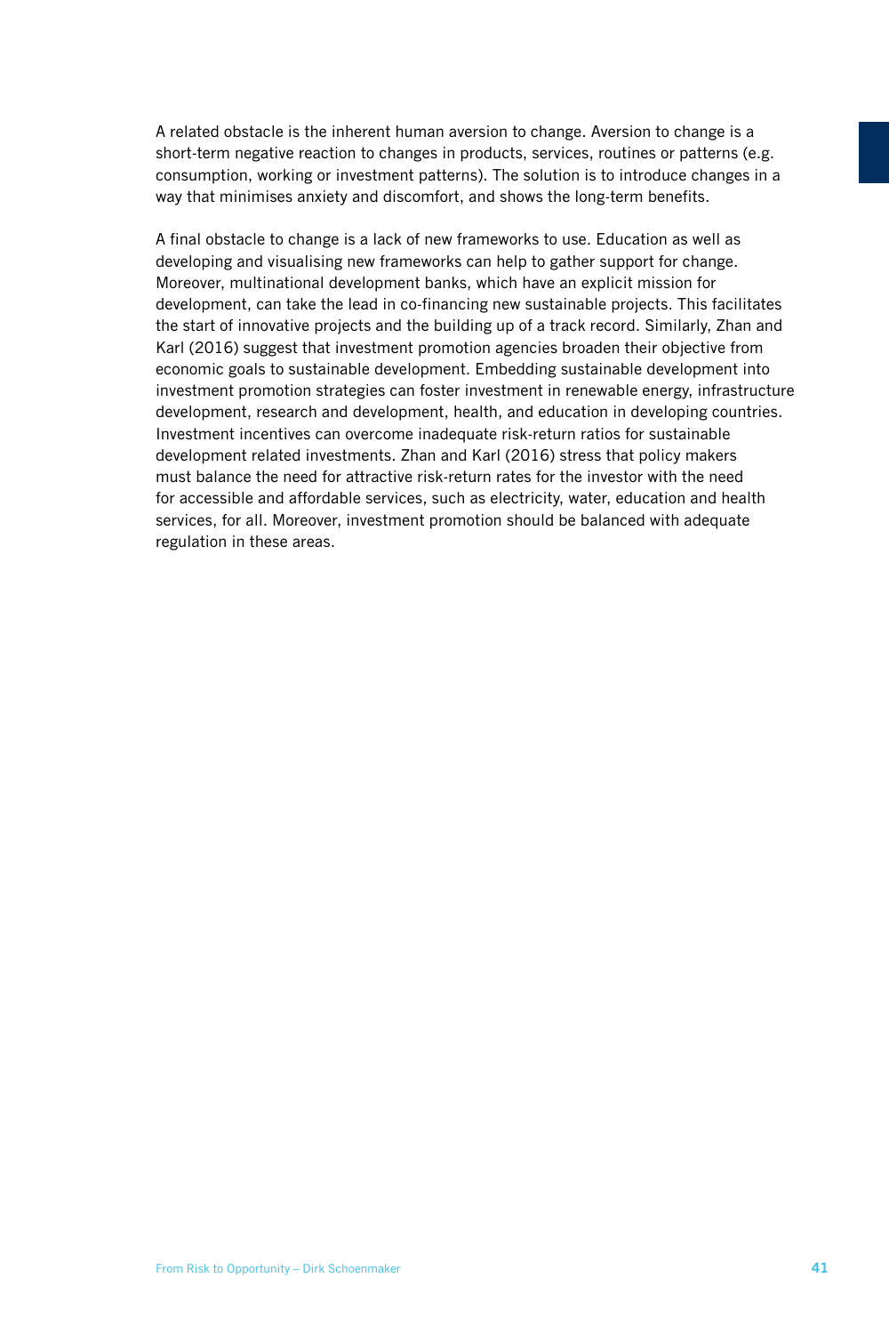A related obstacle is the inherent human aversion to change. Aversion to change is a short-term negative reaction to changes in products, services, routines or patterns (e.g. consumption, working or investment patterns). The solution is to introduce changes in a way that minimises anxiety and discomfort, and shows the long-term benefits.

A final obstacle to change is a lack of new frameworks to use. Education as well as developing and visualising new frameworks can help to gather support for change. Moreover, multinational development banks, which have an explicit mission for development, can take the lead in co-financing new sustainable projects. This facilitates the start of innovative projects and the building up of a track record. Similarly, Zhan and Karl (2016) suggest that investment promotion agencies broaden their objective from economic goals to sustainable development. Embedding sustainable development into investment promotion strategies can foster investment in renewable energy, infrastructure development, research and development, health, and education in developing countries. Investment incentives can overcome inadequate risk-return ratios for sustainable development related investments. Zhan and Karl (2016) stress that policy makers must balance the need for attractive risk-return rates for the investor with the need for accessible and affordable services, such as electricity, water, education and health services, for all. Moreover, investment promotion should be balanced with adequate regulation in these areas.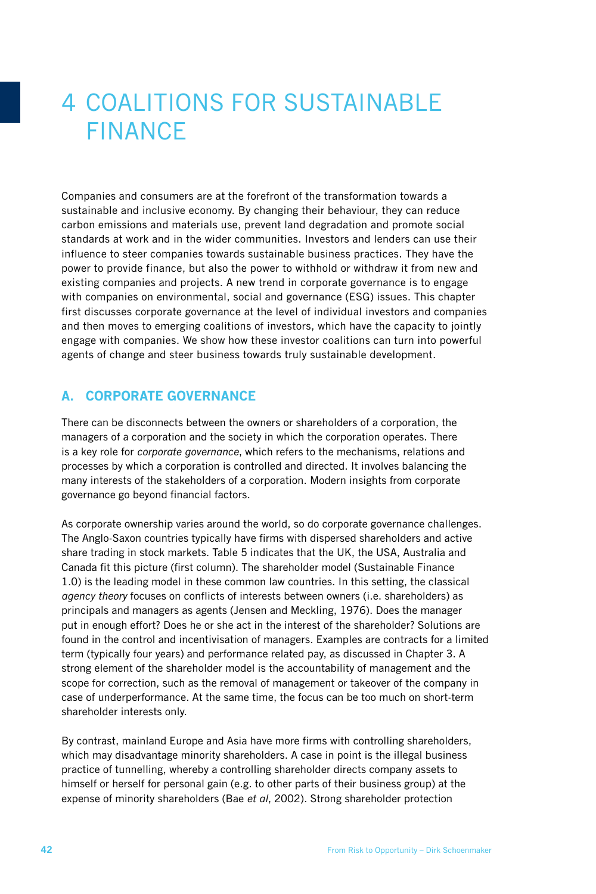# 4 COALITIONS FOR SUSTAINABLE FINANCE

Companies and consumers are at the forefront of the transformation towards a sustainable and inclusive economy. By changing their behaviour, they can reduce carbon emissions and materials use, prevent land degradation and promote social standards at work and in the wider communities. Investors and lenders can use their influence to steer companies towards sustainable business practices. They have the power to provide finance, but also the power to withhold or withdraw it from new and existing companies and projects. A new trend in corporate governance is to engage with companies on environmental, social and governance (ESG) issues. This chapter first discusses corporate governance at the level of individual investors and companies and then moves to emerging coalitions of investors, which have the capacity to jointly engage with companies. We show how these investor coalitions can turn into powerful agents of change and steer business towards truly sustainable development.

## A. CORPORATE GOVERNANCE

There can be disconnects between the owners or shareholders of a corporation, the managers of a corporation and the society in which the corporation operates. There is a key role for *corporate governance*, which refers to the mechanisms, relations and processes by which a corporation is controlled and directed. It involves balancing the many interests of the stakeholders of a corporation. Modern insights from corporate governance go beyond financial factors.

As corporate ownership varies around the world, so do corporate governance challenges. The Anglo-Saxon countries typically have firms with dispersed shareholders and active share trading in stock markets. Table 5 indicates that the UK, the USA, Australia and Canada fit this picture (first column). The shareholder model (Sustainable Finance 1.0) is the leading model in these common law countries. In this setting, the classical *agency theory* focuses on conflicts of interests between owners (i.e. shareholders) as principals and managers as agents (Jensen and Meckling, 1976). Does the manager put in enough effort? Does he or she act in the interest of the shareholder? Solutions are found in the control and incentivisation of managers. Examples are contracts for a limited term (typically four years) and performance related pay, as discussed in Chapter 3. A strong element of the shareholder model is the accountability of management and the scope for correction, such as the removal of management or takeover of the company in case of underperformance. At the same time, the focus can be too much on short-term shareholder interests only.

By contrast, mainland Europe and Asia have more firms with controlling shareholders, which may disadvantage minority shareholders. A case in point is the illegal business practice of tunnelling, whereby a controlling shareholder directs company assets to himself or herself for personal gain (e.g. to other parts of their business group) at the expense of minority shareholders (Bae *et al*, 2002). Strong shareholder protection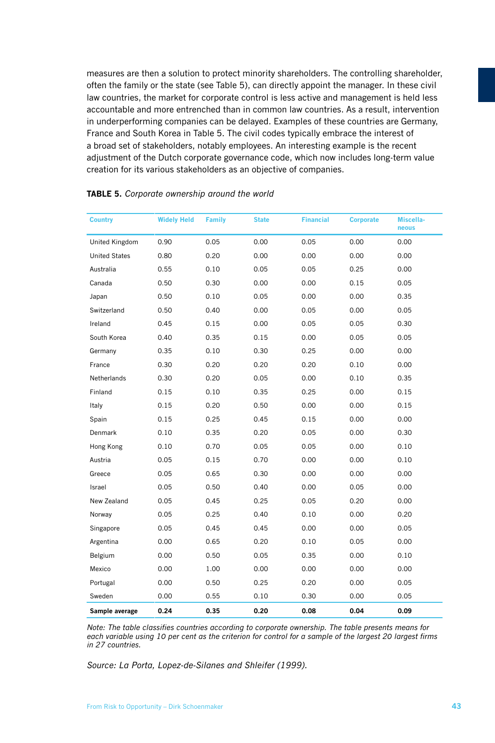measures are then a solution to protect minority shareholders. The controlling shareholder, often the family or the state (see Table 5), can directly appoint the manager. In these civil law countries, the market for corporate control is less active and management is held less accountable and more entrenched than in common law countries. As a result, intervention in underperforming companies can be delayed. Examples of these countries are Germany, France and South Korea in Table 5. The civil codes typically embrace the interest of a broad set of stakeholders, notably employees. An interesting example is the recent adjustment of the Dutch corporate governance code, which now includes long-term value creation for its various stakeholders as an objective of companies.

**TABLE 5.** *Corporate ownership around the world*

| Country | Widely Held | Family | State | Financial | Corporate | Miscellaneous |
|---|---|---|---|---|---|---|
| United Kingdom | 0.90 | 0.05 | 0.00 | 0.05 | 0.00 | 0.00 |
| United States | 0.80 | 0.20 | 0.00 | 0.00 | 0.00 | 0.00 |
| Australia | 0.55 | 0.10 | 0.05 | 0.05 | 0.25 | 0.00 |
| Canada | 0.50 | 0.30 | 0.00 | 0.00 | 0.15 | 0.05 |
| Japan | 0.50 | 0.10 | 0.05 | 0.00 | 0.00 | 0.35 |
| Switzerland | 0.50 | 0.40 | 0.00 | 0.05 | 0.00 | 0.05 |
| Ireland | 0.45 | 0.15 | 0.00 | 0.05 | 0.05 | 0.30 |
| South Korea | 0.40 | 0.35 | 0.15 | 0.00 | 0.05 | 0.05 |
| Germany | 0.35 | 0.10 | 0.30 | 0.25 | 0.00 | 0.00 |
| France | 0.30 | 0.20 | 0.20 | 0.20 | 0.10 | 0.00 |
| Netherlands | 0.30 | 0.20 | 0.05 | 0.00 | 0.10 | 0.35 |
| Finland | 0.15 | 0.10 | 0.35 | 0.25 | 0.00 | 0.15 |
| Italy | 0.15 | 0.20 | 0.50 | 0.00 | 0.00 | 0.15 |
| Spain | 0.15 | 0.25 | 0.45 | 0.15 | 0.00 | 0.00 |
| Denmark | 0.10 | 0.35 | 0.20 | 0.05 | 0.00 | 0.30 |
| Hong Kong | 0.10 | 0.70 | 0.05 | 0.05 | 0.00 | 0.10 |
| Austria | 0.05 | 0.15 | 0.70 | 0.00 | 0.00 | 0.10 |
| Greece | 0.05 | 0.65 | 0.30 | 0.00 | 0.00 | 0.00 |
| Israel | 0.05 | 0.50 | 0.40 | 0.00 | 0.05 | 0.00 |
| New Zealand | 0.05 | 0.45 | 0.25 | 0.05 | 0.20 | 0.00 |
| Norway | 0.05 | 0.25 | 0.40 | 0.10 | 0.00 | 0.20 |
| Singapore | 0.05 | 0.45 | 0.45 | 0.00 | 0.00 | 0.05 |
| Argentina | 0.00 | 0.65 | 0.20 | 0.10 | 0.05 | 0.00 |
| Belgium | 0.00 | 0.50 | 0.05 | 0.35 | 0.00 | 0.10 |
| Mexico | 0.00 | 1.00 | 0.00 | 0.00 | 0.00 | 0.00 |
| Portugal | 0.00 | 0.50 | 0.25 | 0.20 | 0.00 | 0.05 |
| Sweden | 0.00 | 0.55 | 0.10 | 0.30 | 0.00 | 0.05 |
| **Sample average** | **0.24** | **0.35** | **0.20** | **0.08** | **0.04** | **0.09** |

*Note: The table classifies countries according to corporate ownership. The table presents means for each variable using 10 per cent as the criterion for control for a sample of the largest 20 largest firms in 27 countries.*

*Source: La Porta, Lopez-de-Silanes and Shleifer (1999).*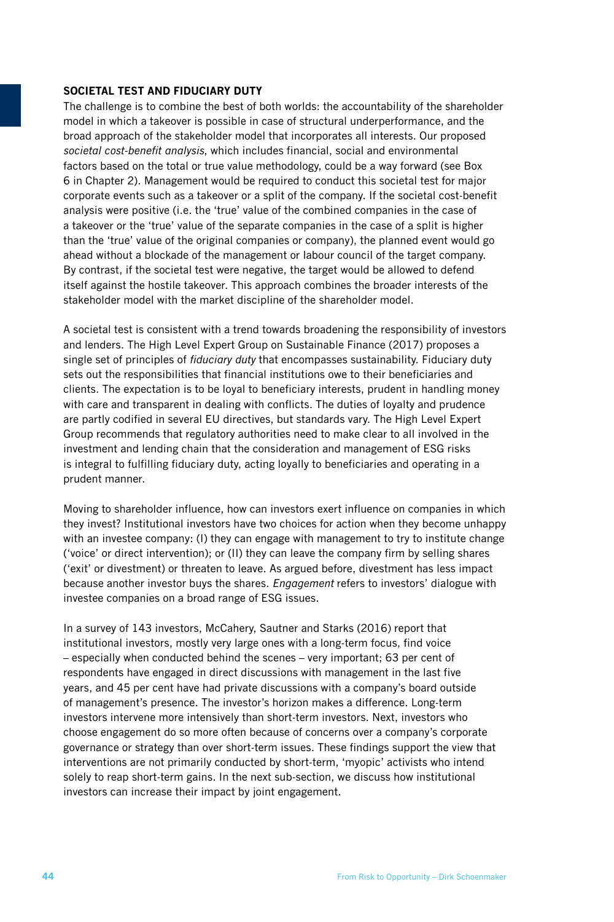### SOCIETAL TEST AND FIDUCIARY DUTY

The challenge is to combine the best of both worlds: the accountability of the shareholder model in which a takeover is possible in case of structural underperformance, and the broad approach of the stakeholder model that incorporates all interests. Our proposed *societal cost-benefit analysis*, which includes financial, social and environmental factors based on the total or true value methodology, could be a way forward (see Box 6 in Chapter 2). Management would be required to conduct this societal test for major corporate events such as a takeover or a split of the company. If the societal cost-benefit analysis were positive (i.e. the 'true' value of the combined companies in the case of a takeover or the 'true' value of the separate companies in the case of a split is higher than the 'true' value of the original companies or company), the planned event would go ahead without a blockade of the management or labour council of the target company. By contrast, if the societal test were negative, the target would be allowed to defend itself against the hostile takeover. This approach combines the broader interests of the stakeholder model with the market discipline of the shareholder model.

A societal test is consistent with a trend towards broadening the responsibility of investors and lenders. The High Level Expert Group on Sustainable Finance (2017) proposes a single set of principles of *fiduciary duty* that encompasses sustainability. Fiduciary duty sets out the responsibilities that financial institutions owe to their beneficiaries and clients. The expectation is to be loyal to beneficiary interests, prudent in handling money with care and transparent in dealing with conflicts. The duties of loyalty and prudence are partly codified in several EU directives, but standards vary. The High Level Expert Group recommends that regulatory authorities need to make clear to all involved in the investment and lending chain that the consideration and management of ESG risks is integral to fulfilling fiduciary duty, acting loyally to beneficiaries and operating in a prudent manner.

Moving to shareholder influence, how can investors exert influence on companies in which they invest? Institutional investors have two choices for action when they become unhappy with an investee company: (I) they can engage with management to try to institute change ('voice' or direct intervention); or (II) they can leave the company firm by selling shares ('exit' or divestment) or threaten to leave. As argued before, divestment has less impact because another investor buys the shares. *Engagement* refers to investors' dialogue with investee companies on a broad range of ESG issues.

In a survey of 143 investors, McCahery, Sautner and Starks (2016) report that institutional investors, mostly very large ones with a long-term focus, find voice – especially when conducted behind the scenes – very important; 63 per cent of respondents have engaged in direct discussions with management in the last five years, and 45 per cent have had private discussions with a company's board outside of management's presence. The investor's horizon makes a difference. Long-term investors intervene more intensively than short-term investors. Next, investors who choose engagement do so more often because of concerns over a company's corporate governance or strategy than over short-term issues. These findings support the view that interventions are not primarily conducted by short-term, 'myopic' activists who intend solely to reap short-term gains. In the next sub-section, we discuss how institutional investors can increase their impact by joint engagement.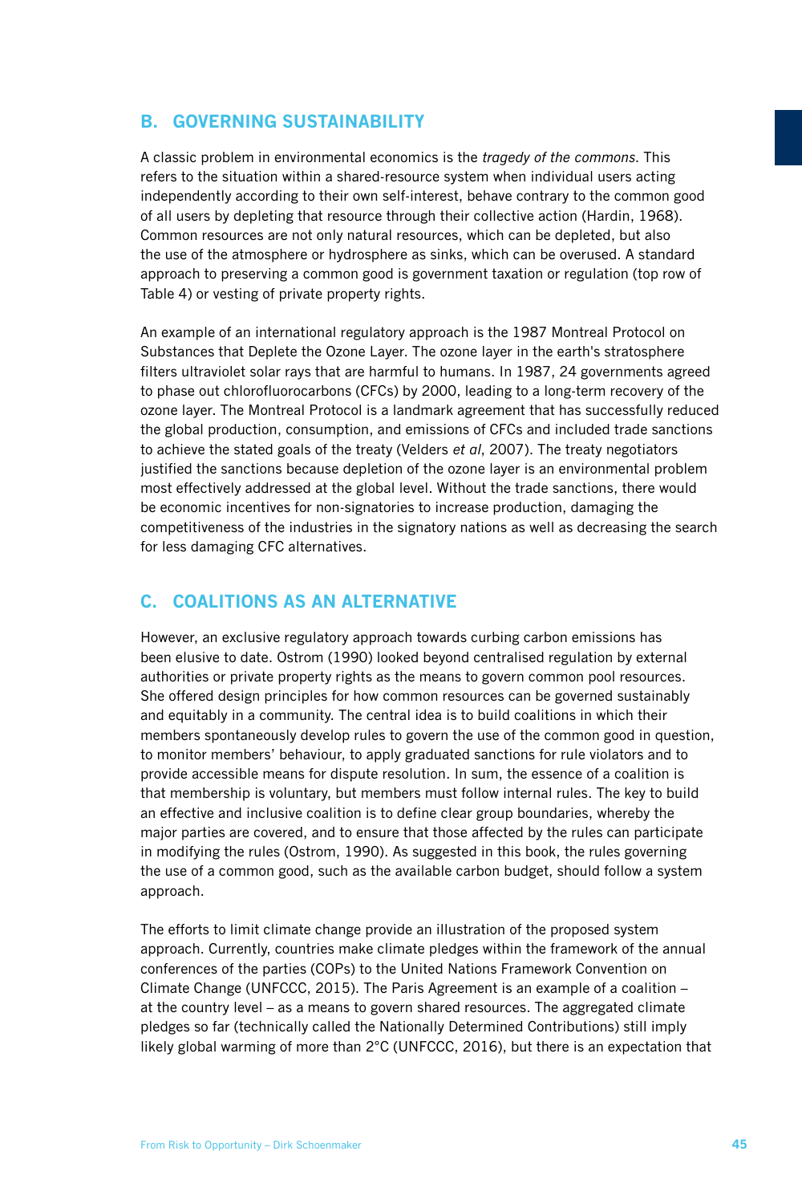## B. GOVERNING SUSTAINABILITY

A classic problem in environmental economics is the *tragedy of the commons*. This refers to the situation within a shared-resource system when individual users acting independently according to their own self-interest, behave contrary to the common good of all users by depleting that resource through their collective action (Hardin, 1968). Common resources are not only natural resources, which can be depleted, but also the use of the atmosphere or hydrosphere as sinks, which can be overused. A standard approach to preserving a common good is government taxation or regulation (top row of Table 4) or vesting of private property rights.

An example of an international regulatory approach is the 1987 Montreal Protocol on Substances that Deplete the Ozone Layer. The ozone layer in the earth's stratosphere filters ultraviolet solar rays that are harmful to humans. In 1987, 24 governments agreed to phase out chlorofluorocarbons (CFCs) by 2000, leading to a long-term recovery of the ozone layer. The Montreal Protocol is a landmark agreement that has successfully reduced the global production, consumption, and emissions of CFCs and included trade sanctions to achieve the stated goals of the treaty (Velders *et al*, 2007). The treaty negotiators justified the sanctions because depletion of the ozone layer is an environmental problem most effectively addressed at the global level. Without the trade sanctions, there would be economic incentives for non-signatories to increase production, damaging the competitiveness of the industries in the signatory nations as well as decreasing the search for less damaging CFC alternatives.

## C. COALITIONS AS AN ALTERNATIVE

However, an exclusive regulatory approach towards curbing carbon emissions has been elusive to date. Ostrom (1990) looked beyond centralised regulation by external authorities or private property rights as the means to govern common pool resources. She offered design principles for how common resources can be governed sustainably and equitably in a community. The central idea is to build coalitions in which their members spontaneously develop rules to govern the use of the common good in question, to monitor members' behaviour, to apply graduated sanctions for rule violators and to provide accessible means for dispute resolution. In sum, the essence of a coalition is that membership is voluntary, but members must follow internal rules. The key to build an effective and inclusive coalition is to define clear group boundaries, whereby the major parties are covered, and to ensure that those affected by the rules can participate in modifying the rules (Ostrom, 1990). As suggested in this book, the rules governing the use of a common good, such as the available carbon budget, should follow a system approach.

The efforts to limit climate change provide an illustration of the proposed system approach. Currently, countries make climate pledges within the framework of the annual conferences of the parties (COPs) to the United Nations Framework Convention on Climate Change (UNFCCC, 2015). The Paris Agreement is an example of a coalition – at the country level – as a means to govern shared resources. The aggregated climate pledges so far (technically called the Nationally Determined Contributions) still imply likely global warming of more than 2°C (UNFCCC, 2016), but there is an expectation that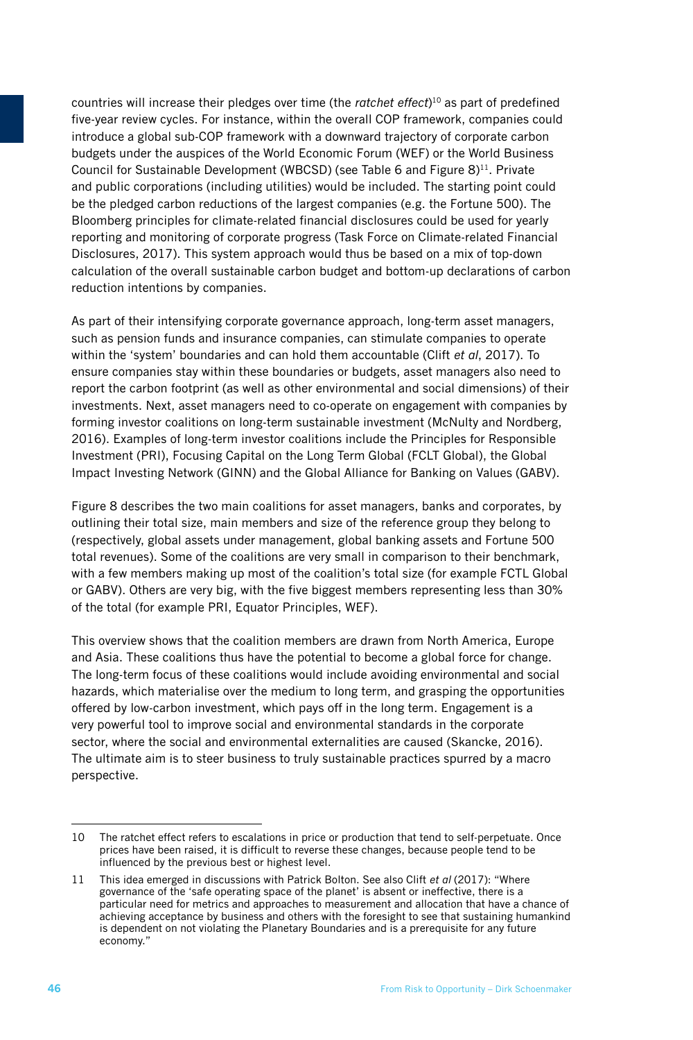countries will increase their pledges over time (the *ratchet effect*)[10] as part of predefined five-year review cycles. For instance, within the overall COP framework, companies could introduce a global sub-COP framework with a downward trajectory of corporate carbon budgets under the auspices of the World Economic Forum (WEF) or the World Business Council for Sustainable Development (WBCSD) (see Table 6 and Figure 8)[11]. Private and public corporations (including utilities) would be included. The starting point could be the pledged carbon reductions of the largest companies (e.g. the Fortune 500). The Bloomberg principles for climate-related financial disclosures could be used for yearly reporting and monitoring of corporate progress (Task Force on Climate-related Financial Disclosures, 2017). This system approach would thus be based on a mix of top-down calculation of the overall sustainable carbon budget and bottom-up declarations of carbon reduction intentions by companies.

As part of their intensifying corporate governance approach, long-term asset managers, such as pension funds and insurance companies, can stimulate companies to operate within the 'system' boundaries and can hold them accountable (Clift *et al*, 2017). To ensure companies stay within these boundaries or budgets, asset managers also need to report the carbon footprint (as well as other environmental and social dimensions) of their investments. Next, asset managers need to co-operate on engagement with companies by forming investor coalitions on long-term sustainable investment (McNulty and Nordberg, 2016). Examples of long-term investor coalitions include the Principles for Responsible Investment (PRI), Focusing Capital on the Long Term Global (FCLT Global), the Global Impact Investing Network (GINN) and the Global Alliance for Banking on Values (GABV).

Figure 8 describes the two main coalitions for asset managers, banks and corporates, by outlining their total size, main members and size of the reference group they belong to (respectively, global assets under management, global banking assets and Fortune 500 total revenues). Some of the coalitions are very small in comparison to their benchmark, with a few members making up most of the coalition's total size (for example FCTL Global or GABV). Others are very big, with the five biggest members representing less than 30% of the total (for example PRI, Equator Principles, WEF).

This overview shows that the coalition members are drawn from North America, Europe and Asia. These coalitions thus have the potential to become a global force for change. The long-term focus of these coalitions would include avoiding environmental and social hazards, which materialise over the medium to long term, and grasping the opportunities offered by low-carbon investment, which pays off in the long term. Engagement is a very powerful tool to improve social and environmental standards in the corporate sector, where the social and environmental externalities are caused (Skancke, 2016). The ultimate aim is to steer business to truly sustainable practices spurred by a macro perspective.

---

10 The ratchet effect refers to escalations in price or production that tend to self-perpetuate. Once prices have been raised, it is difficult to reverse these changes, because people tend to be influenced by the previous best or highest level.

11 This idea emerged in discussions with Patrick Bolton. See also Clift *et al* (2017): "Where governance of the 'safe operating space of the planet' is absent or ineffective, there is a particular need for metrics and approaches to measurement and allocation that have a chance of achieving acceptance by business and others with the foresight to see that sustaining humankind is dependent on not violating the Planetary Boundaries and is a prerequisite for any future economy."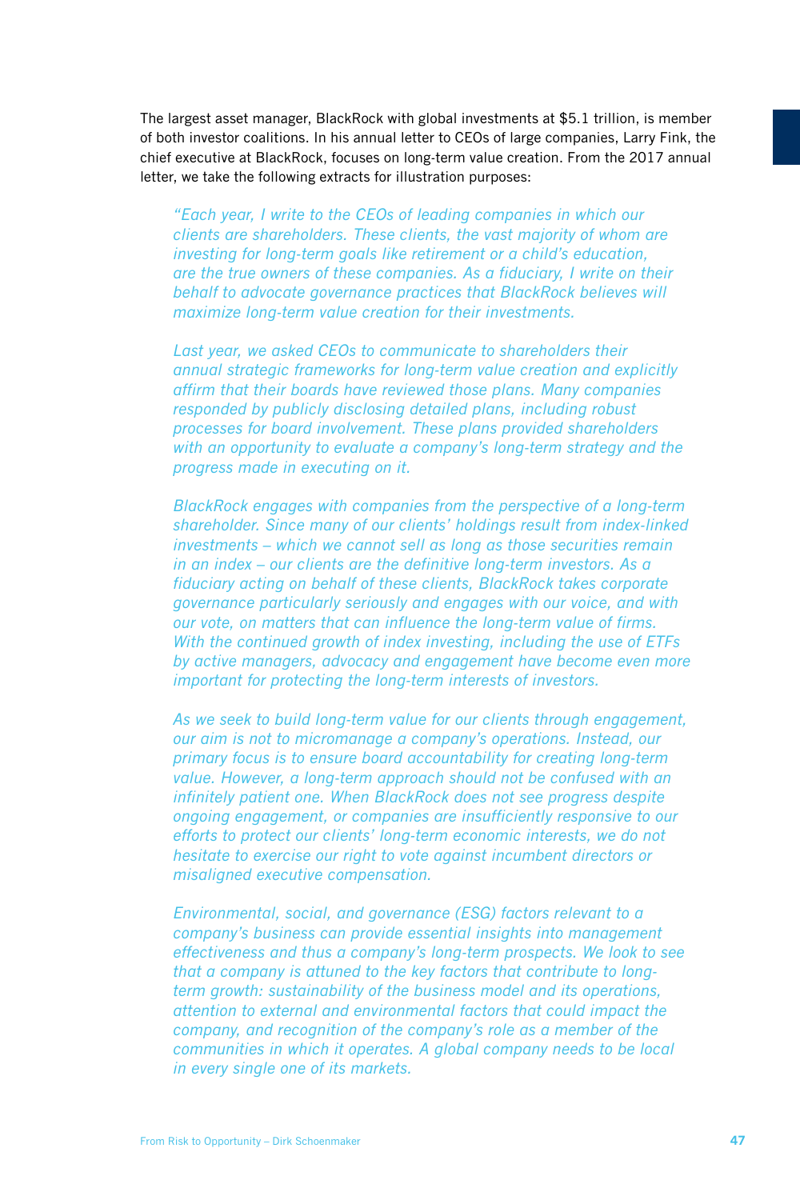The largest asset manager, BlackRock with global investments at $5.1 trillion, is member of both investor coalitions. In his annual letter to CEOs of large companies, Larry Fink, the chief executive at BlackRock, focuses on long-term value creation. From the 2017 annual letter, we take the following extracts for illustration purposes:

> *"Each year, I write to the CEOs of leading companies in which our clients are shareholders. These clients, the vast majority of whom are investing for long-term goals like retirement or a child's education, are the true owners of these companies. As a fiduciary, I write on their behalf to advocate governance practices that BlackRock believes will maximize long-term value creation for their investments.*
>
> *Last year, we asked CEOs to communicate to shareholders their annual strategic frameworks for long-term value creation and explicitly affirm that their boards have reviewed those plans. Many companies responded by publicly disclosing detailed plans, including robust processes for board involvement. These plans provided shareholders with an opportunity to evaluate a company's long-term strategy and the progress made in executing on it.*
>
> *BlackRock engages with companies from the perspective of a long-term shareholder. Since many of our clients' holdings result from index-linked investments – which we cannot sell as long as those securities remain in an index – our clients are the definitive long-term investors. As a fiduciary acting on behalf of these clients, BlackRock takes corporate governance particularly seriously and engages with our voice, and with our vote, on matters that can influence the long-term value of firms. With the continued growth of index investing, including the use of ETFs by active managers, advocacy and engagement have become even more important for protecting the long-term interests of investors.*
>
> *As we seek to build long-term value for our clients through engagement, our aim is not to micromanage a company's operations. Instead, our primary focus is to ensure board accountability for creating long-term value. However, a long-term approach should not be confused with an infinitely patient one. When BlackRock does not see progress despite ongoing engagement, or companies are insufficiently responsive to our efforts to protect our clients' long-term economic interests, we do not hesitate to exercise our right to vote against incumbent directors or misaligned executive compensation.*
>
> *Environmental, social, and governance (ESG) factors relevant to a company's business can provide essential insights into management effectiveness and thus a company's long-term prospects. We look to see that a company is attuned to the key factors that contribute to long-term growth: sustainability of the business model and its operations, attention to external and environmental factors that could impact the company, and recognition of the company's role as a member of the communities in which it operates. A global company needs to be local in every single one of its markets.*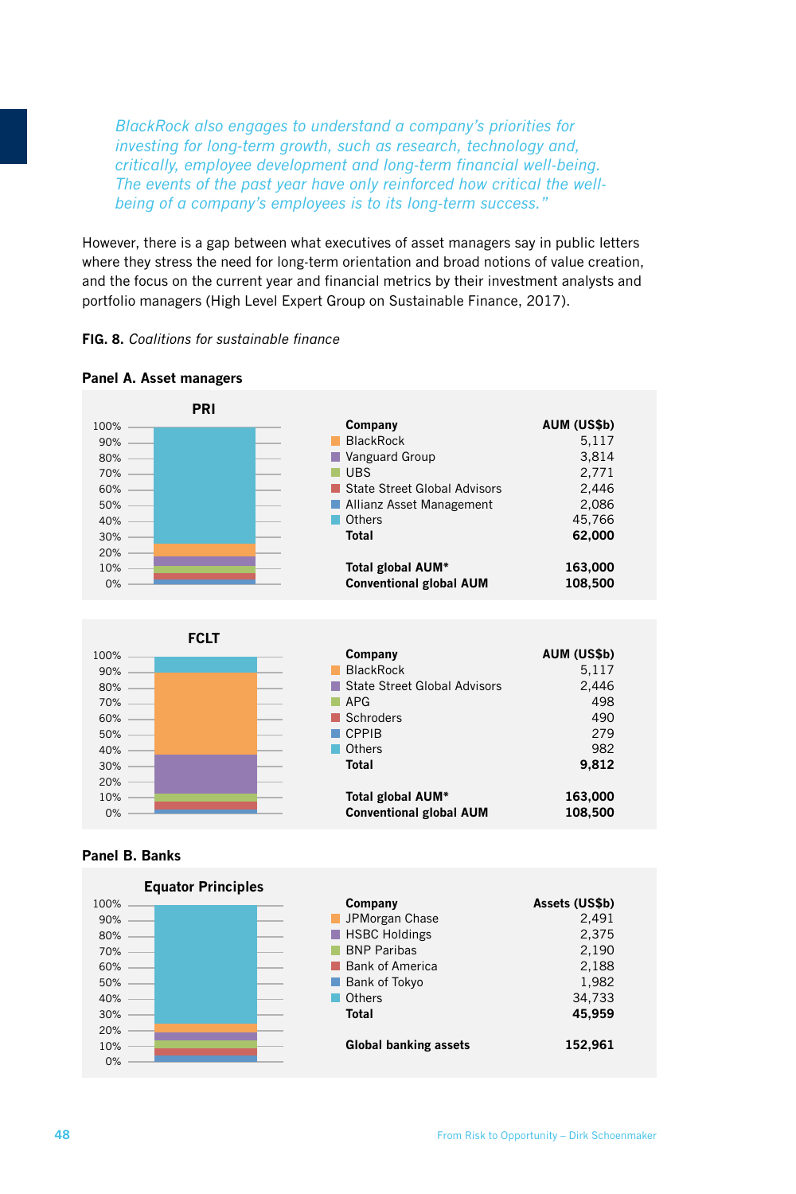*BlackRock also engages to understand a company's priorities for investing for long-term growth, such as research, technology and, critically, employee development and long-term financial well-being. The events of the past year have only reinforced how critical the well-being of a company's employees is to its long-term success."*

However, there is a gap between what executives of asset managers say in public letters where they stress the need for long-term orientation and broad notions of value creation, and the focus on the current year and financial metrics by their investment analysts and portfolio managers (High Level Expert Group on Sustainable Finance, 2017).

**FIG. 8.** *Coalitions for sustainable finance*

**Panel A. Asset managers**

**PRI**

| Company | AUM (US$b) |
|---|---|
| BlackRock | 5,117 |
| Vanguard Group | 3,814 |
| UBS | 2,771 |
| State Street Global Advisors | 2,446 |
| Allianz Asset Management | 2,086 |
| Others | 45,766 |
| **Total** | **62,000** |
| **Total global AUM*** | **163,000** |
| **Conventional global AUM** | **108,500** |

**FCLT**

| Company | AUM (US$b) |
|---|---|
| BlackRock | 5,117 |
| State Street Global Advisors | 2,446 |
| APG | 498 |
| Schroders | 490 |
| CPPIB | 279 |
| Others | 982 |
| **Total** | **9,812** |
| **Total global AUM*** | **163,000** |
| **Conventional global AUM** | **108,500** |

**Panel B. Banks**

**Equator Principles**

| Company | Assets (US$b) |
|---|---|
| JPMorgan Chase | 2,491 |
| HSBC Holdings | 2,375 |
| BNP Paribas | 2,190 |
| Bank of America | 2,188 |
| Bank of Tokyo | 1,982 |
| Others | 34,733 |
| **Total** | **45,959** |
| **Global banking assets** | **152,961** |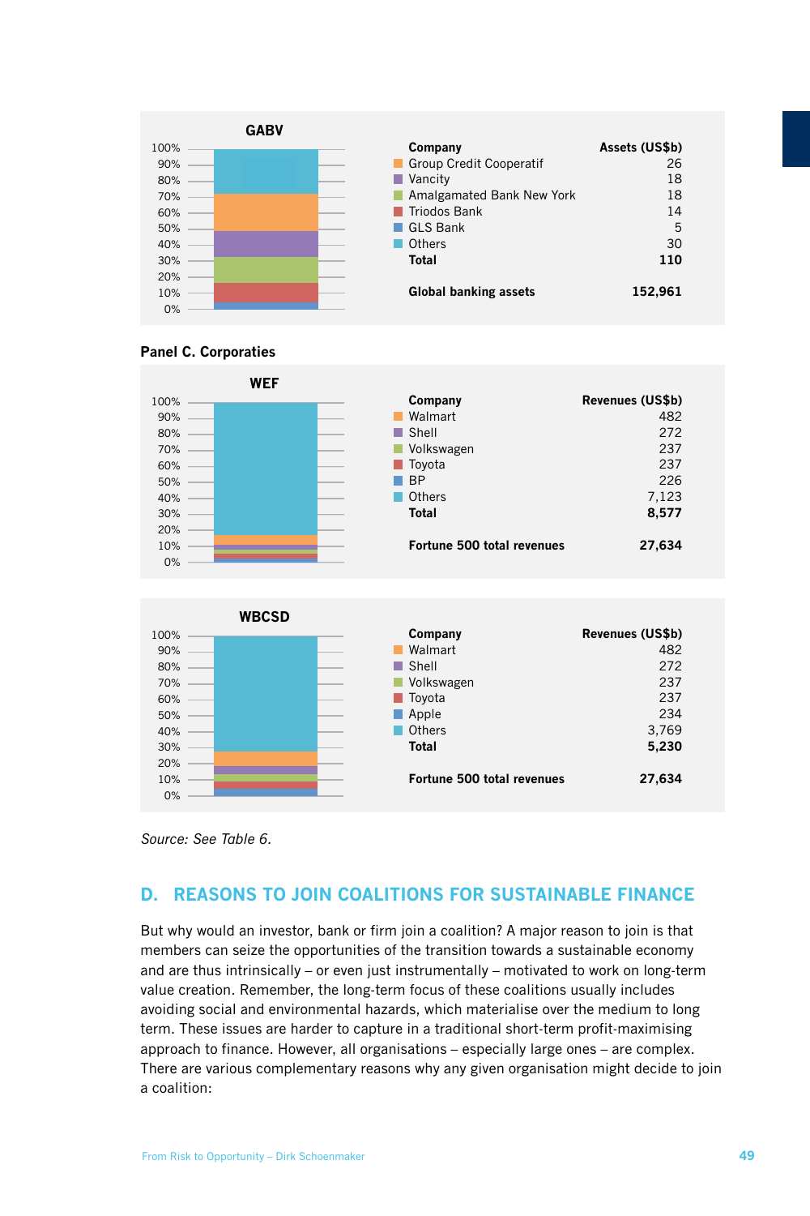**GABV**

| Company | Assets (US$b) |
|---|---|
| Group Credit Cooperatif | 26 |
| Vancity | 18 |
| Amalgamated Bank New York | 18 |
| Triodos Bank | 14 |
| GLS Bank | 5 |
| Others | 30 |
| **Total** | **110** |
| **Global banking assets** | **152,961** |

**Panel C. Corporates**

**WEF**

| Company | Revenues (US$b) |
|---|---|
| Walmart | 482 |
| Shell | 272 |
| Volkswagen | 237 |
| Toyota | 237 |
| BP | 226 |
| Others | 7,123 |
| **Total** | **8,577** |
| **Fortune 500 total revenues** | **27,634** |

**WBCSD**

| Company | Revenues (US$b) |
|---|---|
| Walmart | 482 |
| Shell | 272 |
| Volkswagen | 237 |
| Toyota | 237 |
| Apple | 234 |
| Others | 3,769 |
| **Total** | **5,230** |
| **Fortune 500 total revenues** | **27,634** |

*Source: See Table 6.*

## D. REASONS TO JOIN COALITIONS FOR SUSTAINABLE FINANCE

But why would an investor, bank or firm join a coalition? A major reason to join is that members can seize the opportunities of the transition towards a sustainable economy and are thus intrinsically – or even just instrumentally – motivated to work on long-term value creation. Remember, the long-term focus of these coalitions usually includes avoiding social and environmental hazards, which materialise over the medium to long term. These issues are harder to capture in a traditional short-term profit-maximising approach to finance. However, all organisations – especially large ones – are complex. There are various complementary reasons why any given organisation might decide to join a coalition: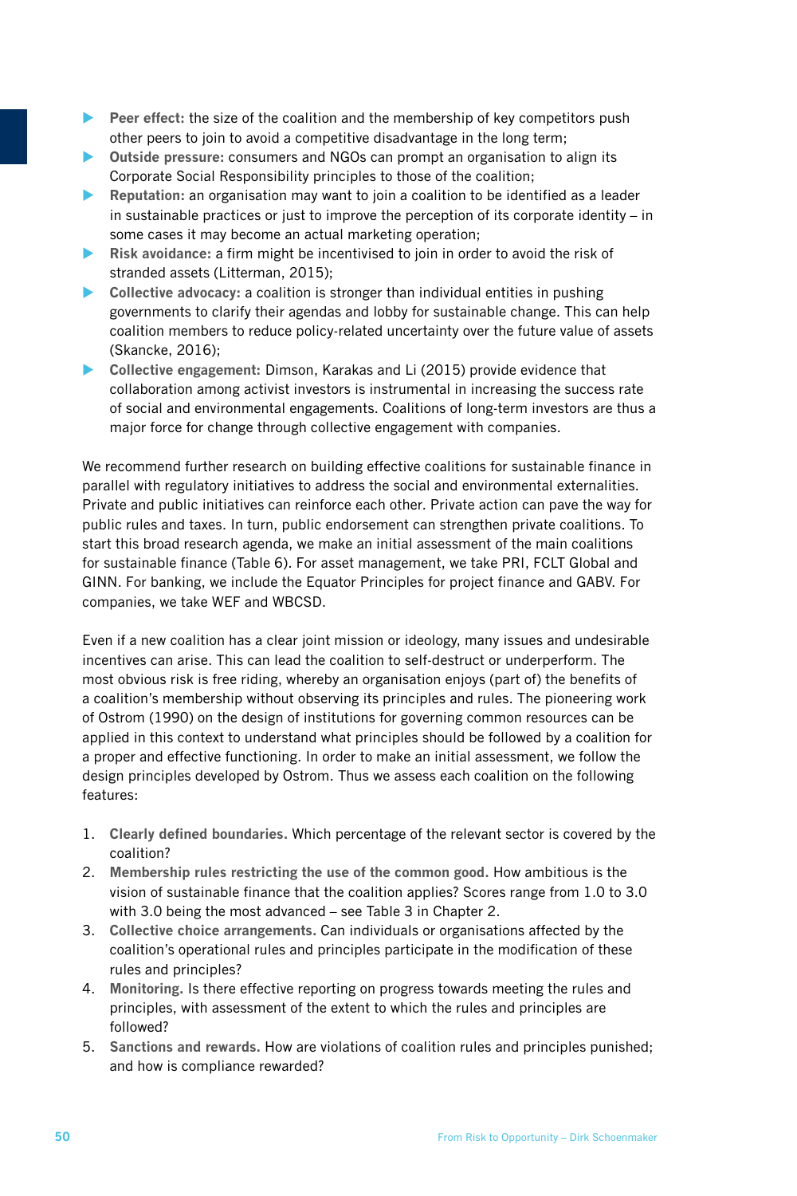- **Peer effect:** the size of the coalition and the membership of key competitors push other peers to join to avoid a competitive disadvantage in the long term;
- **Outside pressure:** consumers and NGOs can prompt an organisation to align its Corporate Social Responsibility principles to those of the coalition;
- **Reputation:** an organisation may want to join a coalition to be identified as a leader in sustainable practices or just to improve the perception of its corporate identity – in some cases it may become an actual marketing operation;
- **Risk avoidance:** a firm might be incentivised to join in order to avoid the risk of stranded assets (Litterman, 2015);
- **Collective advocacy:** a coalition is stronger than individual entities in pushing governments to clarify their agendas and lobby for sustainable change. This can help coalition members to reduce policy-related uncertainty over the future value of assets (Skancke, 2016);
- **Collective engagement:** Dimson, Karakas and Li (2015) provide evidence that collaboration among activist investors is instrumental in increasing the success rate of social and environmental engagements. Coalitions of long-term investors are thus a major force for change through collective engagement with companies.

We recommend further research on building effective coalitions for sustainable finance in parallel with regulatory initiatives to address the social and environmental externalities. Private and public initiatives can reinforce each other. Private action can pave the way for public rules and taxes. In turn, public endorsement can strengthen private coalitions. To start this broad research agenda, we make an initial assessment of the main coalitions for sustainable finance (Table 6). For asset management, we take PRI, FCLT Global and GINN. For banking, we include the Equator Principles for project finance and GABV. For companies, we take WEF and WBCSD.

Even if a new coalition has a clear joint mission or ideology, many issues and undesirable incentives can arise. This can lead the coalition to self-destruct or underperform. The most obvious risk is free riding, whereby an organisation enjoys (part of) the benefits of a coalition's membership without observing its principles and rules. The pioneering work of Ostrom (1990) on the design of institutions for governing common resources can be applied in this context to understand what principles should be followed by a coalition for a proper and effective functioning. In order to make an initial assessment, we follow the design principles developed by Ostrom. Thus we assess each coalition on the following features:

1. **Clearly defined boundaries.** Which percentage of the relevant sector is covered by the coalition?
2. **Membership rules restricting the use of the common good.** How ambitious is the vision of sustainable finance that the coalition applies? Scores range from 1.0 to 3.0 with 3.0 being the most advanced – see Table 3 in Chapter 2.
3. **Collective choice arrangements.** Can individuals or organisations affected by the coalition's operational rules and principles participate in the modification of these rules and principles?
4. **Monitoring.** Is there effective reporting on progress towards meeting the rules and principles, with assessment of the extent to which the rules and principles are followed?
5. **Sanctions and rewards.** How are violations of coalition rules and principles punished; and how is compliance rewarded?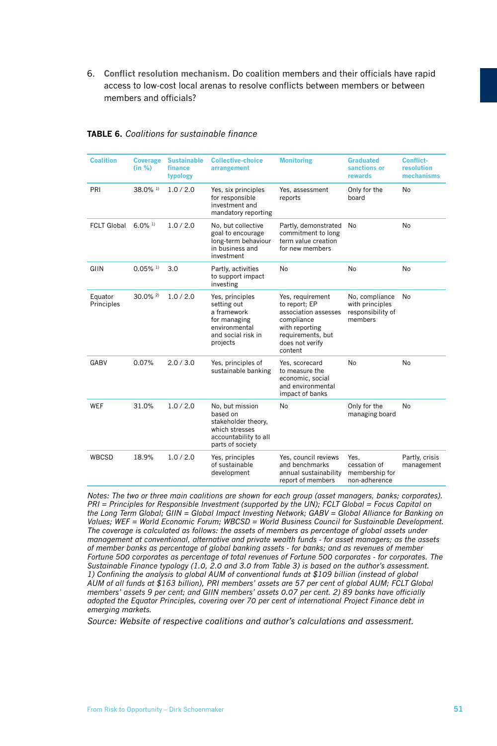6. **Conflict resolution mechanism.** Do coalition members and their officials have rapid access to low-cost local arenas to resolve conflicts between members or between members and officials?

**TABLE 6.** *Coalitions for sustainable finance*

| Coalition | Coverage (in %) | Sustainable finance typology | Collective-choice arrangement | Monitoring | Graduated sanctions or rewards | Conflict-resolution mechanisms |
|---|---|---|---|---|---|---|
| PRI | 38.0% [1] | 1.0 / 2.0 | Yes, six principles for responsible investment and mandatory reporting | Yes, assessment reports | Only for the board | No |
| FCLT Global | 6.0% [1] | 1.0 / 2.0 | No, but collective goal to encourage long-term behaviour in business and investment | Partly, demonstrated commitment to long term value creation for new members | No | No |
| GIIN | 0.05% [1] | 3.0 | Partly, activities to support impact investing | No | No | No |
| Equator Principles | 30.0% [2] | 1.0 / 2.0 | Yes, principles setting out a framework for managing environmental and social risk in projects | Yes, requirement to report; EP association assesses compliance with reporting requirements, but does not verify content | No, compliance with principles responsibility of members | No |
| GABV | 0.07% | 2.0 / 3.0 | Yes, principles of sustainable banking | Yes, scorecard to measure the economic, social and environmental impact of banks | No | No |
| WEF | 31.0% | 1.0 / 2.0 | No, but mission based on stakeholder theory, which stresses accountability to all parts of society | No | Only for the managing board | No |
| WBCSD | 18.9% | 1.0 / 2.0 | Yes, principles of sustainable development | Yes, council reviews and benchmarks annual sustainability report of members | Yes, cessation of membership for non-adherence | Partly, crisis management |

*Notes: The two or three main coalitions are shown for each group (asset managers, banks; corporates). PRI = Principles for Responsible Investment (supported by the UN); FCLT Global = Focus Capital on the Long Term Global; GIIN = Global Impact Investing Network; GABV = Global Alliance for Banking on Values; WEF = World Economic Forum; WBCSD = World Business Council for Sustainable Development. The coverage is calculated as follows: the assets of members as percentage of global assets under management at conventional, alternative and private wealth funds - for asset managers; as the assets of member banks as percentage of global banking assets - for banks; and as revenues of member Fortune 500 corporates as percentage of total revenues of Fortune 500 corporates - for corporates. The Sustainable Finance typology (1.0, 2.0 and 3.0 from Table 3) is based on the author's assessment. 1) Confining the analysis to global AUM of conventional funds at $109 billion (instead of global AUM of all funds at $163 billion), PRI members' assets are 57 per cent of global AUM; FCLT Global members' assets 9 per cent; and GIIN members' assets 0.07 per cent. 2) 89 banks have officially adopted the Equator Principles, covering over 70 per cent of international Project Finance debt in emerging markets.*

*Source: Website of respective coalitions and author's calculations and assessment.*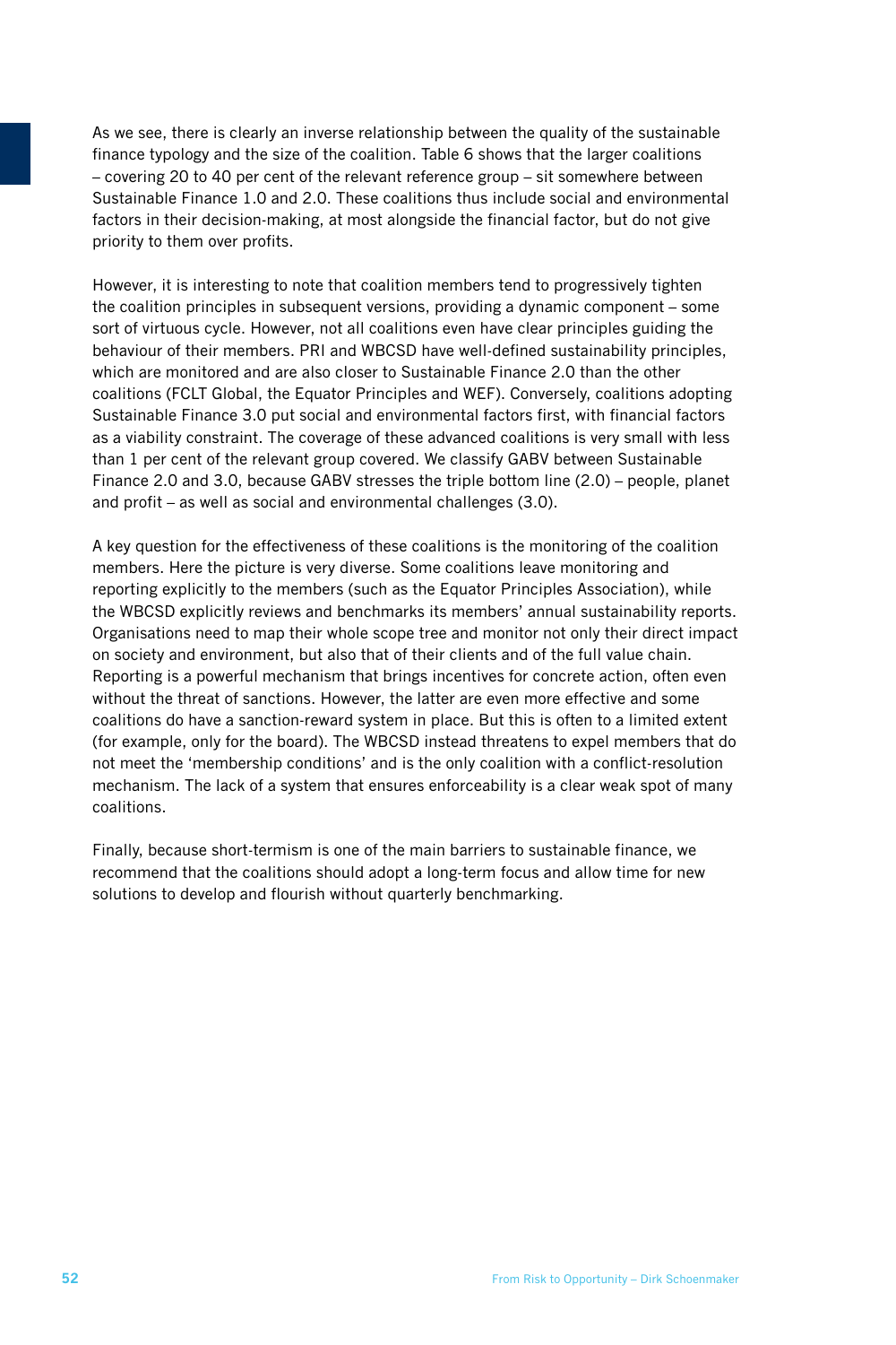As we see, there is clearly an inverse relationship between the quality of the sustainable finance typology and the size of the coalition. Table 6 shows that the larger coalitions – covering 20 to 40 per cent of the relevant reference group – sit somewhere between Sustainable Finance 1.0 and 2.0. These coalitions thus include social and environmental factors in their decision-making, at most alongside the financial factor, but do not give priority to them over profits.

However, it is interesting to note that coalition members tend to progressively tighten the coalition principles in subsequent versions, providing a dynamic component – some sort of virtuous cycle. However, not all coalitions even have clear principles guiding the behaviour of their members. PRI and WBCSD have well-defined sustainability principles, which are monitored and are also closer to Sustainable Finance 2.0 than the other coalitions (FCLT Global, the Equator Principles and WEF). Conversely, coalitions adopting Sustainable Finance 3.0 put social and environmental factors first, with financial factors as a viability constraint. The coverage of these advanced coalitions is very small with less than 1 per cent of the relevant group covered. We classify GABV between Sustainable Finance 2.0 and 3.0, because GABV stresses the triple bottom line (2.0) – people, planet and profit – as well as social and environmental challenges (3.0).

A key question for the effectiveness of these coalitions is the monitoring of the coalition members. Here the picture is very diverse. Some coalitions leave monitoring and reporting explicitly to the members (such as the Equator Principles Association), while the WBCSD explicitly reviews and benchmarks its members' annual sustainability reports. Organisations need to map their whole scope tree and monitor not only their direct impact on society and environment, but also that of their clients and of the full value chain. Reporting is a powerful mechanism that brings incentives for concrete action, often even without the threat of sanctions. However, the latter are even more effective and some coalitions do have a sanction-reward system in place. But this is often to a limited extent (for example, only for the board). The WBCSD instead threatens to expel members that do not meet the 'membership conditions' and is the only coalition with a conflict-resolution mechanism. The lack of a system that ensures enforceability is a clear weak spot of many coalitions.

Finally, because short-termism is one of the main barriers to sustainable finance, we recommend that the coalitions should adopt a long-term focus and allow time for new solutions to develop and flourish without quarterly benchmarking.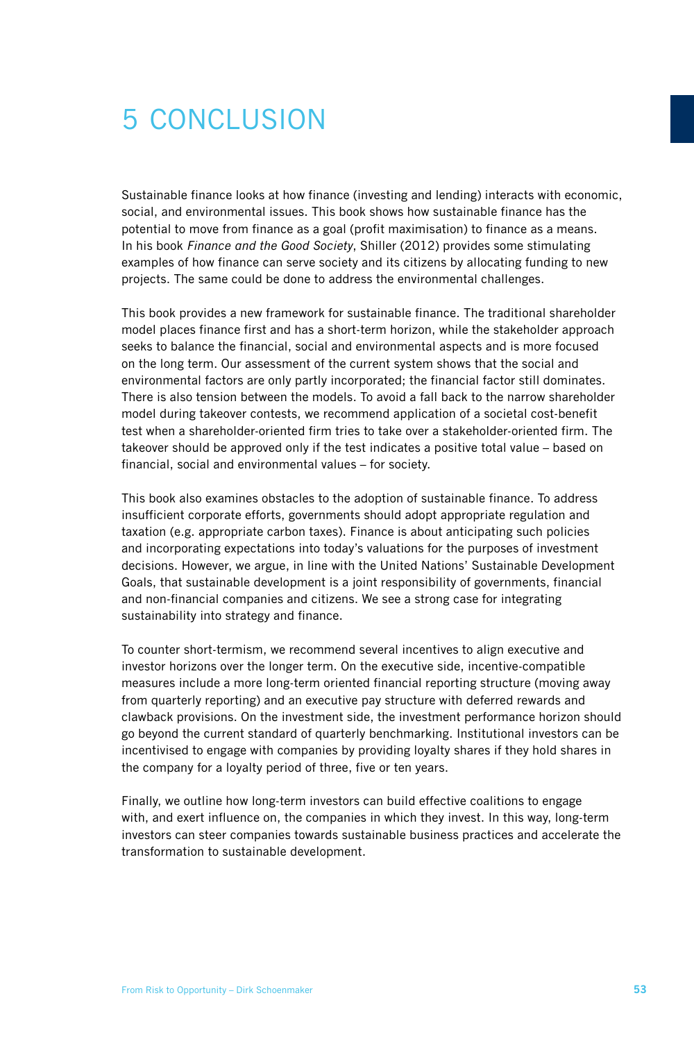# 5 CONCLUSION

Sustainable finance looks at how finance (investing and lending) interacts with economic, social, and environmental issues. This book shows how sustainable finance has the potential to move from finance as a goal (profit maximisation) to finance as a means. In his book *Finance and the Good Society*, Shiller (2012) provides some stimulating examples of how finance can serve society and its citizens by allocating funding to new projects. The same could be done to address the environmental challenges.

This book provides a new framework for sustainable finance. The traditional shareholder model places finance first and has a short-term horizon, while the stakeholder approach seeks to balance the financial, social and environmental aspects and is more focused on the long term. Our assessment of the current system shows that the social and environmental factors are only partly incorporated; the financial factor still dominates. There is also tension between the models. To avoid a fall back to the narrow shareholder model during takeover contests, we recommend application of a societal cost-benefit test when a shareholder-oriented firm tries to take over a stakeholder-oriented firm. The takeover should be approved only if the test indicates a positive total value – based on financial, social and environmental values – for society.

This book also examines obstacles to the adoption of sustainable finance. To address insufficient corporate efforts, governments should adopt appropriate regulation and taxation (e.g. appropriate carbon taxes). Finance is about anticipating such policies and incorporating expectations into today's valuations for the purposes of investment decisions. However, we argue, in line with the United Nations' Sustainable Development Goals, that sustainable development is a joint responsibility of governments, financial and non-financial companies and citizens. We see a strong case for integrating sustainability into strategy and finance.

To counter short-termism, we recommend several incentives to align executive and investor horizons over the longer term. On the executive side, incentive-compatible measures include a more long-term oriented financial reporting structure (moving away from quarterly reporting) and an executive pay structure with deferred rewards and clawback provisions. On the investment side, the investment performance horizon should go beyond the current standard of quarterly benchmarking. Institutional investors can be incentivised to engage with companies by providing loyalty shares if they hold shares in the company for a loyalty period of three, five or ten years.

Finally, we outline how long-term investors can build effective coalitions to engage with, and exert influence on, the companies in which they invest. In this way, long-term investors can steer companies towards sustainable business practices and accelerate the transformation to sustainable development.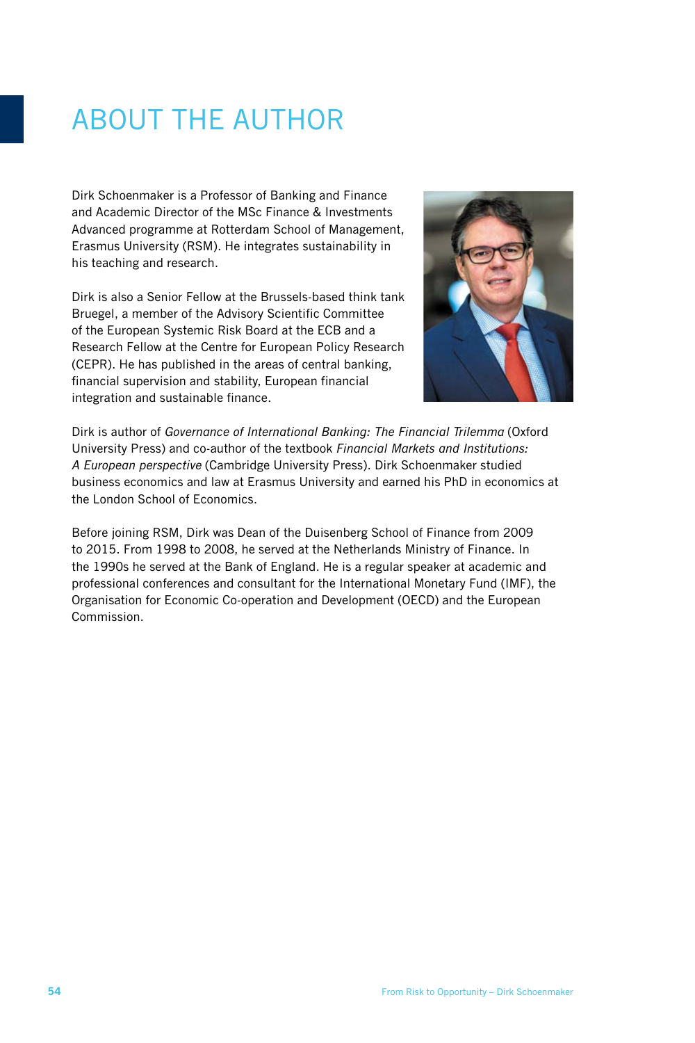# ABOUT THE AUTHOR

Dirk Schoenmaker is a Professor of Banking and Finance and Academic Director of the MSc Finance & Investments Advanced programme at Rotterdam School of Management, Erasmus University (RSM). He integrates sustainability in his teaching and research.

Dirk is also a Senior Fellow at the Brussels-based think tank Bruegel, a member of the Advisory Scientific Committee of the European Systemic Risk Board at the ECB and a Research Fellow at the Centre for European Policy Research (CEPR). He has published in the areas of central banking, financial supervision and stability, European financial integration and sustainable finance.

Dirk is author of *Governance of International Banking: The Financial Trilemma* (Oxford University Press) and co-author of the textbook *Financial Markets and Institutions: A European perspective* (Cambridge University Press). Dirk Schoenmaker studied business economics and law at Erasmus University and earned his PhD in economics at the London School of Economics.

Before joining RSM, Dirk was Dean of the Duisenberg School of Finance from 2009 to 2015. From 1998 to 2008, he served at the Netherlands Ministry of Finance. In the 1990s he served at the Bank of England. He is a regular speaker at academic and professional conferences and consultant for the International Monetary Fund (IMF), the Organisation for Economic Co-operation and Development (OECD) and the European Commission.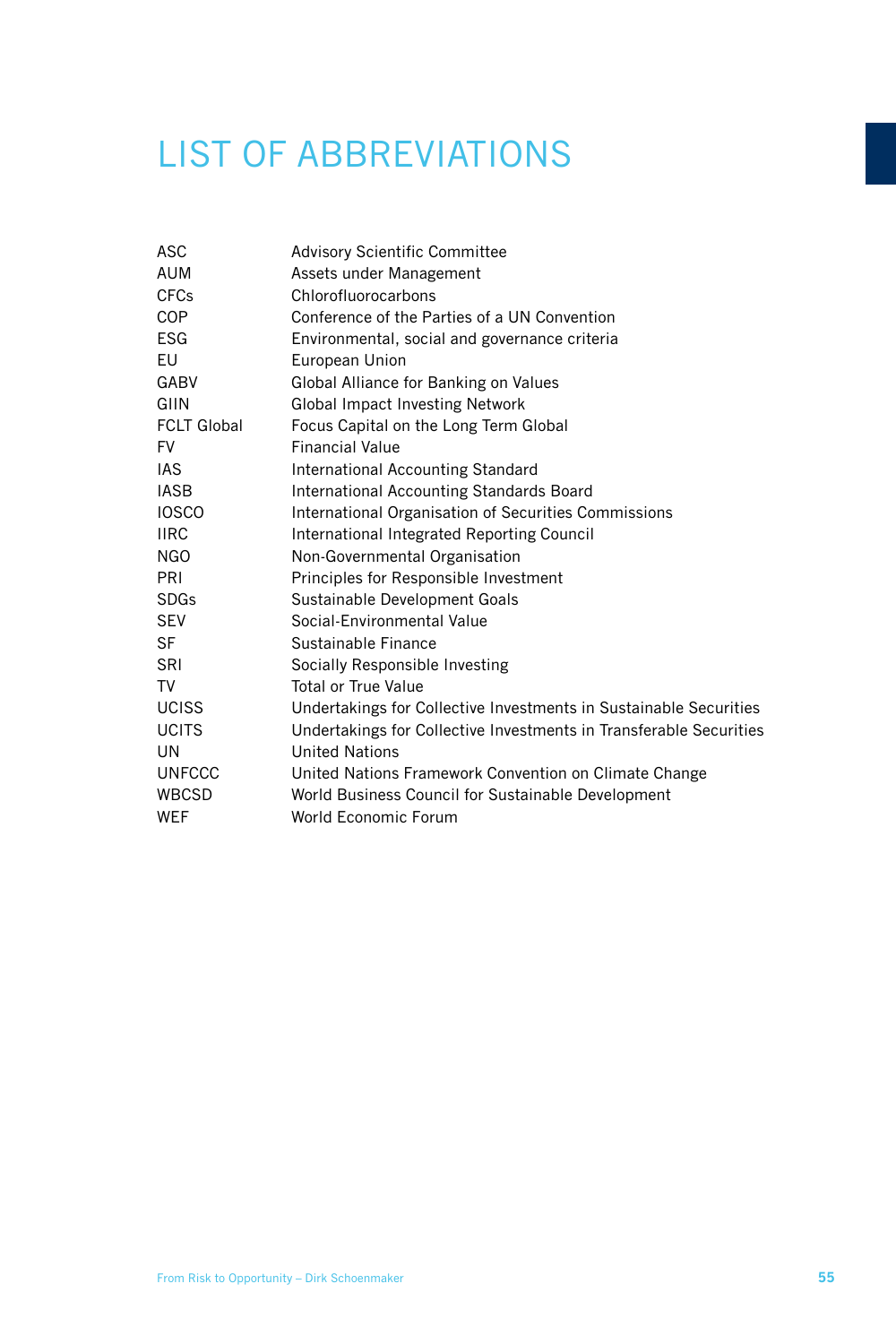# LIST OF ABBREVIATIONS

| | |
|---|---|
| ASC | Advisory Scientific Committee |
| AUM | Assets under Management |
| CFCs | Chlorofluorocarbons |
| COP | Conference of the Parties of a UN Convention |
| ESG | Environmental, social and governance criteria |
| EU | European Union |
| GABV | Global Alliance for Banking on Values |
| GIIN | Global Impact Investing Network |
| FCLT Global | Focus Capital on the Long Term Global |
| FV | Financial Value |
| IAS | International Accounting Standard |
| IASB | International Accounting Standards Board |
| IOSCO | International Organisation of Securities Commissions |
| IIRC | International Integrated Reporting Council |
| NGO | Non-Governmental Organisation |
| PRI | Principles for Responsible Investment |
| SDGs | Sustainable Development Goals |
| SEV | Social-Environmental Value |
| SF | Sustainable Finance |
| SRI | Socially Responsible Investing |
| TV | Total or True Value |
| UCISS | Undertakings for Collective Investments in Sustainable Securities |
| UCITS | Undertakings for Collective Investments in Transferable Securities |
| UN | United Nations |
| UNFCCC | United Nations Framework Convention on Climate Change |
| WBCSD | World Business Council for Sustainable Development |
| WEF | World Economic Forum |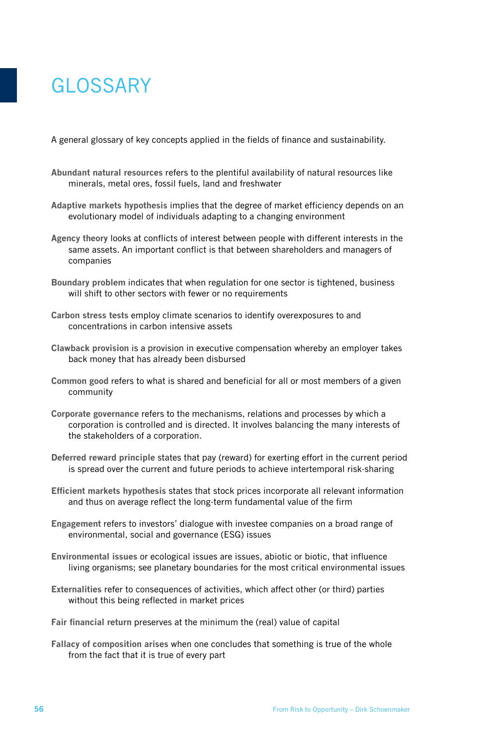# GLOSSARY

A general glossary of key concepts applied in the fields of finance and sustainability.

**Abundant natural resources** refers to the plentiful availability of natural resources like minerals, metal ores, fossil fuels, land and freshwater

**Adaptive markets hypothesis** implies that the degree of market efficiency depends on an evolutionary model of individuals adapting to a changing environment

**Agency theory** looks at conflicts of interest between people with different interests in the same assets. An important conflict is that between shareholders and managers of companies

**Boundary problem** indicates that when regulation for one sector is tightened, business will shift to other sectors with fewer or no requirements

**Carbon stress tests** employ climate scenarios to identify overexposures to and concentrations in carbon intensive assets

**Clawback provision** is a provision in executive compensation whereby an employer takes back money that has already been disbursed

**Common good** refers to what is shared and beneficial for all or most members of a given community

**Corporate governance** refers to the mechanisms, relations and processes by which a corporation is controlled and is directed. It involves balancing the many interests of the stakeholders of a corporation.

**Deferred reward principle** states that pay (reward) for exerting effort in the current period is spread over the current and future periods to achieve intertemporal risk-sharing

**Efficient markets hypothesis** states that stock prices incorporate all relevant information and thus on average reflect the long-term fundamental value of the firm

**Engagement** refers to investors' dialogue with investee companies on a broad range of environmental, social and governance (ESG) issues

**Environmental issues** or ecological issues are issues, abiotic or biotic, that influence living organisms; see planetary boundaries for the most critical environmental issues

**Externalities** refer to consequences of activities, which affect other (or third) parties without this being reflected in market prices

**Fair financial return** preserves at the minimum the (real) value of capital

**Fallacy of composition arises** when one concludes that something is true of the whole from the fact that it is true of every part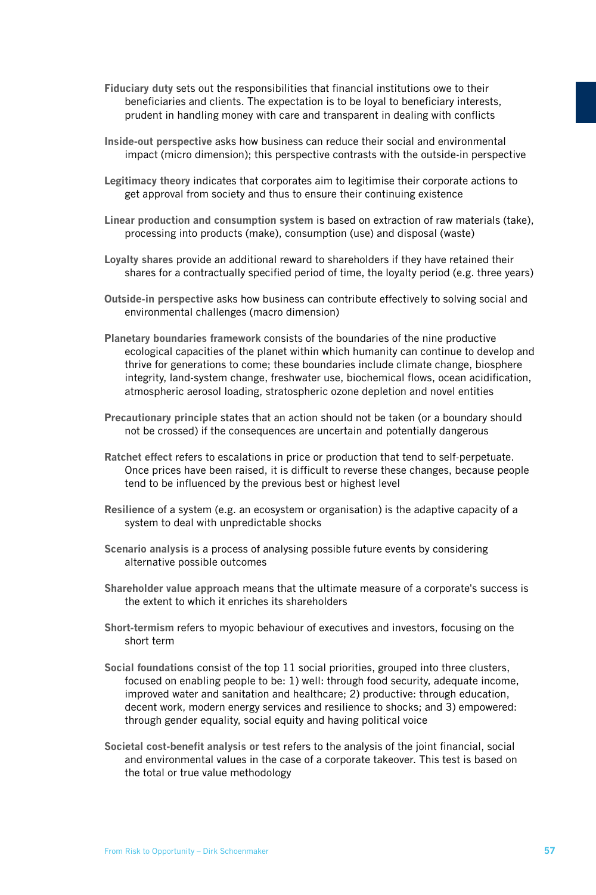**Fiduciary duty** sets out the responsibilities that financial institutions owe to their beneficiaries and clients. The expectation is to be loyal to beneficiary interests, prudent in handling money with care and transparent in dealing with conflicts

**Inside-out perspective** asks how business can reduce their social and environmental impact (micro dimension); this perspective contrasts with the outside-in perspective

**Legitimacy theory** indicates that corporates aim to legitimise their corporate actions to get approval from society and thus to ensure their continuing existence

**Linear production and consumption system** is based on extraction of raw materials (take), processing into products (make), consumption (use) and disposal (waste)

**Loyalty shares** provide an additional reward to shareholders if they have retained their shares for a contractually specified period of time, the loyalty period (e.g. three years)

**Outside-in perspective** asks how business can contribute effectively to solving social and environmental challenges (macro dimension)

**Planetary boundaries framework** consists of the boundaries of the nine productive ecological capacities of the planet within which humanity can continue to develop and thrive for generations to come; these boundaries include climate change, biosphere integrity, land-system change, freshwater use, biochemical flows, ocean acidification, atmospheric aerosol loading, stratospheric ozone depletion and novel entities

**Precautionary principle** states that an action should not be taken (or a boundary should not be crossed) if the consequences are uncertain and potentially dangerous

**Ratchet effect** refers to escalations in price or production that tend to self-perpetuate. Once prices have been raised, it is difficult to reverse these changes, because people tend to be influenced by the previous best or highest level

**Resilience** of a system (e.g. an ecosystem or organisation) is the adaptive capacity of a system to deal with unpredictable shocks

**Scenario analysis** is a process of analysing possible future events by considering alternative possible outcomes

**Shareholder value approach** means that the ultimate measure of a corporate's success is the extent to which it enriches its shareholders

**Short-termism** refers to myopic behaviour of executives and investors, focusing on the short term

**Social foundations** consist of the top 11 social priorities, grouped into three clusters, focused on enabling people to be: 1) well: through food security, adequate income, improved water and sanitation and healthcare; 2) productive: through education, decent work, modern energy services and resilience to shocks; and 3) empowered: through gender equality, social equity and having political voice

**Societal cost-benefit analysis or test** refers to the analysis of the joint financial, social and environmental values in the case of a corporate takeover. This test is based on the total or true value methodology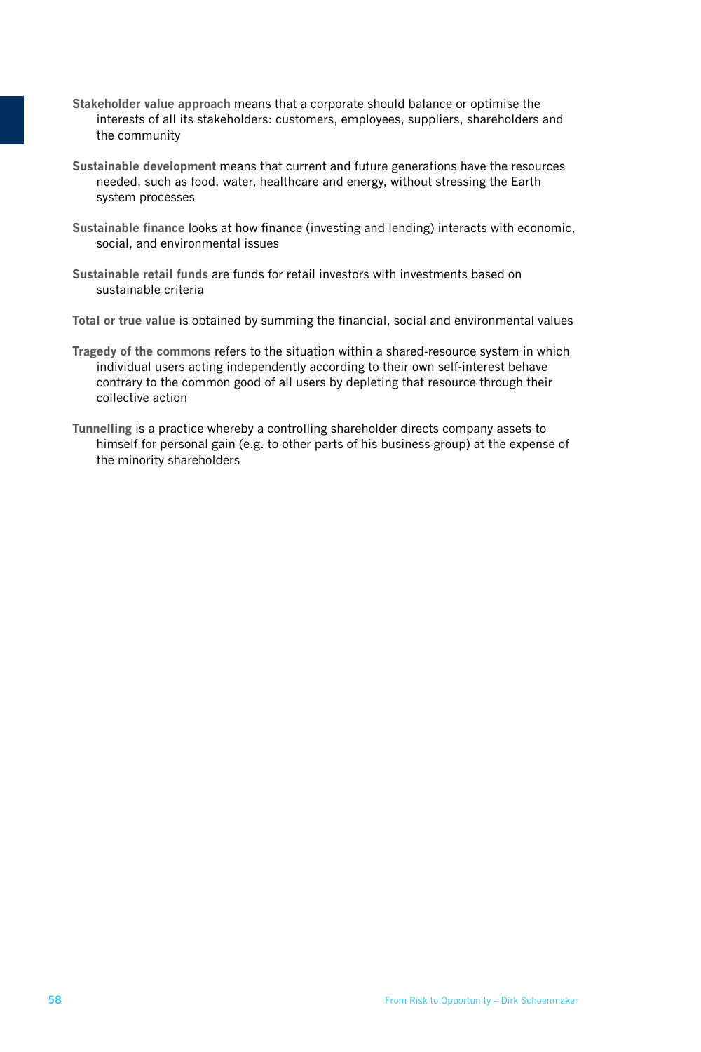**Stakeholder value approach** means that a corporate should balance or optimise the interests of all its stakeholders: customers, employees, suppliers, shareholders and the community

**Sustainable development** means that current and future generations have the resources needed, such as food, water, healthcare and energy, without stressing the Earth system processes

**Sustainable finance** looks at how finance (investing and lending) interacts with economic, social, and environmental issues

**Sustainable retail funds** are funds for retail investors with investments based on sustainable criteria

**Total or true value** is obtained by summing the financial, social and environmental values

**Tragedy of the commons** refers to the situation within a shared-resource system in which individual users acting independently according to their own self-interest behave contrary to the common good of all users by depleting that resource through their collective action

**Tunnelling** is a practice whereby a controlling shareholder directs company assets to himself for personal gain (e.g. to other parts of his business group) at the expense of the minority shareholders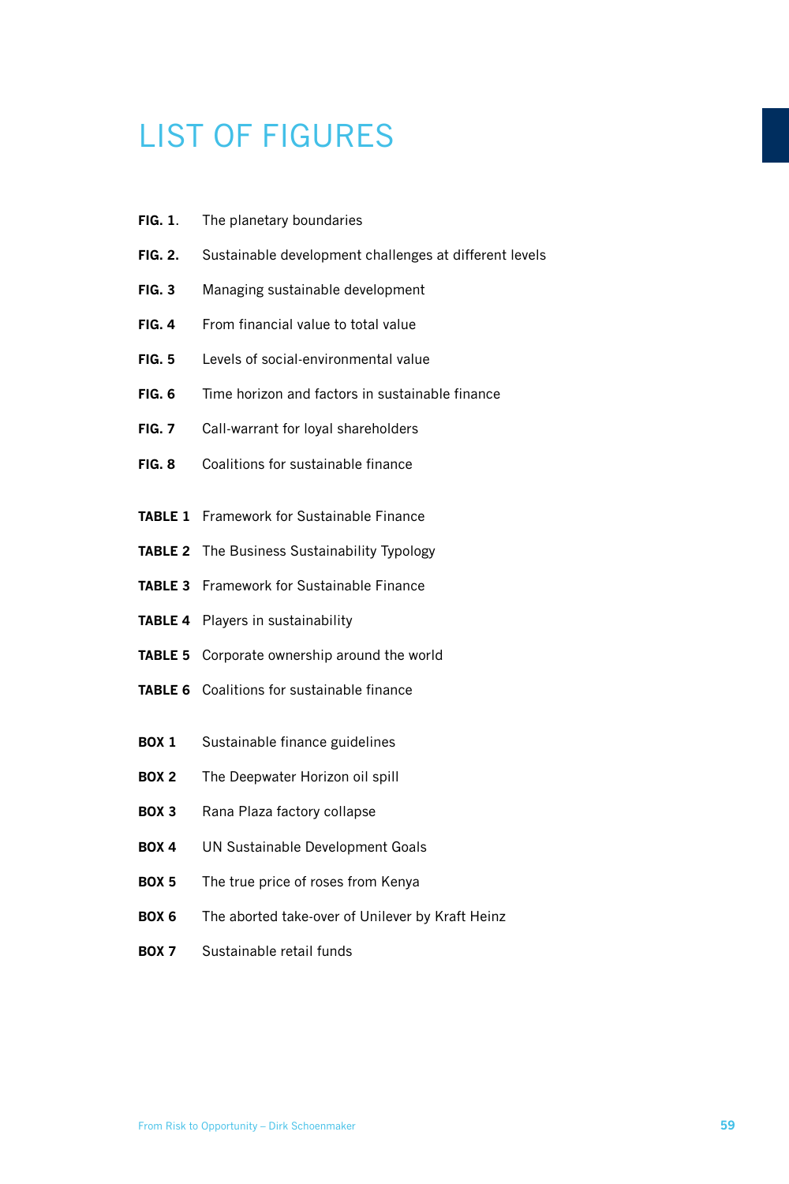# LIST OF FIGURES

**FIG. 1**. The planetary boundaries

**FIG. 2.** Sustainable development challenges at different levels

**FIG. 3** Managing sustainable development

**FIG. 4** From financial value to total value

**FIG. 5** Levels of social-environmental value

**FIG. 6** Time horizon and factors in sustainable finance

**FIG. 7** Call-warrant for loyal shareholders

**FIG. 8** Coalitions for sustainable finance

**TABLE 1** Framework for Sustainable Finance

**TABLE 2** The Business Sustainability Typology

**TABLE 3** Framework for Sustainable Finance

**TABLE 4** Players in sustainability

**TABLE 5** Corporate ownership around the world

**TABLE 6** Coalitions for sustainable finance

**BOX 1** Sustainable finance guidelines

**BOX 2** The Deepwater Horizon oil spill

**BOX 3** Rana Plaza factory collapse

**BOX 4** UN Sustainable Development Goals

**BOX 5** The true price of roses from Kenya

**BOX 6** The aborted take-over of Unilever by Kraft Heinz

**BOX 7** Sustainable retail funds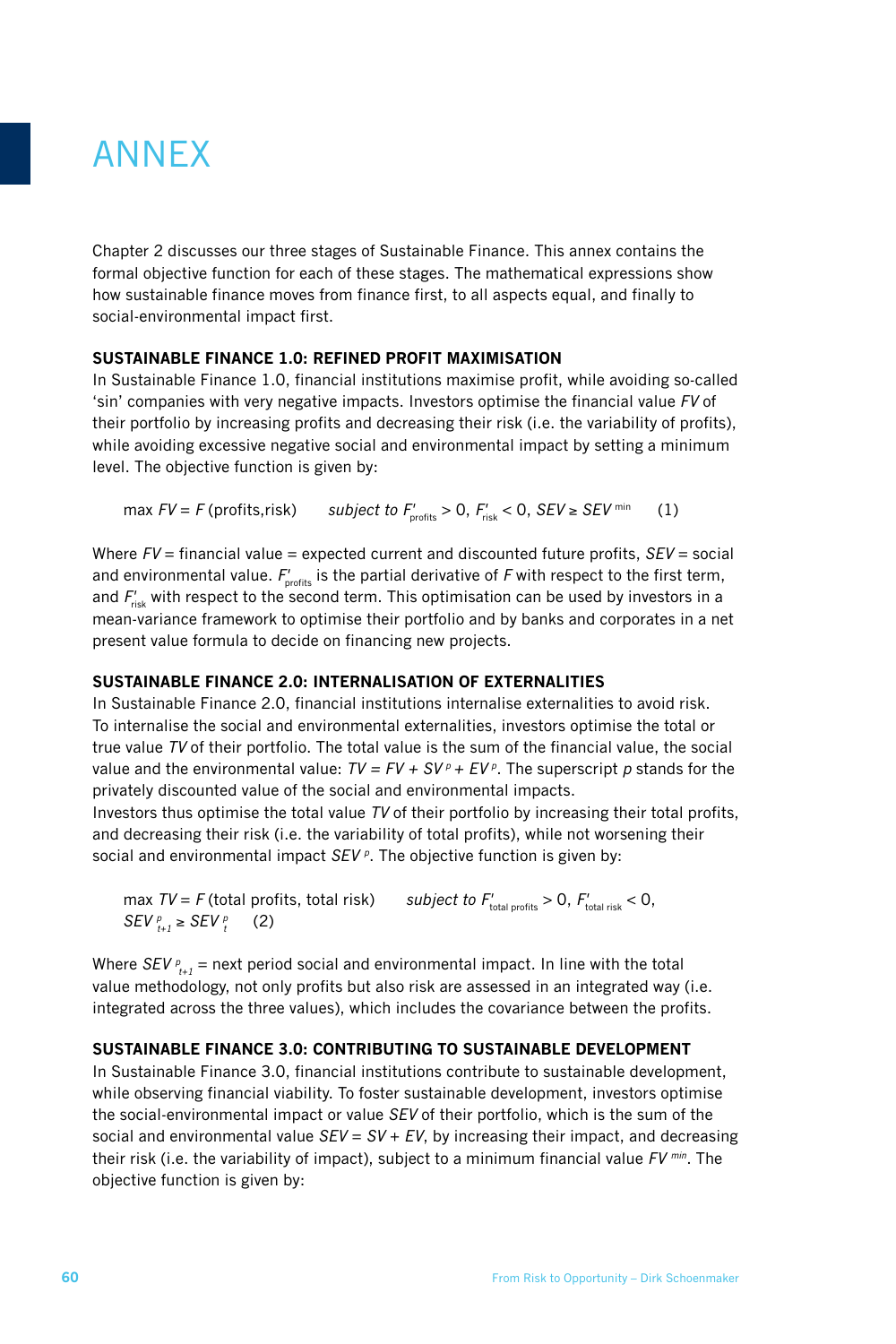# ANNEX

Chapter 2 discusses our three stages of Sustainable Finance. This annex contains the formal objective function for each of these stages. The mathematical expressions show how sustainable finance moves from finance first, to all aspects equal, and finally to social-environmental impact first.

### SUSTAINABLE FINANCE 1.0: REFINED PROFIT MAXIMISATION

In Sustainable Finance 1.0, financial institutions maximise profit, while avoiding so-called 'sin' companies with very negative impacts. Investors optimise the financial value $FV$ of their portfolio by increasing profits and decreasing their risk (i.e. the variability of profits), while avoiding excessive negative social and environmental impact by setting a minimum level. The objective function is given by:

$$\max FV = F(\text{profits}, \text{risk}) \qquad \textit{subject to } F'_{\text{profits}} > 0,\ F'_{\text{risk}} < 0,\ SEV \geq SEV^{\min} \qquad (1)$$

Where $FV$ = financial value = expected current and discounted future profits, $SEV$ = social and environmental value. $F'_{\text{profits}}$ is the partial derivative of $F$ with respect to the first term, and $F'_{\text{risk}}$ with respect to the second term. This optimisation can be used by investors in a mean-variance framework to optimise their portfolio and by banks and corporates in a net present value formula to decide on financing new projects.

### SUSTAINABLE FINANCE 2.0: INTERNALISATION OF EXTERNALITIES

In Sustainable Finance 2.0, financial institutions internalise externalities to avoid risk. To internalise the social and environmental externalities, investors optimise the total or true value $TV$ of their portfolio. The total value is the sum of the financial value, the social value and the environmental value: $TV = FV + SV^{p} + EV^{p}$. The superscript $p$ stands for the privately discounted value of the social and environmental impacts.
Investors thus optimise the total value $TV$ of their portfolio by increasing their total profits, and decreasing their risk (i.e. the variability of total profits), while not worsening their social and environmental impact $SEV^{p}$. The objective function is given by:

$$\max TV = F(\text{total profits}, \text{total risk}) \qquad \textit{subject to } F'_{\text{total profits}} > 0,\ F'_{\text{total risk}} < 0,\ SEV^{p}_{t+1} \geq SEV^{p}_{t} \qquad (2)$$

Where $SEV^{p}_{t+1}$ = next period social and environmental impact. In line with the total value methodology, not only profits but also risk are assessed in an integrated way (i.e. integrated across the three values), which includes the covariance between the profits.

### SUSTAINABLE FINANCE 3.0: CONTRIBUTING TO SUSTAINABLE DEVELOPMENT

In Sustainable Finance 3.0, financial institutions contribute to sustainable development, while observing financial viability. To foster sustainable development, investors optimise the social-environmental impact or value $SEV$ of their portfolio, which is the sum of the social and environmental value $SEV = SV + EV$, by increasing their impact, and decreasing their risk (i.e. the variability of impact), subject to a minimum financial value $FV^{min}$. The objective function is given by: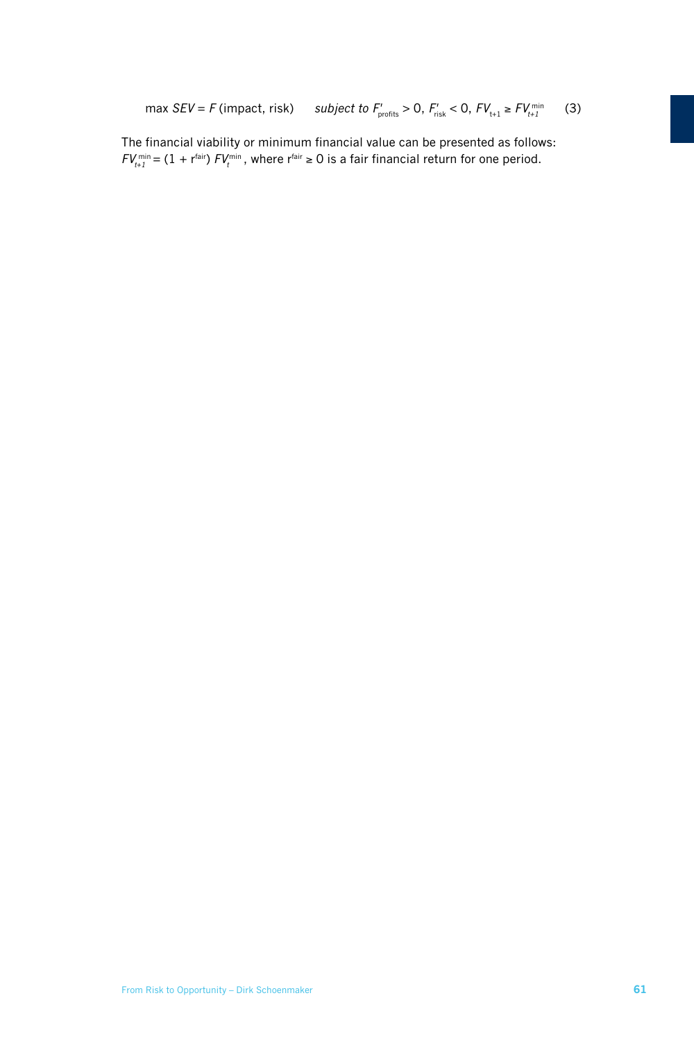$$\max SEV = F(\text{impact, risk}) \qquad \textit{subject to } F'_{\text{profits}} > 0,\ F'_{\text{risk}} < 0,\ FV_{t+1} \geq FV_{t+1}^{\min} \qquad (3)$$

The financial viability or minimum financial value can be presented as follows: $FV_{t+1}^{\min} = (1 + r^{\text{fair}})\, FV_{t}^{\min}$, where $r^{\text{fair}} \geq 0$ is a fair financial return for one period.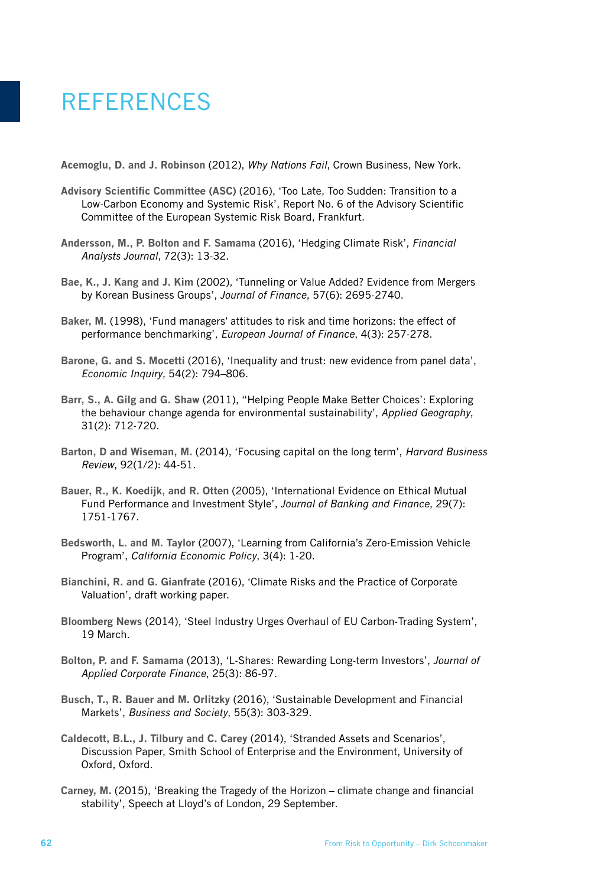# REFERENCES

**Acemoglu, D. and J. Robinson** (2012), *Why Nations Fail*, Crown Business, New York.

**Advisory Scientific Committee (ASC)** (2016), 'Too Late, Too Sudden: Transition to a Low-Carbon Economy and Systemic Risk', Report No. 6 of the Advisory Scientific Committee of the European Systemic Risk Board, Frankfurt.

**Andersson, M., P. Bolton and F. Samama** (2016), 'Hedging Climate Risk', *Financial Analysts Journal*, 72(3): 13-32.

**Bae, K., J. Kang and J. Kim** (2002), 'Tunneling or Value Added? Evidence from Mergers by Korean Business Groups', *Journal of Finance*, 57(6): 2695-2740.

**Baker, M.** (1998), 'Fund managers' attitudes to risk and time horizons: the effect of performance benchmarking', *European Journal of Finance*, 4(3): 257-278.

**Barone, G. and S. Mocetti** (2016), 'Inequality and trust: new evidence from panel data', *Economic Inquiry*, 54(2): 794–806.

**Barr, S., A. Gilg and G. Shaw** (2011), ''Helping People Make Better Choices': Exploring the behaviour change agenda for environmental sustainability', *Applied Geography*, 31(2): 712-720.

**Barton, D and Wiseman, M.** (2014), 'Focusing capital on the long term', *Harvard Business Review*, 92(1/2): 44-51.

**Bauer, R., K. Koedijk, and R. Otten** (2005), 'International Evidence on Ethical Mutual Fund Performance and Investment Style', *Journal of Banking and Finance*, 29(7): 1751-1767.

**Bedsworth, L. and M. Taylor** (2007), 'Learning from California's Zero-Emission Vehicle Program', *California Economic Policy*, 3(4): 1-20.

**Bianchini, R. and G. Gianfrate** (2016), 'Climate Risks and the Practice of Corporate Valuation', draft working paper.

**Bloomberg News** (2014), 'Steel Industry Urges Overhaul of EU Carbon-Trading System', 19 March.

**Bolton, P. and F. Samama** (2013), 'L-Shares: Rewarding Long-term Investors', *Journal of Applied Corporate Finance*, 25(3): 86-97.

**Busch, T., R. Bauer and M. Orlitzky** (2016), 'Sustainable Development and Financial Markets', *Business and Society*, 55(3): 303-329.

**Caldecott, B.L., J. Tilbury and C. Carey** (2014), 'Stranded Assets and Scenarios', Discussion Paper, Smith School of Enterprise and the Environment, University of Oxford, Oxford.

**Carney, M.** (2015), 'Breaking the Tragedy of the Horizon – climate change and financial stability', Speech at Lloyd's of London, 29 September.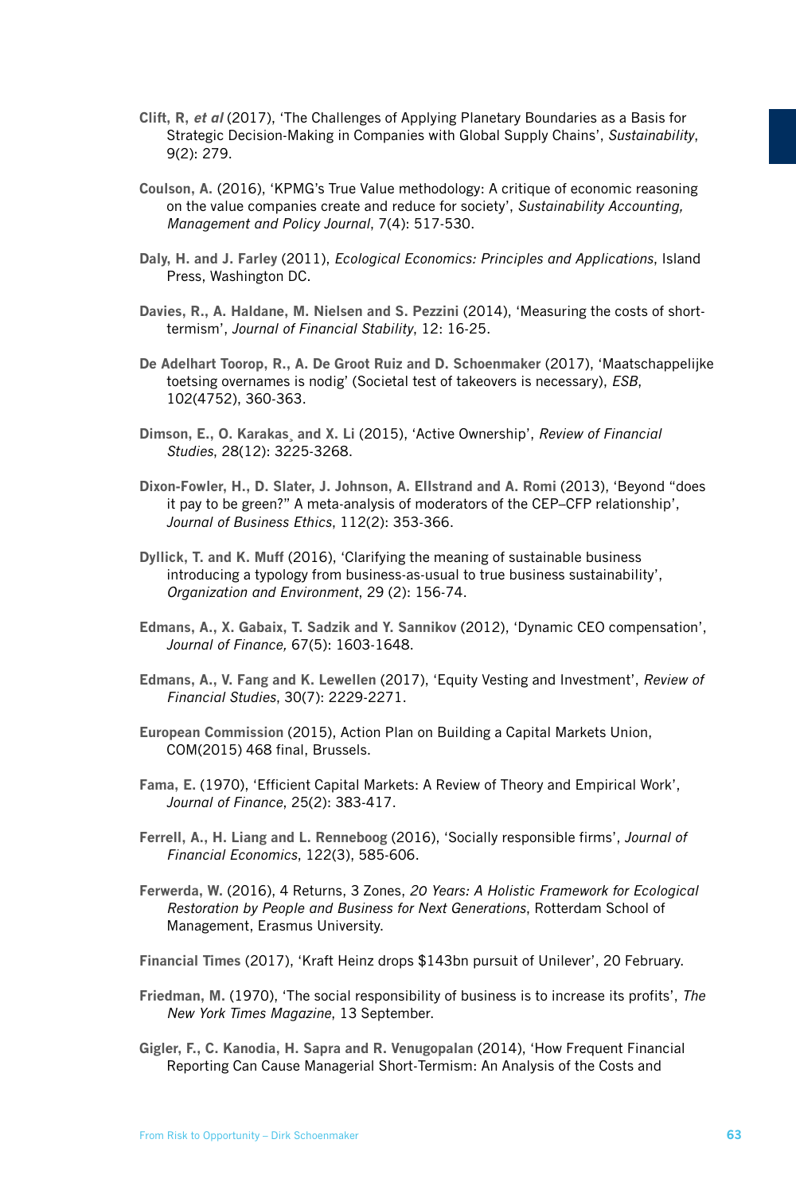**Clift, R, *et al*** (2017), 'The Challenges of Applying Planetary Boundaries as a Basis for Strategic Decision-Making in Companies with Global Supply Chains', *Sustainability*, 9(2): 279.

**Coulson, A.** (2016), 'KPMG's True Value methodology: A critique of economic reasoning on the value companies create and reduce for society', *Sustainability Accounting, Management and Policy Journal*, 7(4): 517-530.

**Daly, H. and J. Farley** (2011), *Ecological Economics: Principles and Applications*, Island Press, Washington DC.

**Davies, R., A. Haldane, M. Nielsen and S. Pezzini** (2014), 'Measuring the costs of short-termism', *Journal of Financial Stability*, 12: 16-25.

**De Adelhart Toorop, R., A. De Groot Ruiz and D. Schoenmaker** (2017), 'Maatschappelijke toetsing overnames is nodig' (Societal test of takeovers is necessary), *ESB*, 102(4752), 360-363.

**Dimson, E., O. Karakaş and X. Li** (2015), 'Active Ownership', *Review of Financial Studies*, 28(12): 3225-3268.

**Dixon-Fowler, H., D. Slater, J. Johnson, A. Ellstrand and A. Romi** (2013), 'Beyond "does it pay to be green?" A meta-analysis of moderators of the CEP–CFP relationship', *Journal of Business Ethics*, 112(2): 353-366.

**Dyllick, T. and K. Muff** (2016), 'Clarifying the meaning of sustainable business introducing a typology from business-as-usual to true business sustainability', *Organization and Environment*, 29 (2): 156-74.

**Edmans, A., X. Gabaix, T. Sadzik and Y. Sannikov** (2012), 'Dynamic CEO compensation', *Journal of Finance,* 67(5): 1603-1648.

**Edmans, A., V. Fang and K. Lewellen** (2017), 'Equity Vesting and Investment', *Review of Financial Studies*, 30(7): 2229-2271.

**European Commission** (2015), Action Plan on Building a Capital Markets Union, COM(2015) 468 final, Brussels.

**Fama, E.** (1970), 'Efficient Capital Markets: A Review of Theory and Empirical Work', *Journal of Finance*, 25(2): 383-417.

**Ferrell, A., H. Liang and L. Renneboog** (2016), 'Socially responsible firms', *Journal of Financial Economics*, 122(3), 585-606.

**Ferwerda, W.** (2016), 4 Returns, 3 Zones, *20 Years: A Holistic Framework for Ecological Restoration by People and Business for Next Generations*, Rotterdam School of Management, Erasmus University.

**Financial Times** (2017), 'Kraft Heinz drops $143bn pursuit of Unilever', 20 February.

**Friedman, M.** (1970), 'The social responsibility of business is to increase its profits', *The New York Times Magazine*, 13 September.

**Gigler, F., C. Kanodia, H. Sapra and R. Venugopalan** (2014), 'How Frequent Financial Reporting Can Cause Managerial Short-Termism: An Analysis of the Costs and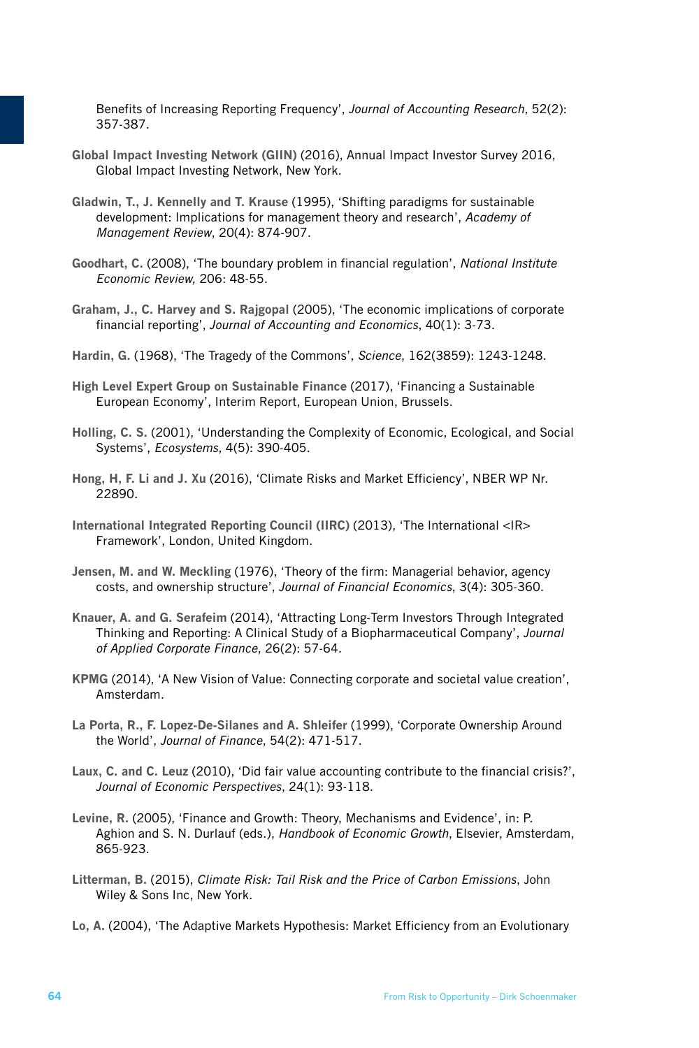Benefits of Increasing Reporting Frequency', *Journal of Accounting Research*, 52(2): 357-387.

**Global Impact Investing Network (GIIN)** (2016), Annual Impact Investor Survey 2016, Global Impact Investing Network, New York.

**Gladwin, T., J. Kennelly and T. Krause** (1995), 'Shifting paradigms for sustainable development: Implications for management theory and research', *Academy of Management Review*, 20(4): 874-907.

**Goodhart, C.** (2008), 'The boundary problem in financial regulation', *National Institute Economic Review,* 206: 48-55.

**Graham, J., C. Harvey and S. Rajgopal** (2005), 'The economic implications of corporate financial reporting', *Journal of Accounting and Economics*, 40(1): 3-73.

**Hardin, G.** (1968), 'The Tragedy of the Commons', *Science*, 162(3859): 1243-1248.

**High Level Expert Group on Sustainable Finance** (2017), 'Financing a Sustainable European Economy', Interim Report, European Union, Brussels.

**Holling, C. S.** (2001), 'Understanding the Complexity of Economic, Ecological, and Social Systems', *Ecosystems*, 4(5): 390-405.

**Hong, H, F. Li and J. Xu** (2016), 'Climate Risks and Market Efficiency', NBER WP Nr. 22890.

**International Integrated Reporting Council (IIRC)** (2013), 'The International <IR> Framework', London, United Kingdom.

**Jensen, M. and W. Meckling** (1976), 'Theory of the firm: Managerial behavior, agency costs, and ownership structure', *Journal of Financial Economics*, 3(4): 305-360.

**Knauer, A. and G. Serafeim** (2014), 'Attracting Long-Term Investors Through Integrated Thinking and Reporting: A Clinical Study of a Biopharmaceutical Company', *Journal of Applied Corporate Finance*, 26(2): 57-64.

**KPMG** (2014), 'A New Vision of Value: Connecting corporate and societal value creation', Amsterdam.

**La Porta, R., F. Lopez-De-Silanes and A. Shleifer** (1999), 'Corporate Ownership Around the World', *Journal of Finance*, 54(2): 471-517.

**Laux, C. and C. Leuz** (2010), 'Did fair value accounting contribute to the financial crisis?', *Journal of Economic Perspectives*, 24(1): 93-118.

**Levine, R.** (2005), 'Finance and Growth: Theory, Mechanisms and Evidence', in: P. Aghion and S. N. Durlauf (eds.), *Handbook of Economic Growth*, Elsevier, Amsterdam, 865-923.

**Litterman, B.** (2015), *Climate Risk: Tail Risk and the Price of Carbon Emissions*, John Wiley & Sons Inc, New York.

**Lo, A.** (2004), 'The Adaptive Markets Hypothesis: Market Efficiency from an Evolutionary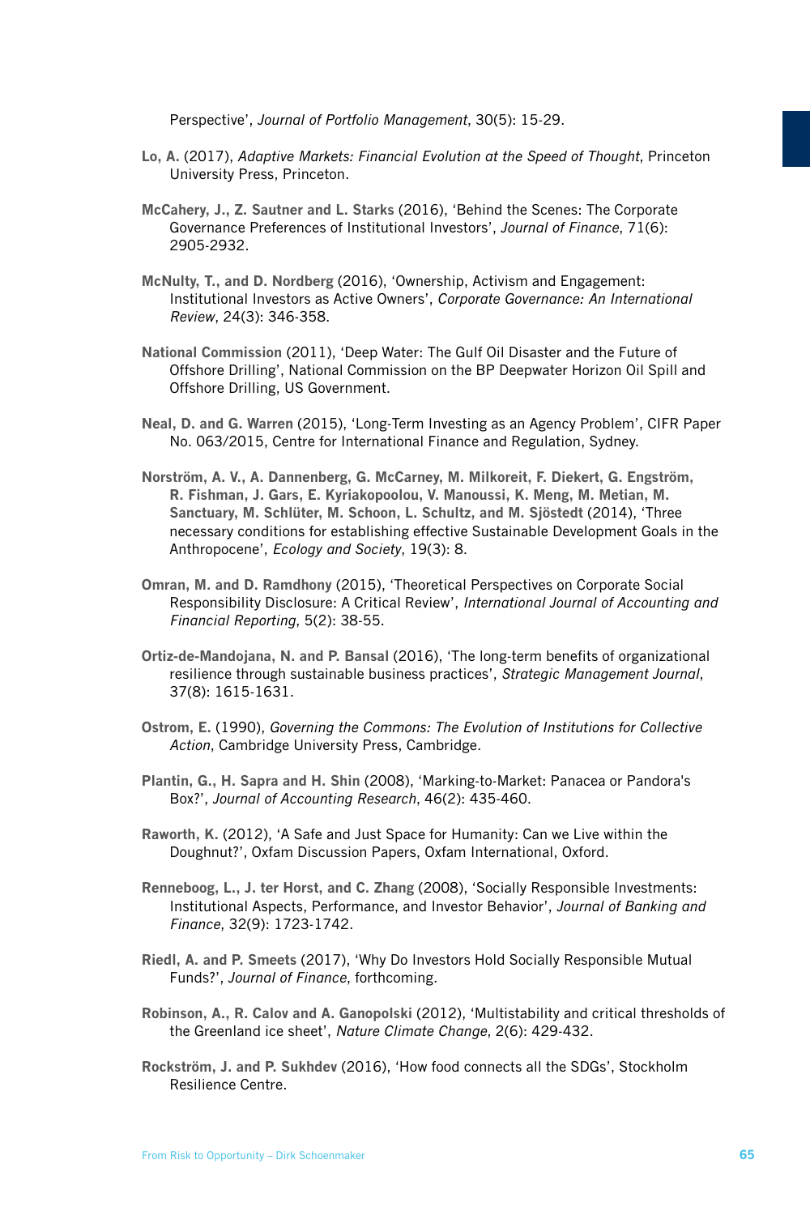Perspective', *Journal of Portfolio Management*, 30(5): 15-29.

**Lo, A.** (2017), *Adaptive Markets: Financial Evolution at the Speed of Thought*, Princeton University Press, Princeton.

**McCahery, J., Z. Sautner and L. Starks** (2016), 'Behind the Scenes: The Corporate Governance Preferences of Institutional Investors', *Journal of Finance*, 71(6): 2905-2932.

**McNulty, T., and D. Nordberg** (2016), 'Ownership, Activism and Engagement: Institutional Investors as Active Owners', *Corporate Governance: An International Review*, 24(3): 346-358.

**National Commission** (2011), 'Deep Water: The Gulf Oil Disaster and the Future of Offshore Drilling', National Commission on the BP Deepwater Horizon Oil Spill and Offshore Drilling, US Government.

**Neal, D. and G. Warren** (2015), 'Long-Term Investing as an Agency Problem', CIFR Paper No. 063/2015, Centre for International Finance and Regulation, Sydney.

**Norström, A. V., A. Dannenberg, G. McCarney, M. Milkoreit, F. Diekert, G. Engström, R. Fishman, J. Gars, E. Kyriakopoolou, V. Manoussi, K. Meng, M. Metian, M. Sanctuary, M. Schlüter, M. Schoon, L. Schultz, and M. Sjöstedt** (2014), 'Three necessary conditions for establishing effective Sustainable Development Goals in the Anthropocene', *Ecology and Society*, 19(3): 8.

**Omran, M. and D. Ramdhony** (2015), 'Theoretical Perspectives on Corporate Social Responsibility Disclosure: A Critical Review', *International Journal of Accounting and Financial Reporting*, 5(2): 38-55.

**Ortiz-de-Mandojana, N. and P. Bansal** (2016), 'The long-term benefits of organizational resilience through sustainable business practices', *Strategic Management Journal*, 37(8): 1615-1631.

**Ostrom, E.** (1990), *Governing the Commons: The Evolution of Institutions for Collective Action*, Cambridge University Press, Cambridge.

**Plantin, G., H. Sapra and H. Shin** (2008), 'Marking-to-Market: Panacea or Pandora's Box?', *Journal of Accounting Research*, 46(2): 435-460.

**Raworth, K.** (2012), 'A Safe and Just Space for Humanity: Can we Live within the Doughnut?', Oxfam Discussion Papers, Oxfam International, Oxford.

**Renneboog, L., J. ter Horst, and C. Zhang** (2008), 'Socially Responsible Investments: Institutional Aspects, Performance, and Investor Behavior', *Journal of Banking and Finance*, 32(9): 1723-1742.

**Riedl, A. and P. Smeets** (2017), 'Why Do Investors Hold Socially Responsible Mutual Funds?', *Journal of Finance*, forthcoming.

**Robinson, A., R. Calov and A. Ganopolski** (2012), 'Multistability and critical thresholds of the Greenland ice sheet', *Nature Climate Change*, 2(6): 429-432.

**Rockström, J. and P. Sukhdev** (2016), 'How food connects all the SDGs', Stockholm Resilience Centre.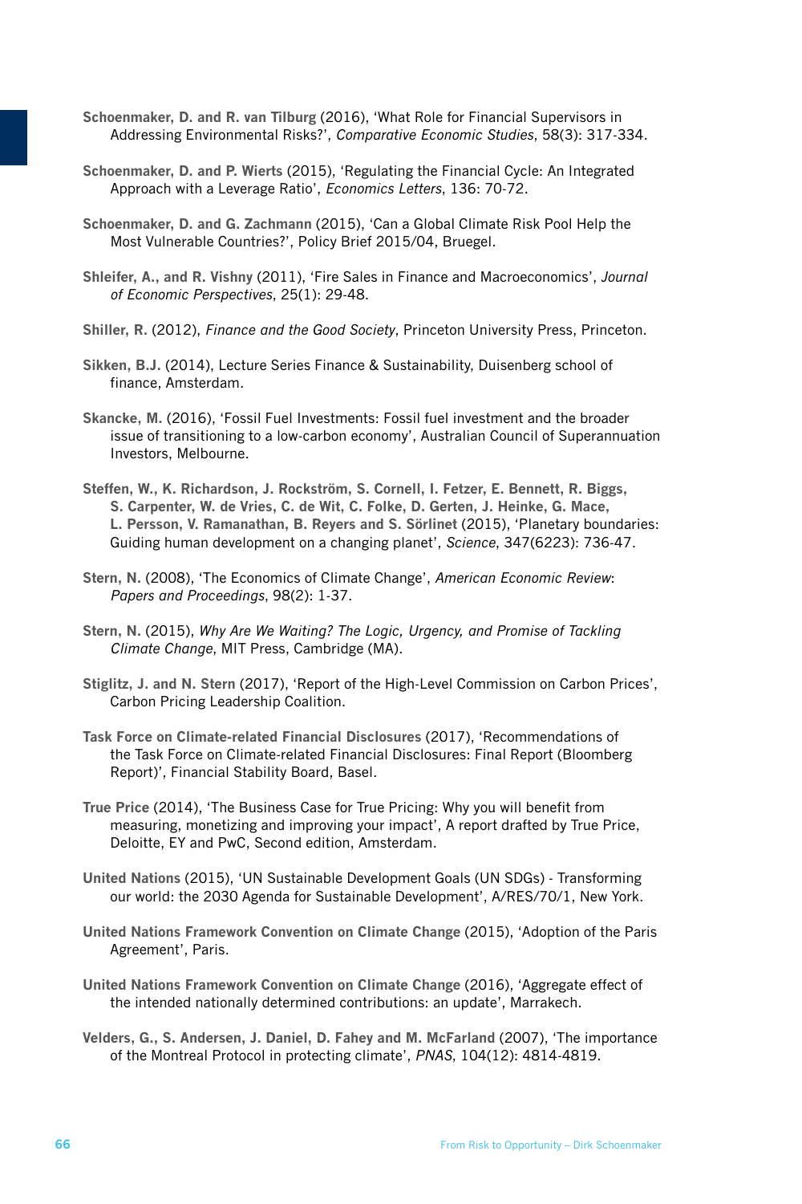**Schoenmaker, D. and R. van Tilburg** (2016), 'What Role for Financial Supervisors in Addressing Environmental Risks?', *Comparative Economic Studies*, 58(3): 317-334.

**Schoenmaker, D. and P. Wierts** (2015), 'Regulating the Financial Cycle: An Integrated Approach with a Leverage Ratio', *Economics Letters*, 136: 70-72.

**Schoenmaker, D. and G. Zachmann** (2015), 'Can a Global Climate Risk Pool Help the Most Vulnerable Countries?', Policy Brief 2015/04, Bruegel.

**Shleifer, A., and R. Vishny** (2011), 'Fire Sales in Finance and Macroeconomics', *Journal of Economic Perspectives*, 25(1): 29-48.

**Shiller, R.** (2012), *Finance and the Good Society*, Princeton University Press, Princeton.

**Sikken, B.J.** (2014), Lecture Series Finance & Sustainability, Duisenberg school of finance, Amsterdam.

**Skancke, M.** (2016), 'Fossil Fuel Investments: Fossil fuel investment and the broader issue of transitioning to a low-carbon economy', Australian Council of Superannuation Investors, Melbourne.

**Steffen, W., K. Richardson, J. Rockström, S. Cornell, I. Fetzer, E. Bennett, R. Biggs, S. Carpenter, W. de Vries, C. de Wit, C. Folke, D. Gerten, J. Heinke, G. Mace, L. Persson, V. Ramanathan, B. Reyers and S. Sörlinet** (2015), 'Planetary boundaries: Guiding human development on a changing planet', *Science*, 347(6223): 736-47.

**Stern, N.** (2008), 'The Economics of Climate Change', *American Economic Review: Papers and Proceedings*, 98(2): 1-37.

**Stern, N.** (2015), *Why Are We Waiting? The Logic, Urgency, and Promise of Tackling Climate Change*, MIT Press, Cambridge (MA).

**Stiglitz, J. and N. Stern** (2017), 'Report of the High-Level Commission on Carbon Prices', Carbon Pricing Leadership Coalition.

**Task Force on Climate-related Financial Disclosures** (2017), 'Recommendations of the Task Force on Climate-related Financial Disclosures: Final Report (Bloomberg Report)', Financial Stability Board, Basel.

**True Price** (2014), 'The Business Case for True Pricing: Why you will benefit from measuring, monetizing and improving your impact', A report drafted by True Price, Deloitte, EY and PwC, Second edition, Amsterdam.

**United Nations** (2015), 'UN Sustainable Development Goals (UN SDGs) - Transforming our world: the 2030 Agenda for Sustainable Development', A/RES/70/1, New York.

**United Nations Framework Convention on Climate Change** (2015), 'Adoption of the Paris Agreement', Paris.

**United Nations Framework Convention on Climate Change** (2016), 'Aggregate effect of the intended nationally determined contributions: an update', Marrakech.

**Velders, G., S. Andersen, J. Daniel, D. Fahey and M. McFarland** (2007), 'The importance of the Montreal Protocol in protecting climate', *PNAS*, 104(12): 4814-4819.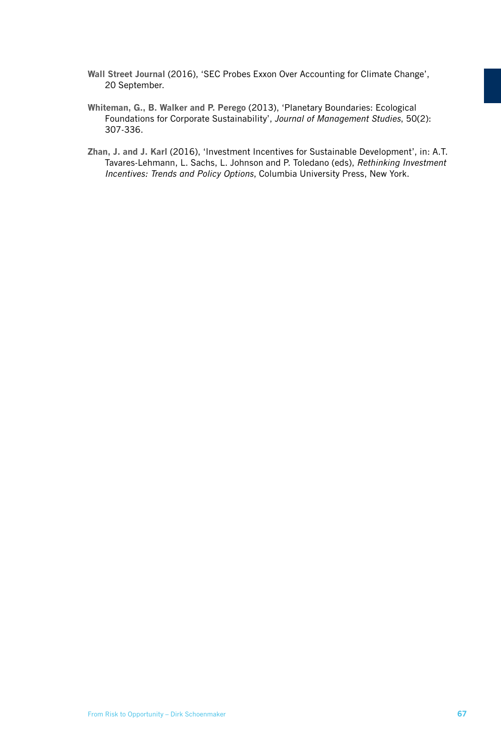**Wall Street Journal** (2016), 'SEC Probes Exxon Over Accounting for Climate Change', 20 September.

**Whiteman, G., B. Walker and P. Perego** (2013), 'Planetary Boundaries: Ecological Foundations for Corporate Sustainability', *Journal of Management Studies*, 50(2): 307-336.

**Zhan, J. and J. Karl** (2016), 'Investment Incentives for Sustainable Development', in: A.T. Tavares-Lehmann, L. Sachs, L. Johnson and P. Toledano (eds), *Rethinking Investment Incentives: Trends and Policy Options*, Columbia University Press, New York.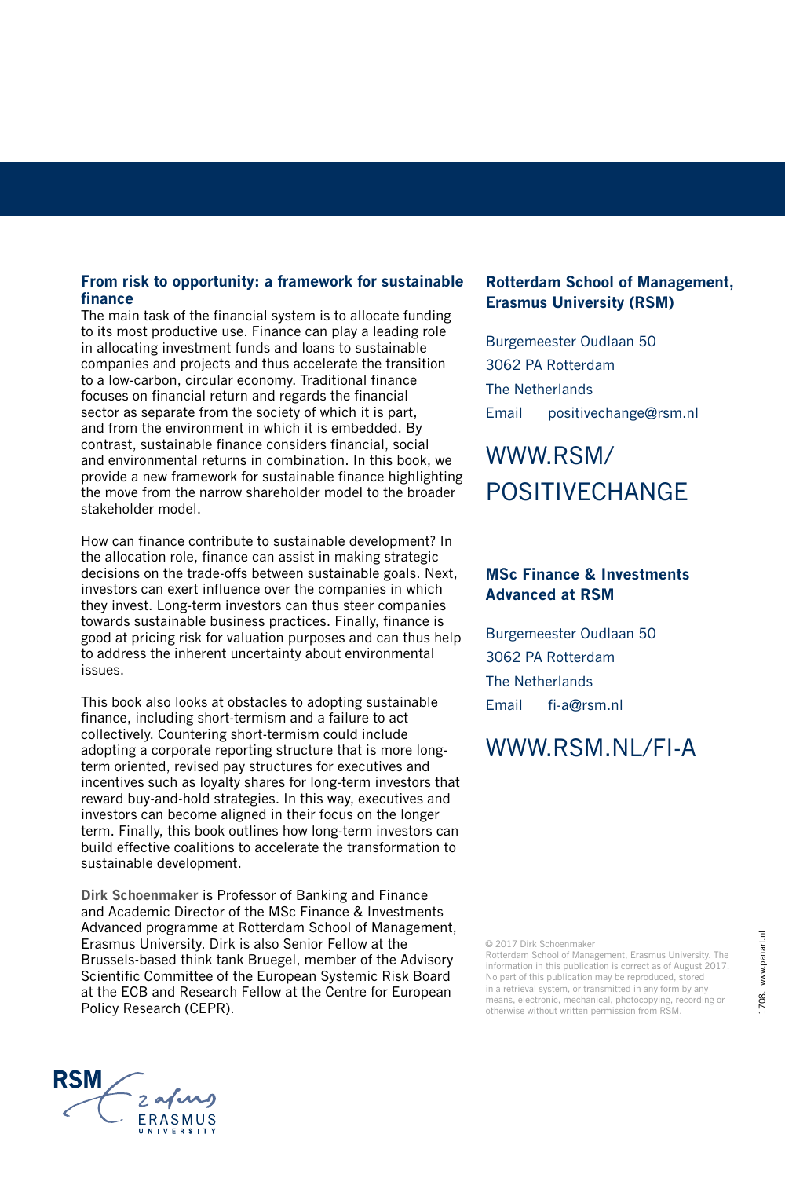## From risk to opportunity: a framework for sustainable finance

The main task of the financial system is to allocate funding to its most productive use. Finance can play a leading role in allocating investment funds and loans to sustainable companies and projects and thus accelerate the transition to a low-carbon, circular economy. Traditional finance focuses on financial return and regards the financial sector as separate from the society of which it is part, and from the environment in which it is embedded. By contrast, sustainable finance considers financial, social and environmental returns in combination. In this book, we provide a new framework for sustainable finance highlighting the move from the narrow shareholder model to the broader stakeholder model.

How can finance contribute to sustainable development? In the allocation role, finance can assist in making strategic decisions on the trade-offs between sustainable goals. Next, investors can exert influence over the companies in which they invest. Long-term investors can thus steer companies towards sustainable business practices. Finally, finance is good at pricing risk for valuation purposes and can thus help to address the inherent uncertainty about environmental issues.

This book also looks at obstacles to adopting sustainable finance, including short-termism and a failure to act collectively. Countering short-termism could include adopting a corporate reporting structure that is more long-term oriented, revised pay structures for executives and incentives such as loyalty shares for long-term investors that reward buy-and-hold strategies. In this way, executives and investors can become aligned in their focus on the longer term. Finally, this book outlines how long-term investors can build effective coalitions to accelerate the transformation to sustainable development.

**Dirk Schoenmaker** is Professor of Banking and Finance and Academic Director of the MSc Finance & Investments Advanced programme at Rotterdam School of Management, Erasmus University. Dirk is also Senior Fellow at the Brussels-based think tank Bruegel, member of the Advisory Scientific Committee of the European Systemic Risk Board at the ECB and Research Fellow at the Centre for European Policy Research (CEPR).

### Rotterdam School of Management, Erasmus University (RSM)

Burgemeester Oudlaan 50
3062 PA Rotterdam
The Netherlands
Email positivechange@rsm.nl

WWW.RSM/POSITIVECHANGE

### MSc Finance & Investments Advanced at RSM

Burgemeester Oudlaan 50
3062 PA Rotterdam
The Netherlands
Email fi-a@rsm.nl

WWW.RSM.NL/FI-A

© 2017 Dirk Schoenmaker
Rotterdam School of Management, Erasmus University. The information in this publication is correct as of August 2017. No part of this publication may be reproduced, stored in a retrieval system, or transmitted in any form by any means, electronic, mechanical, photocopying, recording or otherwise without written permission from RSM.

1708. www.panart.nl

RSM Erasmus University